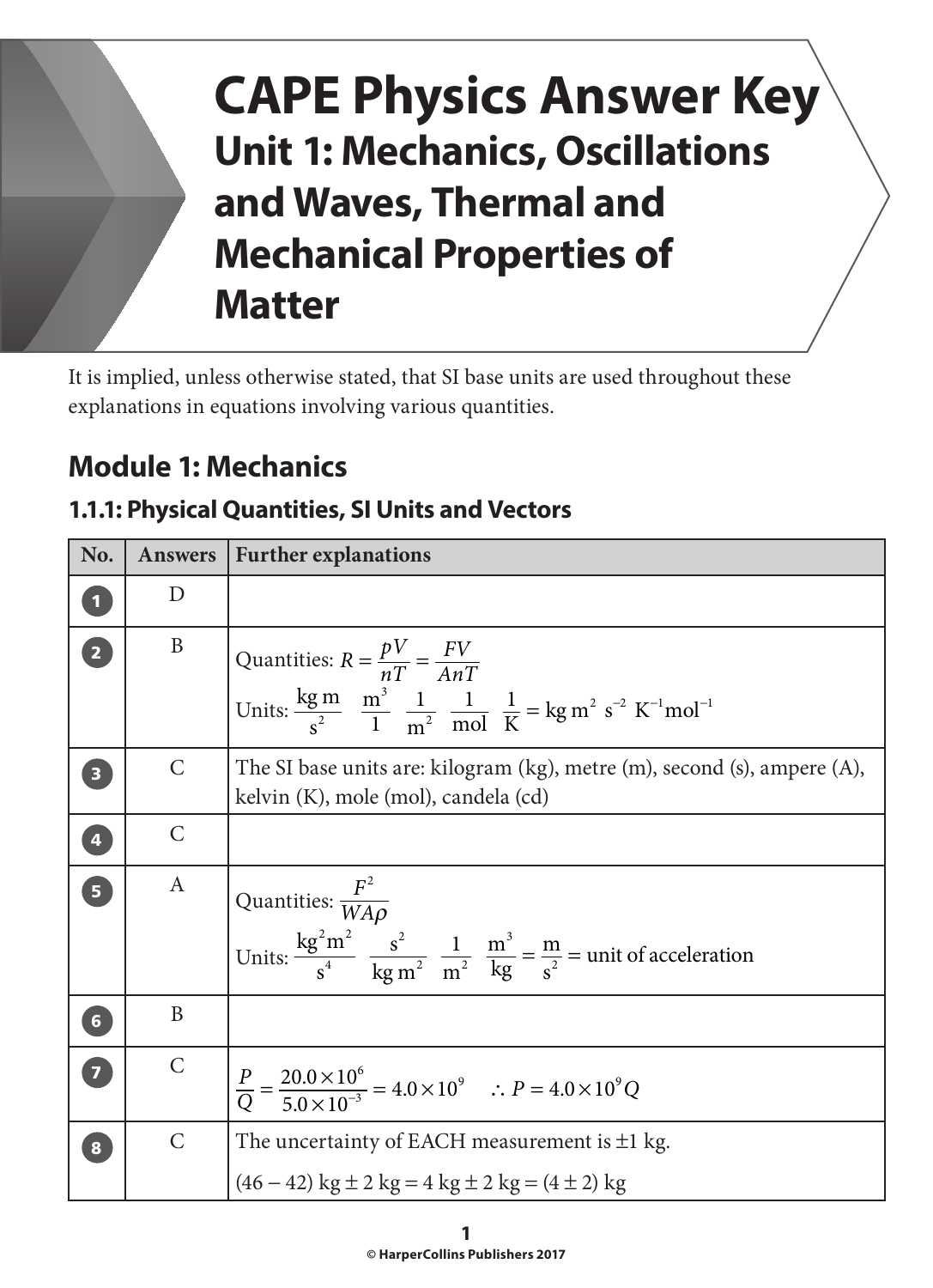# CAPE Physics Answer Key
## Unit 1: Mechanics, Oscillations and Waves, Thermal and Mechanical Properties of Matter

It is implied, unless otherwise stated, that SI base units are used throughout these explanations in equations involving various quantities.

## Module 1: Mechanics

### 1.1.1: Physical Quantities, SI Units and Vectors

| No. | Answers | Further explanations |
|---|---|---|
| 1 | D | |
| 2 | B | Quantities: $R = \frac{pV}{nT} = \frac{FV}{AnT}$ <br> Units: $\frac{\text{kg m}}{\text{s}^2} \quad \frac{\text{m}^3}{1} \quad \frac{1}{\text{m}^2} \quad \frac{1}{\text{mol}} \quad \frac{1}{\text{K}} = \text{kg m}^2\ \text{s}^{-2}\ \text{K}^{-1}\text{mol}^{-1}$ |
| 3 | C | The SI base units are: kilogram (kg), metre (m), second (s), ampere (A), kelvin (K), mole (mol), candela (cd) |
| 4 | C | |
| 5 | A | Quantities: $\frac{F^2}{WA\rho}$ <br> Units: $\frac{\text{kg}^2\text{m}^2}{\text{s}^4} \quad \frac{\text{s}^2}{\text{kg m}^2} \quad \frac{1}{\text{m}^2} \quad \frac{\text{m}^3}{\text{kg}} = \frac{\text{m}}{\text{s}^2}$ = unit of acceleration |
| 6 | B | |
| 7 | C | $\frac{P}{Q} = \frac{20.0 \times 10^6}{5.0 \times 10^{-3}} = 4.0 \times 10^9 \quad \therefore P = 4.0 \times 10^9 Q$ |
| 8 | C | The uncertainty of EACH measurement is ±1 kg. <br> $(46 - 42)$ kg ± 2 kg = 4 kg ± 2 kg = (4 ± 2) kg |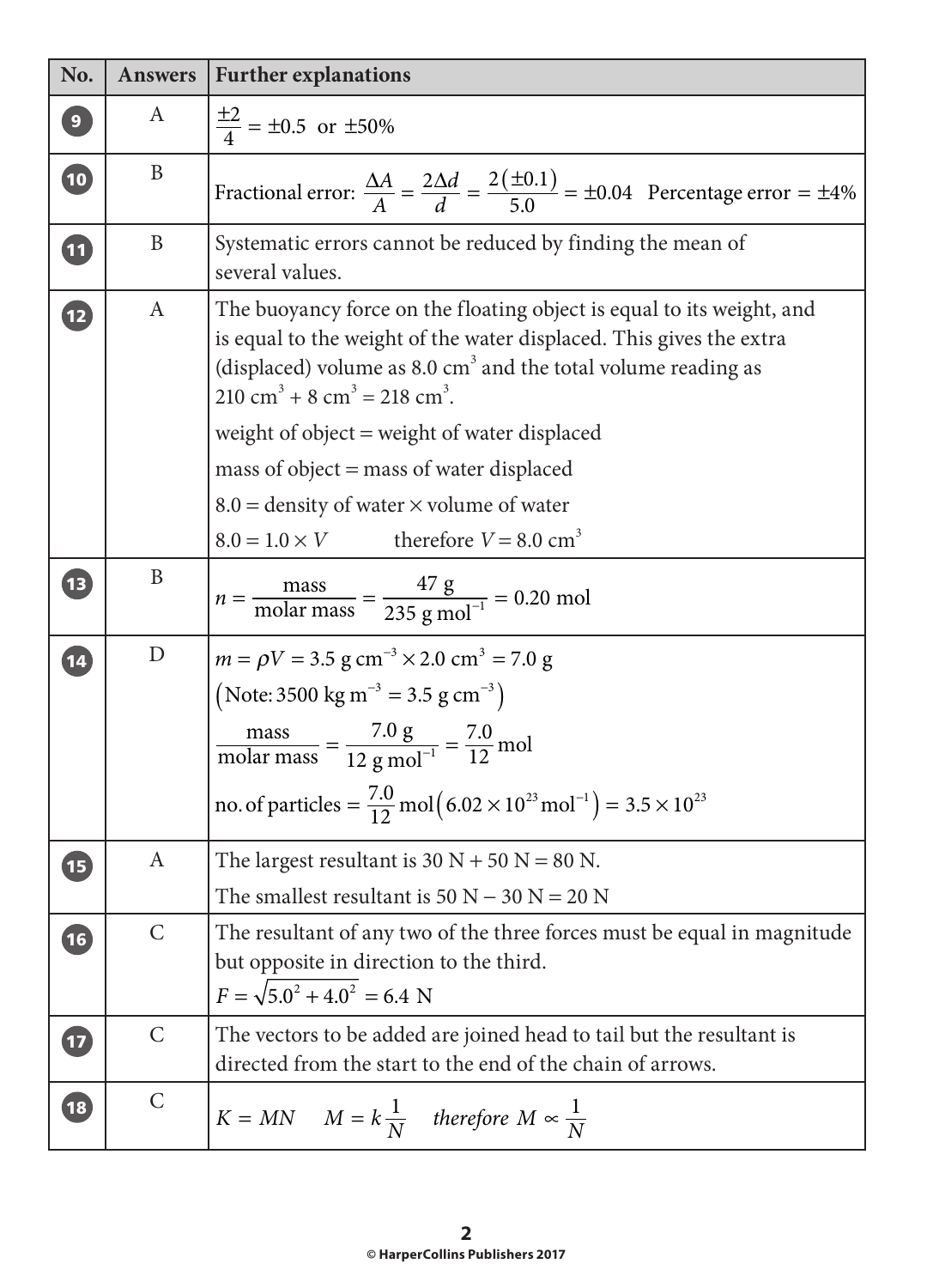| No. | Answers | Further explanations |
|---|---|---|
| 9 | A | $\frac{\pm 2}{4} = \pm 0.5$ or $\pm 50\%$ |
| 10 | B | Fractional error: $\frac{\Delta A}{A} = \frac{2\Delta d}{d} = \frac{2(\pm 0.1)}{5.0} = \pm 0.04$ Percentage error $= \pm 4\%$ |
| 11 | B | Systematic errors cannot be reduced by finding the mean of several values. |
| 12 | A | The buoyancy force on the floating object is equal to its weight, and is equal to the weight of the water displaced. This gives the extra (displaced) volume as 8.0 $cm^3$ and the total volume reading as 210 $cm^3$ + 8 $cm^3$ = 218 $cm^3$.<br>weight of object = weight of water displaced<br>mass of object = mass of water displaced<br>8.0 = density of water × volume of water<br>$8.0 = 1.0 \times V$ therefore $V = 8.0 \text{ cm}^3$ |
| 13 | B | $n = \frac{\text{mass}}{\text{molar mass}} = \frac{47 \text{ g}}{235 \text{ g mol}^{-1}} = 0.20 \text{ mol}$ |
| 14 | D | $m = \rho V = 3.5 \text{ g cm}^{-3} \times 2.0 \text{ cm}^3 = 7.0 \text{ g}$<br>(Note: $3500 \text{ kg m}^{-3} = 3.5 \text{ g cm}^{-3}$)<br>$\frac{\text{mass}}{\text{molar mass}} = \frac{7.0 \text{ g}}{12 \text{ g mol}^{-1}} = \frac{7.0}{12} \text{ mol}$<br>no. of particles $= \frac{7.0}{12} \text{ mol}\left(6.02 \times 10^{23} \text{ mol}^{-1}\right) = 3.5 \times 10^{23}$ |
| 15 | A | The largest resultant is 30 N + 50 N = 80 N.<br>The smallest resultant is 50 N − 30 N = 20 N |
| 16 | C | The resultant of any two of the three forces must be equal in magnitude but opposite in direction to the third.<br>$F = \sqrt{5.0^2 + 4.0^2} = 6.4 \text{ N}$ |
| 17 | C | The vectors to be added are joined head to tail but the resultant is directed from the start to the end of the chain of arrows. |
| 18 | C | $K = MN$ $\quad M = k\frac{1}{N}$ $\quad$ *therefore* $M \propto \frac{1}{N}$ |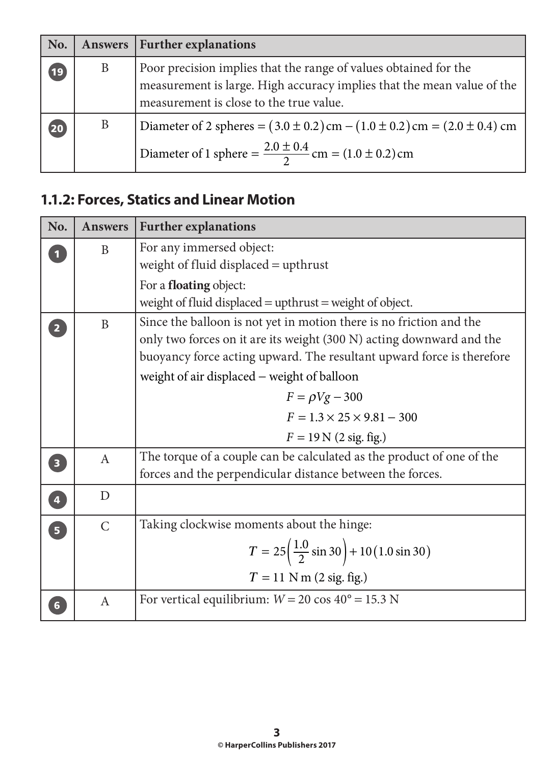| No. | Answers | Further explanations |
|---|---|---|
| 19 | B | Poor precision implies that the range of values obtained for the measurement is large. High accuracy implies that the mean value of the measurement is close to the true value. |
| 20 | B | Diameter of 2 spheres = $(3.0 \pm 0.2)\,\text{cm} - (1.0 \pm 0.2)\,\text{cm} = (2.0 \pm 0.4)\,\text{cm}$<br>Diameter of 1 sphere = $\dfrac{2.0 \pm 0.4}{2}\,\text{cm} = (1.0 \pm 0.2)\,\text{cm}$ |

## 1.1.2: Forces, Statics and Linear Motion

| No. | Answers | Further explanations |
|---|---|---|
| 1 | B | For any immersed object:<br>weight of fluid displaced = upthrust<br>For a **floating** object:<br>weight of fluid displaced = upthrust = weight of object. |
| 2 | B | Since the balloon is not yet in motion there is no friction and the only two forces on it are its weight (300 N) acting downward and the buoyancy force acting upward. The resultant upward force is therefore<br>weight of air displaced − weight of balloon<br>$F = \rho V g - 300$<br>$F = 1.3 \times 25 \times 9.81 - 300$<br>$F = 19\,\text{N}$ (2 sig. fig.) |
| 3 | A | The torque of a couple can be calculated as the product of one of the forces and the perpendicular distance between the forces. |
| 4 | D | |
| 5 | C | Taking clockwise moments about the hinge:<br>$T = 25\left(\dfrac{1.0}{2}\sin 30\right) + 10\left(1.0 \sin 30\right)$<br>$T = 11\,\text{N m}$ (2 sig. fig.) |
| 6 | A | For vertical equilibrium: $W = 20\cos 40° = 15.3\,\text{N}$ |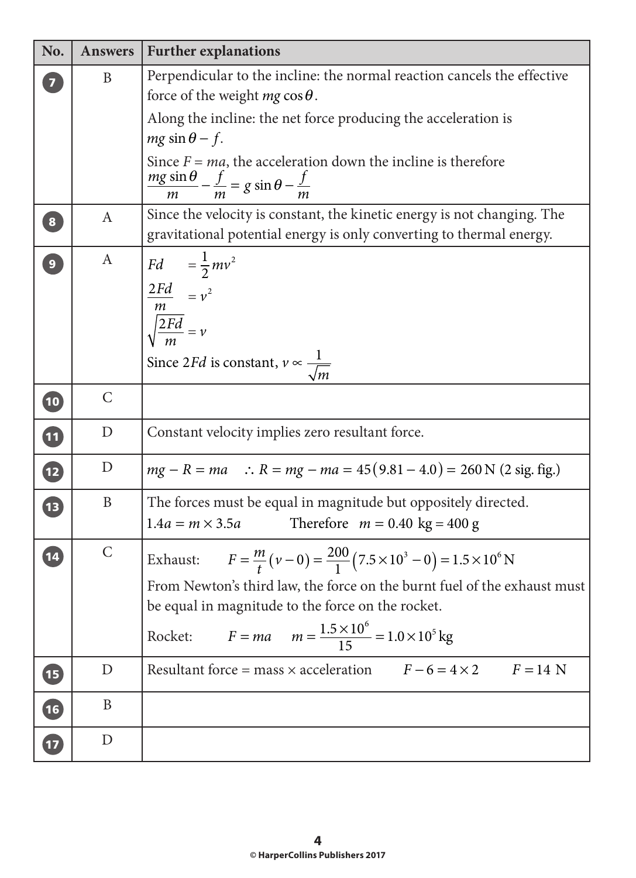| No. | Answers | Further explanations |
|---|---|---|
| 7 | B | Perpendicular to the incline: the normal reaction cancels the effective force of the weight $mg\cos\theta$. Along the incline: the net force producing the acceleration is $mg\sin\theta - f$. Since $F = ma$, the acceleration down the incline is therefore $\frac{mg\sin\theta}{m} - \frac{f}{m} = g\sin\theta - \frac{f}{m}$ |
| 8 | A | Since the velocity is constant, the kinetic energy is not changing. The gravitational potential energy is only converting to thermal energy. |
| 9 | A | $Fd = \frac{1}{2}mv^2$ <br> $\frac{2Fd}{m} = v^2$ <br> $\sqrt{\frac{2Fd}{m}} = v$ <br> Since $2Fd$ is constant, $v \propto \frac{1}{\sqrt{m}}$ |
| 10 | C | |
| 11 | D | Constant velocity implies zero resultant force. |
| 12 | D | $mg - R = ma \quad \therefore R = mg - ma = 45(9.81 - 4.0) = 260\text{ N}$ (2 sig. fig.) |
| 13 | B | The forces must be equal in magnitude but oppositely directed. <br> $1.4a = m \times 3.5a$ Therefore $m = 0.40\text{ kg} = 400\text{ g}$ |
| 14 | C | Exhaust: $F = \frac{m}{t}(v - 0) = \frac{200}{1}(7.5 \times 10^3 - 0) = 1.5 \times 10^6\text{ N}$ <br> From Newton's third law, the force on the burnt fuel of the exhaust must be equal in magnitude to the force on the rocket. <br> Rocket: $F = ma \quad m = \frac{1.5 \times 10^6}{15} = 1.0 \times 10^5\text{ kg}$ |
| 15 | D | Resultant force = mass × acceleration $\quad F - 6 = 4 \times 2 \quad F = 14\text{ N}$ |
| 16 | B | |
| 17 | D | |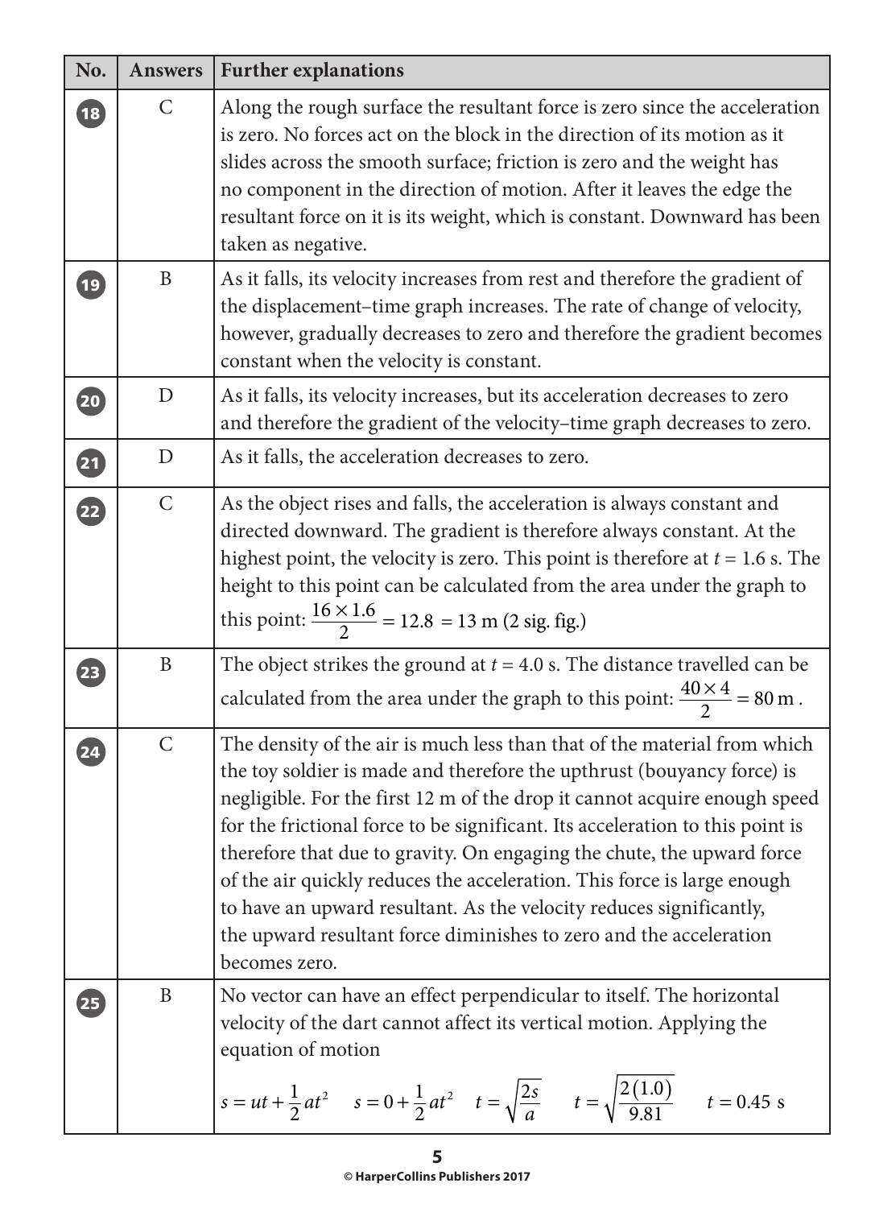| No. | Answers | Further explanations |
|---|---|---|
| 18 | C | Along the rough surface the resultant force is zero since the acceleration is zero. No forces act on the block in the direction of its motion as it slides across the smooth surface; friction is zero and the weight has no component in the direction of motion. After it leaves the edge the resultant force on it is its weight, which is constant. Downward has been taken as negative. |
| 19 | B | As it falls, its velocity increases from rest and therefore the gradient of the displacement–time graph increases. The rate of change of velocity, however, gradually decreases to zero and therefore the gradient becomes constant when the velocity is constant. |
| 20 | D | As it falls, its velocity increases, but its acceleration decreases to zero and therefore the gradient of the velocity–time graph decreases to zero. |
| 21 | D | As it falls, the acceleration decreases to zero. |
| 22 | C | As the object rises and falls, the acceleration is always constant and directed downward. The gradient is therefore always constant. At the highest point, the velocity is zero. This point is therefore at $t = 1.6$ s. The height to this point can be calculated from the area under the graph to this point: $\frac{16 \times 1.6}{2} = 12.8 = 13$ m (2 sig. fig.) |
| 23 | B | The object strikes the ground at $t = 4.0$ s. The distance travelled can be calculated from the area under the graph to this point: $\frac{40 \times 4}{2} = 80\text{ m}$. |
| 24 | C | The density of the air is much less than that of the material from which the toy soldier is made and therefore the upthrust (bouyancy force) is negligible. For the first 12 m of the drop it cannot acquire enough speed for the frictional force to be significant. Its acceleration to this point is therefore that due to gravity. On engaging the chute, the upward force of the air quickly reduces the acceleration. This force is large enough to have an upward resultant. As the velocity reduces significantly, the upward resultant force diminishes to zero and the acceleration becomes zero. |
| 25 | B | No vector can have an effect perpendicular to itself. The horizontal velocity of the dart cannot affect its vertical motion. Applying the equation of motion $s = ut + \frac{1}{2}at^2 \quad s = 0 + \frac{1}{2}at^2 \quad t = \sqrt{\frac{2s}{a}} \quad t = \sqrt{\frac{2(1.0)}{9.81}} \quad t = 0.45\text{ s}$ |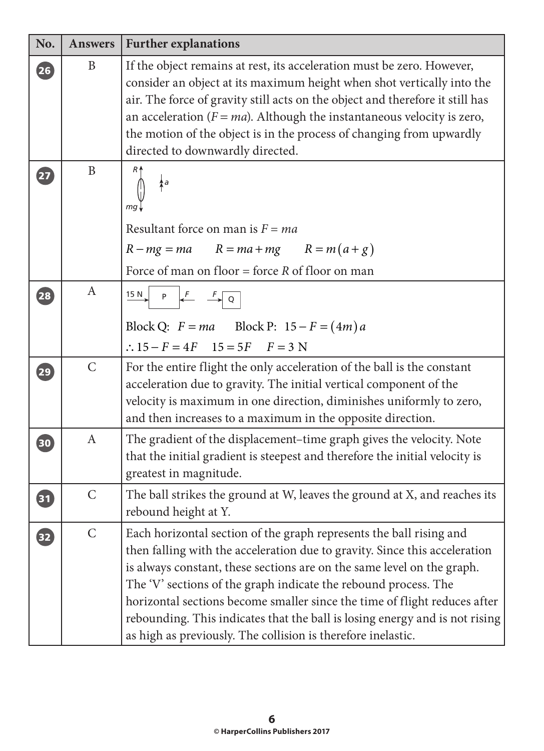| No. | Answers | Further explanations |
|---|---|---|
| 26 | B | If the object remains at rest, its acceleration must be zero. However, consider an object at its maximum height when shot vertically into the air. The force of gravity still acts on the object and therefore it still has an acceleration ($F = ma$). Although the instantaneous velocity is zero, the motion of the object is in the process of changing from upwardly directed to downwardly directed. |
| 27 | B | $R$ ↑, $a$ ↑, $mg$ ↓<br><br>Resultant force on man is $F = ma$<br><br>$R - mg = ma \qquad R = ma + mg \qquad R = m(a + g)$<br><br>Force of man on floor = force $R$ of floor on man |
| 28 | A | 15 N → P ← $F$ &nbsp;&nbsp; $F$ → Q<br><br>Block Q: $F = ma$ &nbsp;&nbsp;&nbsp; Block P: $15 - F = (4m)a$<br><br>$\therefore 15 - F = 4F \qquad 15 = 5F \qquad F = 3\text{ N}$ |
| 29 | C | For the entire flight the only acceleration of the ball is the constant acceleration due to gravity. The initial vertical component of the velocity is maximum in one direction, diminishes uniformly to zero, and then increases to a maximum in the opposite direction. |
| 30 | A | The gradient of the displacement–time graph gives the velocity. Note that the initial gradient is steepest and therefore the initial velocity is greatest in magnitude. |
| 31 | C | The ball strikes the ground at W, leaves the ground at X, and reaches its rebound height at Y. |
| 32 | C | Each horizontal section of the graph represents the ball rising and then falling with the acceleration due to gravity. Since this acceleration is always constant, these sections are on the same level on the graph. The 'V' sections of the graph indicate the rebound process. The horizontal sections become smaller since the time of flight reduces after rebounding. This indicates that the ball is losing energy and is not rising as high as previously. The collision is therefore inelastic. |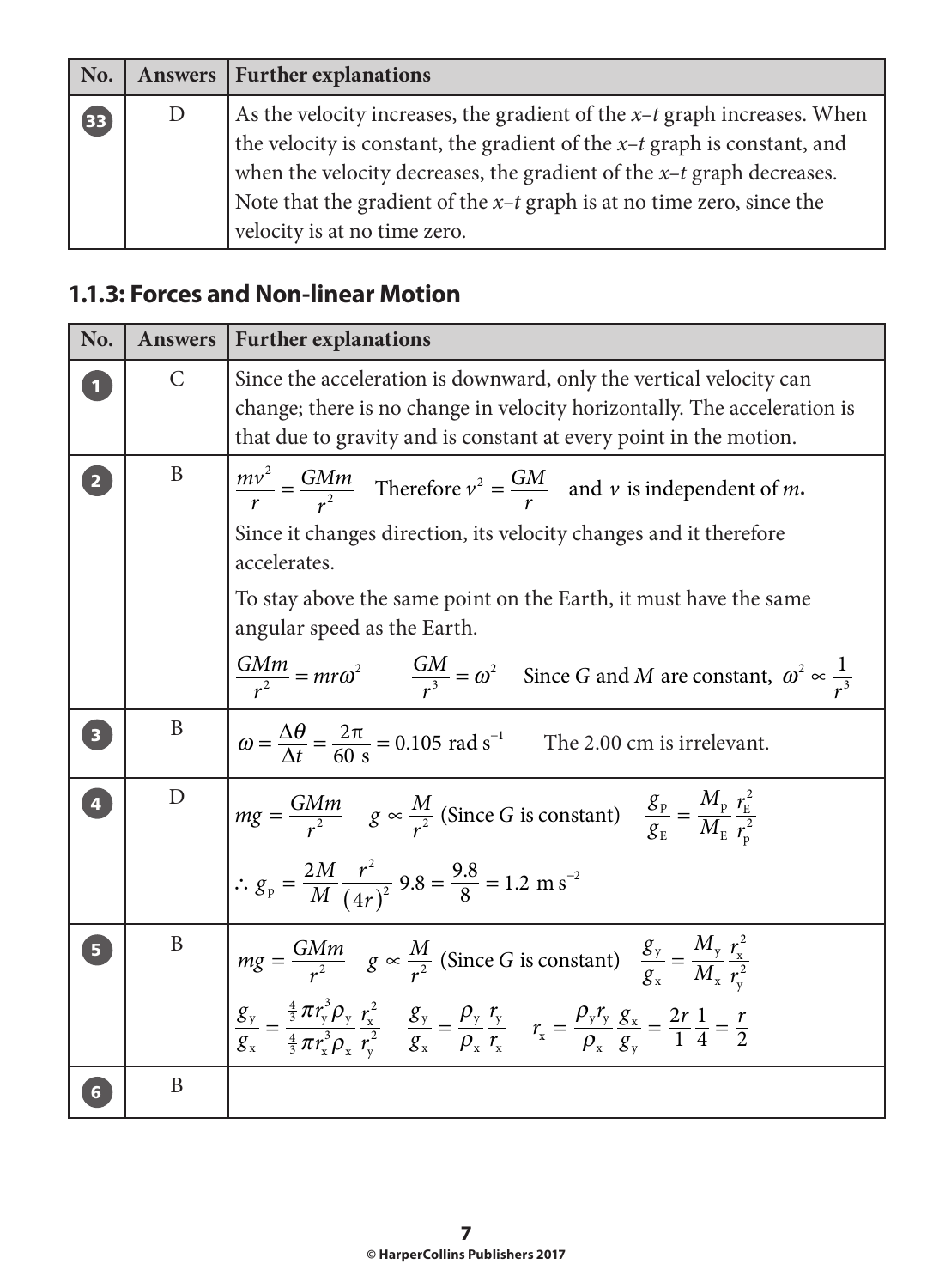| No. | Answers | Further explanations |
|---|---|---|
| 33 | D | As the velocity increases, the gradient of the $x$–$t$ graph increases. When the velocity is constant, the gradient of the $x$–$t$ graph is constant, and when the velocity decreases, the gradient of the $x$–$t$ graph decreases. Note that the gradient of the $x$–$t$ graph is at no time zero, since the velocity is at no time zero. |

## 1.1.3: Forces and Non-linear Motion

| No. | Answers | Further explanations |
|---|---|---|
| 1 | C | Since the acceleration is downward, only the vertical velocity can change; there is no change in velocity horizontally. The acceleration is that due to gravity and is constant at every point in the motion. |
| 2 | B | $\frac{mv^2}{r} = \frac{GMm}{r^2}$ Therefore $v^2 = \frac{GM}{r}$ and $v$ is independent of $m$. <br> Since it changes direction, its velocity changes and it therefore accelerates. <br> To stay above the same point on the Earth, it must have the same angular speed as the Earth. <br> $\frac{GMm}{r^2} = mr\omega^2$ $\frac{GM}{r^3} = \omega^2$ Since $G$ and $M$ are constant, $\omega^2 \propto \frac{1}{r^3}$ |
| 3 | B | $\omega = \frac{\Delta\theta}{\Delta t} = \frac{2\pi}{60\text{ s}} = 0.105\text{ rad s}^{-1}$ The 2.00 cm is irrelevant. |
| 4 | D | $mg = \frac{GMm}{r^2}$ $g \propto \frac{M}{r^2}$ (Since $G$ is constant) $\frac{g_\text{P}}{g_\text{E}} = \frac{M_\text{P}}{M_\text{E}}\frac{r_\text{E}^2}{r_\text{P}^2}$ <br> $\therefore g_\text{P} = \frac{2M}{M}\frac{r^2}{(4r)^2}\,9.8 = \frac{9.8}{8} = 1.2\text{ m s}^{-2}$ |
| 5 | B | $mg = \frac{GMm}{r^2}$ $g \propto \frac{M}{r^2}$ (Since $G$ is constant) $\frac{g_\text{y}}{g_\text{x}} = \frac{M_\text{y}}{M_\text{x}}\frac{r_\text{x}^2}{r_\text{y}^2}$ <br> $\frac{g_\text{y}}{g_\text{x}} = \frac{\frac{4}{3}\pi r_\text{y}^3\rho_\text{y}}{\frac{4}{3}\pi r_\text{x}^3\rho_\text{x}}\frac{r_\text{x}^2}{r_\text{y}^2}$ $\frac{g_\text{y}}{g_\text{x}} = \frac{\rho_\text{y}}{\rho_\text{x}}\frac{r_\text{y}}{r_\text{x}}$ $r_\text{x} = \frac{\rho_\text{y} r_\text{y}}{\rho_\text{x}}\frac{g_\text{x}}{g_\text{y}} = \frac{2r}{1}\frac{1}{4} = \frac{r}{2}$ |
| 6 | B | |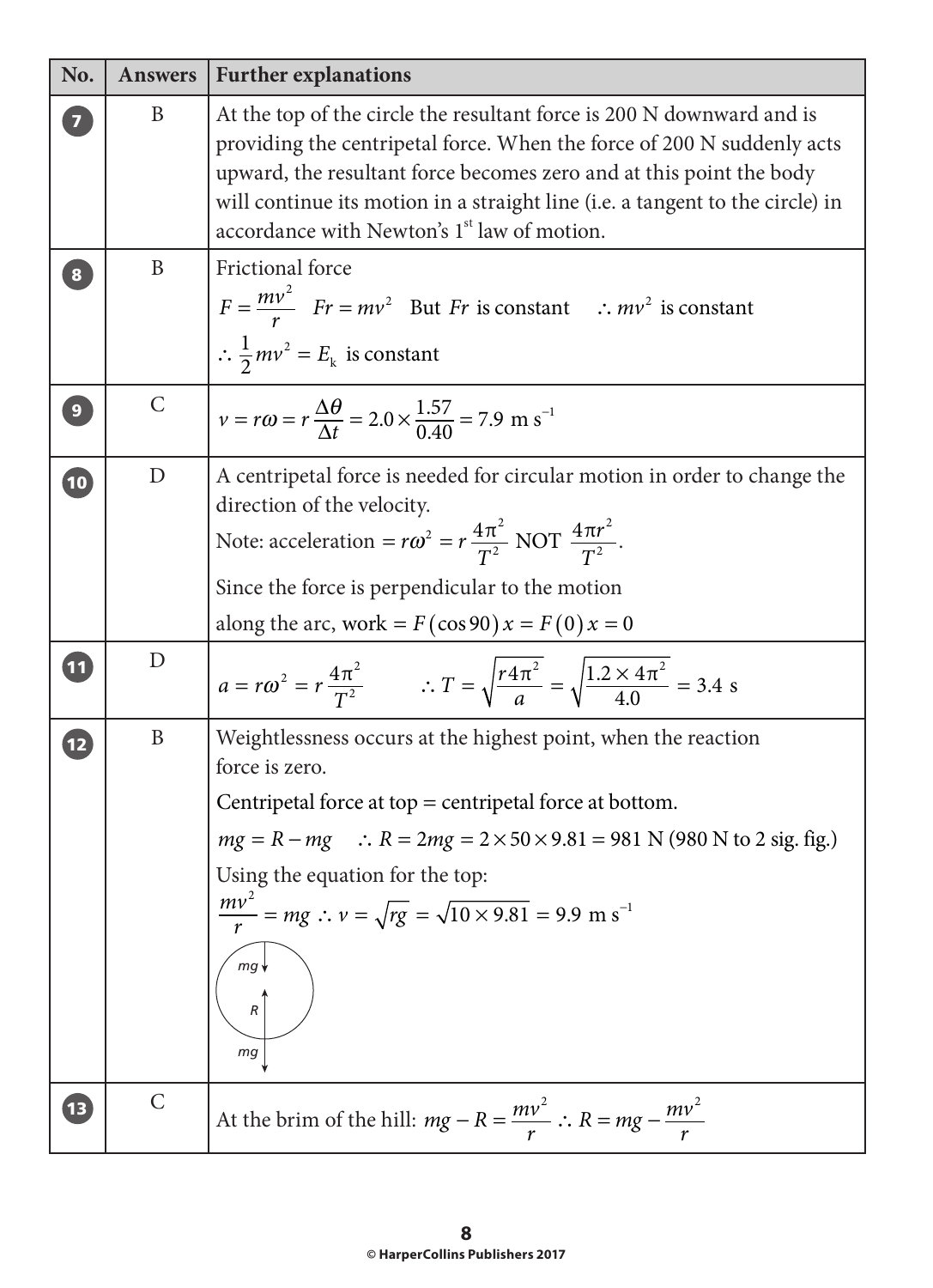| No. | Answers | Further explanations |
|---|---|---|
| 7 | B | At the top of the circle the resultant force is 200 N downward and is providing the centripetal force. When the force of 200 N suddenly acts upward, the resultant force becomes zero and at this point the body will continue its motion in a straight line (i.e. a tangent to the circle) in accordance with Newton's 1st law of motion. |
| 8 | B | Frictional force $F = \frac{mv^2}{r}$ $Fr = mv^2$ But $Fr$ is constant $\therefore mv^2$ is constant $\therefore \frac{1}{2}mv^2 = E_k$ is constant |
| 9 | C | $v = r\omega = r\frac{\Delta\theta}{\Delta t} = 2.0 \times \frac{1.57}{0.40} = 7.9 \text{ m s}^{-1}$ |
| 10 | D | A centripetal force is needed for circular motion in order to change the direction of the velocity. Note: acceleration $= r\omega^2 = r\frac{4\pi^2}{T^2}$ NOT $\frac{4\pi r^2}{T^2}$. Since the force is perpendicular to the motion along the arc, work $= F(\cos 90)x = F(0)x = 0$ |
| 11 | D | $a = r\omega^2 = r\frac{4\pi^2}{T^2}$ $\therefore T = \sqrt{\frac{r4\pi^2}{a}} = \sqrt{\frac{1.2 \times 4\pi^2}{4.0}} = 3.4 \text{ s}$ |
| 12 | B | Weightlessness occurs at the highest point, when the reaction force is zero. Centripetal force at top = centripetal force at bottom. $mg = R - mg$ $\therefore R = 2mg = 2 \times 50 \times 9.81 = 981$ N (980 N to 2 sig. fig.) Using the equation for the top: $\frac{mv^2}{r} = mg \therefore v = \sqrt{rg} = \sqrt{10 \times 9.81} = 9.9 \text{ m s}^{-1}$ |
| 13 | C | At the brim of the hill: $mg - R = \frac{mv^2}{r} \therefore R = mg - \frac{mv^2}{r}$ |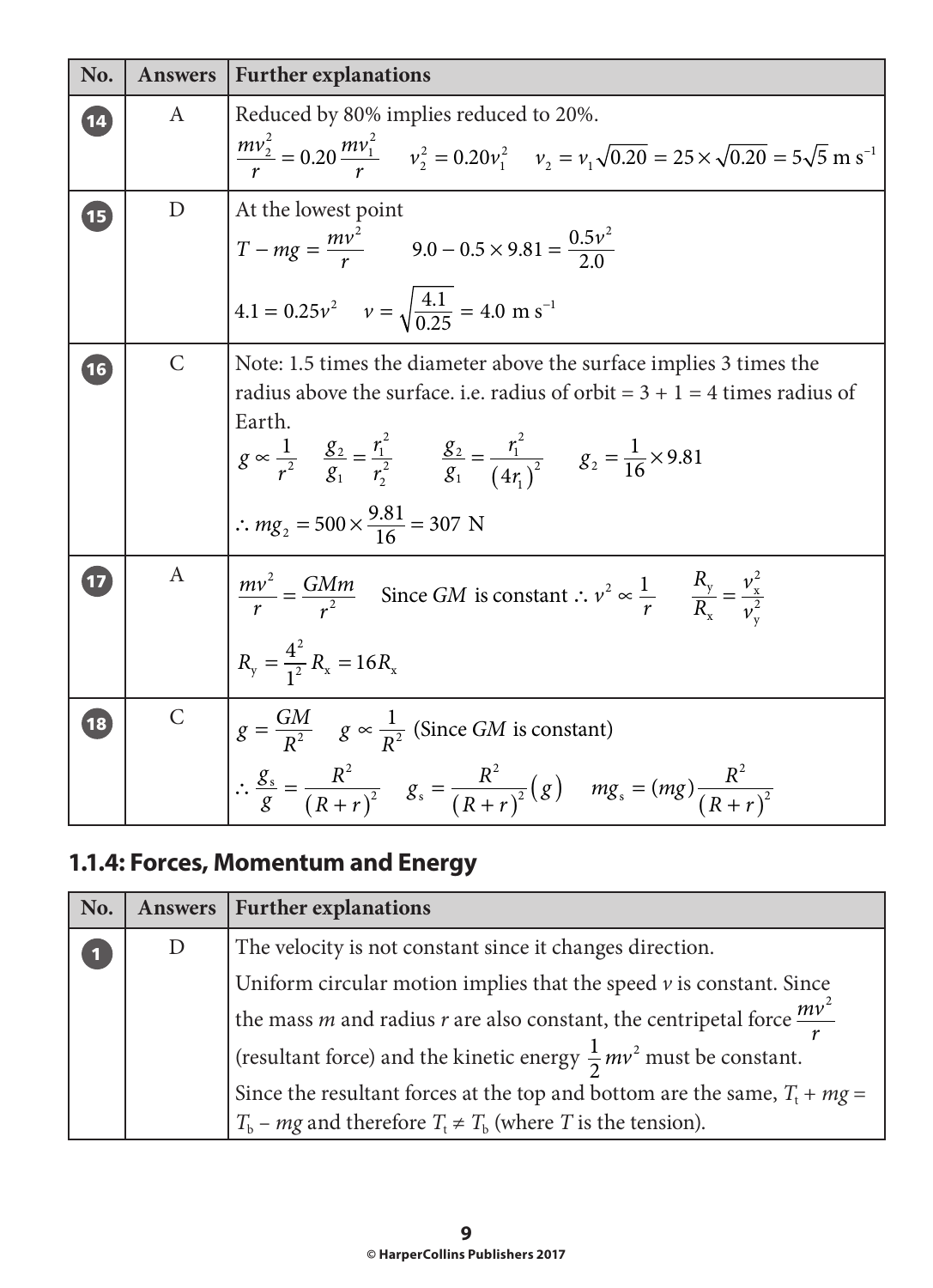| No. | Answers | Further explanations |
|---|---|---|
| 14 | A | Reduced by 80% implies reduced to 20%. $\frac{mv_2^2}{r} = 0.20\frac{mv_1^2}{r}$ $\quad v_2^2 = 0.20v_1^2 \quad v_2 = v_1\sqrt{0.20} = 25 \times \sqrt{0.20} = 5\sqrt{5}\ \text{m s}^{-1}$ |
| 15 | D | At the lowest point $T - mg = \frac{mv^2}{r} \quad 9.0 - 0.5 \times 9.81 = \frac{0.5v^2}{2.0}$ $4.1 = 0.25v^2 \quad v = \sqrt{\frac{4.1}{0.25}} = 4.0\ \text{m s}^{-1}$ |
| 16 | C | Note: 1.5 times the diameter above the surface implies 3 times the radius above the surface. i.e. radius of orbit = 3 + 1 = 4 times radius of Earth. $g \propto \frac{1}{r^2} \quad \frac{g_2}{g_1} = \frac{r_1^2}{r_2^2} \quad \frac{g_2}{g_1} = \frac{r_1^2}{(4r_1)^2} \quad g_2 = \frac{1}{16} \times 9.81$ $\therefore mg_2 = 500 \times \frac{9.81}{16} = 307\ \text{N}$ |
| 17 | A | $\frac{mv^2}{r} = \frac{GMm}{r^2}$ Since $GM$ is constant $\therefore v^2 \propto \frac{1}{r} \quad \frac{R_y}{R_x} = \frac{v_x^2}{v_y^2}$ $R_y = \frac{4^2}{1^2}R_x = 16R_x$ |
| 18 | C | $g = \frac{GM}{R^2} \quad g \propto \frac{1}{R^2}$ (Since $GM$ is constant) $\therefore \frac{g_s}{g} = \frac{R^2}{(R+r)^2} \quad g_s = \frac{R^2}{(R+r)^2}(g) \quad mg_s = (mg)\frac{R^2}{(R+r)^2}$ |

## 1.1.4: Forces, Momentum and Energy

| No. | Answers | Further explanations |
|---|---|---|
| 1 | D | The velocity is not constant since it changes direction. Uniform circular motion implies that the speed $v$ is constant. Since the mass $m$ and radius $r$ are also constant, the centripetal force $\frac{mv^2}{r}$ (resultant force) and the kinetic energy $\frac{1}{2}mv^2$ must be constant. Since the resultant forces at the top and bottom are the same, $T_t + mg = T_b - mg$ and therefore $T_t \neq T_b$ (where $T$ is the tension). |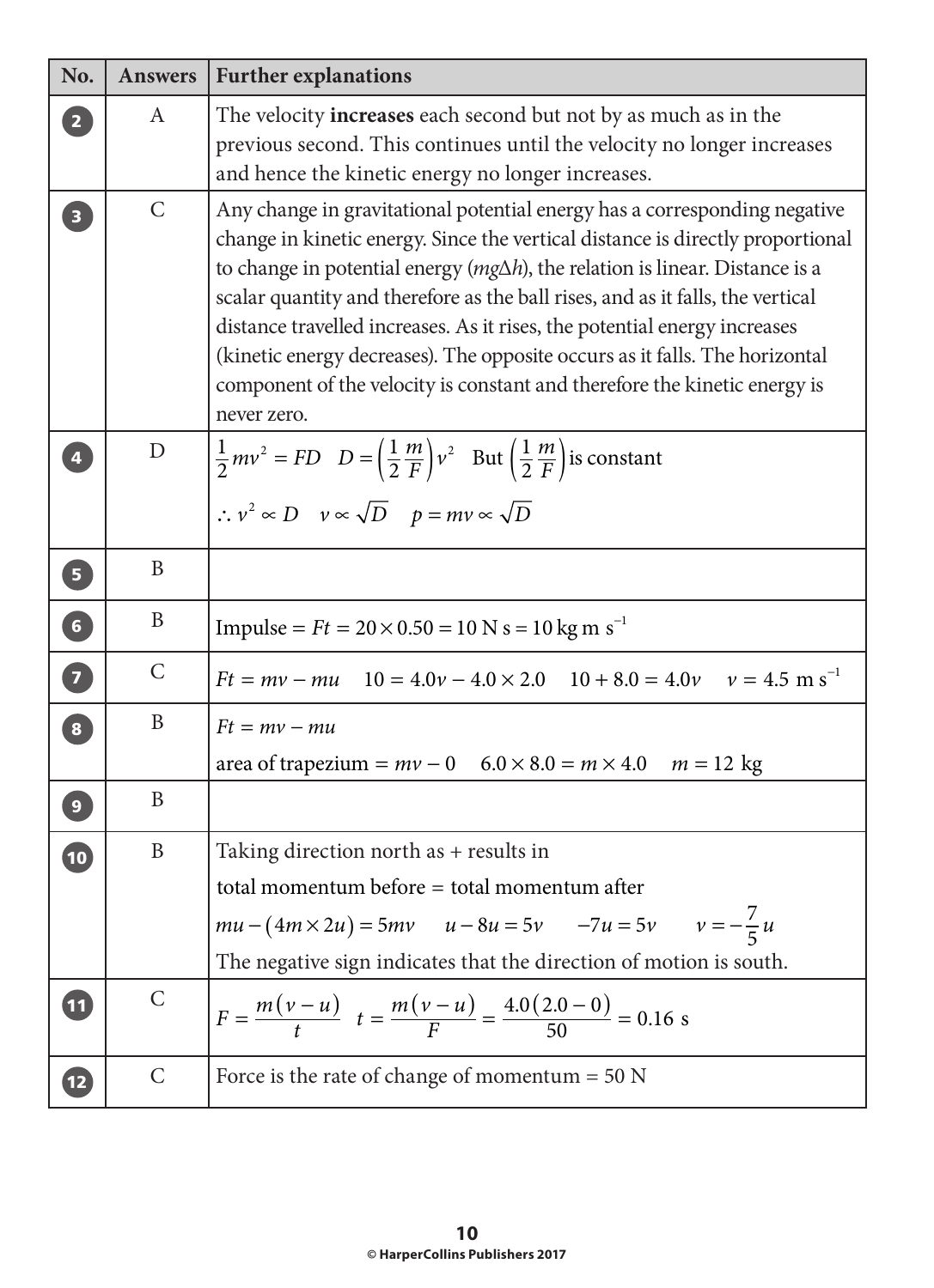| No. | Answers | Further explanations |
|---|---|---|
| 2 | A | The velocity **increases** each second but not by as much as in the previous second. This continues until the velocity no longer increases and hence the kinetic energy no longer increases. |
| 3 | C | Any change in gravitational potential energy has a corresponding negative change in kinetic energy. Since the vertical distance is directly proportional to change in potential energy ($mg\Delta h$), the relation is linear. Distance is a scalar quantity and therefore as the ball rises, and as it falls, the vertical distance travelled increases. As it rises, the potential energy increases (kinetic energy decreases). The opposite occurs as it falls. The horizontal component of the velocity is constant and therefore the kinetic energy is never zero. |
| 4 | D | $\frac{1}{2}mv^2 = FD \quad D = \left(\frac{1}{2}\frac{m}{F}\right)v^2$ But $\left(\frac{1}{2}\frac{m}{F}\right)$ is constant $\therefore v^2 \propto D \quad v \propto \sqrt{D} \quad p = mv \propto \sqrt{D}$ |
| 5 | B | |
| 6 | B | Impulse = $Ft = 20 \times 0.50 = 10 \text{ N s} = 10 \text{ kg m s}^{-1}$ |
| 7 | C | $Ft = mv - mu \quad 10 = 4.0v - 4.0 \times 2.0 \quad 10 + 8.0 = 4.0v \quad v = 4.5 \text{ m s}^{-1}$ |
| 8 | B | $Ft = mv - mu$ area of trapezium $= mv - 0 \quad 6.0 \times 8.0 = m \times 4.0 \quad m = 12 \text{ kg}$ |
| 9 | B | |
| 10 | B | Taking direction north as + results in total momentum before = total momentum after $mu - (4m \times 2u) = 5mv \quad u - 8u = 5v \quad -7u = 5v \quad v = -\frac{7}{5}u$ The negative sign indicates that the direction of motion is south. |
| 11 | C | $F = \frac{m(v-u)}{t} \quad t = \frac{m(v-u)}{F} = \frac{4.0(2.0-0)}{50} = 0.16 \text{ s}$ |
| 12 | C | Force is the rate of change of momentum = 50 N |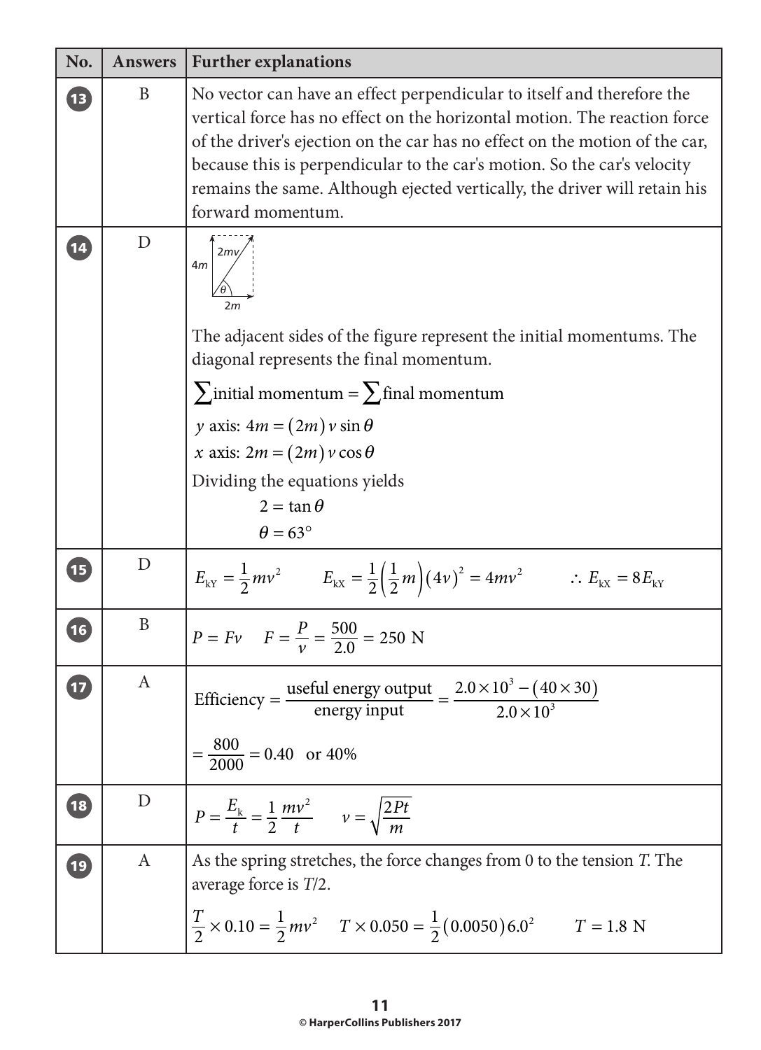| No. | Answers | Further explanations |
|---|---|---|
| 13 | B | No vector can have an effect perpendicular to itself and therefore the vertical force has no effect on the horizontal motion. The reaction force of the driver's ejection on the car has no effect on the motion of the car, because this is perpendicular to the car's motion. So the car's velocity remains the same. Although ejected vertically, the driver will retain his forward momentum. |
| 14 | D | 4*m*, 2*mv*, $\theta$, 2*m*<br><br>The adjacent sides of the figure represent the initial momentums. The diagonal represents the final momentum.<br><br>$\sum$initial momentum = $\sum$final momentum<br><br>$y$ axis: $4m = (2m)\,v\sin\theta$<br><br>$x$ axis: $2m = (2m)\,v\cos\theta$<br><br>Dividing the equations yields<br><br>$2 = \tan\theta$<br><br>$\theta = 63°$ |
| 15 | D | $E_{kY} = \frac{1}{2}mv^2 \qquad E_{kX} = \frac{1}{2}\left(\frac{1}{2}m\right)(4v)^2 = 4mv^2 \qquad \therefore\ E_{kX} = 8E_{kY}$ |
| 16 | B | $P = Fv \quad F = \frac{P}{v} = \frac{500}{2.0} = 250\text{ N}$ |
| 17 | A | $\text{Efficiency} = \frac{\text{useful energy output}}{\text{energy input}} = \frac{2.0\times10^3 - (40\times30)}{2.0\times10^3}$<br><br>$= \frac{800}{2000} = 0.40$ or 40% |
| 18 | D | $P = \frac{E_k}{t} = \frac{1}{2}\frac{mv^2}{t} \qquad v = \sqrt{\frac{2Pt}{m}}$ |
| 19 | A | As the spring stretches, the force changes from 0 to the tension *T*. The average force is *T*/2.<br><br>$\frac{T}{2}\times0.10 = \frac{1}{2}mv^2 \quad T\times0.050 = \frac{1}{2}(0.0050)6.0^2 \qquad T = 1.8\text{ N}$ |

© HarperCollins Publishers 2017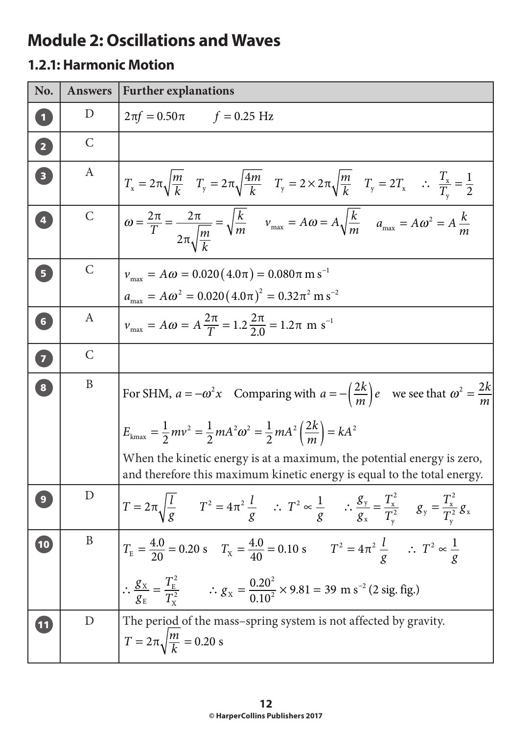# Module 2: Oscillations and Waves

## 1.2.1: Harmonic Motion

| No. | Answers | Further explanations |
| --- | --- | --- |
| 1 | D | $2\pi f = 0.50\pi \qquad f = 0.25\text{ Hz}$ |
| 2 | C | |
| 3 | A | $T_x = 2\pi\sqrt{\frac{m}{k}} \quad T_y = 2\pi\sqrt{\frac{4m}{k}} \quad T_y = 2\times 2\pi\sqrt{\frac{m}{k}} \quad T_y = 2T_x \quad \therefore\ \frac{T_x}{T_y} = \frac{1}{2}$ |
| 4 | C | $\omega = \frac{2\pi}{T} = \frac{2\pi}{2\pi\sqrt{\frac{m}{k}}} = \sqrt{\frac{k}{m}} \qquad v_{max} = A\omega = A\sqrt{\frac{k}{m}} \qquad a_{max} = A\omega^2 = A\frac{k}{m}$ |
| 5 | C | $v_{max} = A\omega = 0.020(4.0\pi) = 0.080\pi\text{ m s}^{-1}$ <br> $a_{max} = A\omega^2 = 0.020(4.0\pi)^2 = 0.32\pi^2\text{ m s}^{-2}$ |
| 6 | A | $v_{max} = A\omega = A\frac{2\pi}{T} = 1.2\frac{2\pi}{2.0} = 1.2\pi\text{ m s}^{-1}$ |
| 7 | C | |
| 8 | B | For SHM, $a = -\omega^2 x$ Comparing with $a = -\left(\frac{2k}{m}\right)e$ we see that $\omega^2 = \frac{2k}{m}$ <br> $E_{kmax} = \frac{1}{2}mv^2 = \frac{1}{2}mA^2\omega^2 = \frac{1}{2}mA^2\left(\frac{2k}{m}\right) = kA^2$ <br> When the kinetic energy is at a maximum, the potential energy is zero, and therefore this maximum kinetic energy is equal to the total energy. |
| 9 | D | $T = 2\pi\sqrt{\frac{l}{g}} \qquad T^2 = 4\pi^2\frac{l}{g} \qquad \therefore\ T^2 \propto \frac{1}{g} \qquad \therefore\ \frac{g_y}{g_x} = \frac{T_x^2}{T_y^2} \qquad g_y = \frac{T_x^2}{T_y^2}g_x$ |
| 10 | B | $T_E = \frac{4.0}{20} = 0.20\text{ s} \quad T_X = \frac{4.0}{40} = 0.10\text{ s} \qquad T^2 = 4\pi^2\frac{l}{g} \qquad \therefore\ T^2 \propto \frac{1}{g}$ <br> $\therefore\ \frac{g_X}{g_E} = \frac{T_E^2}{T_X^2} \qquad \therefore\ g_X = \frac{0.20^2}{0.10^2}\times 9.81 = 39\text{ m s}^{-2}$ (2 sig. fig.) |
| 11 | D | The period of the mass–spring system is not affected by gravity. <br> $T = 2\pi\sqrt{\frac{m}{k}} = 0.20\text{ s}$ |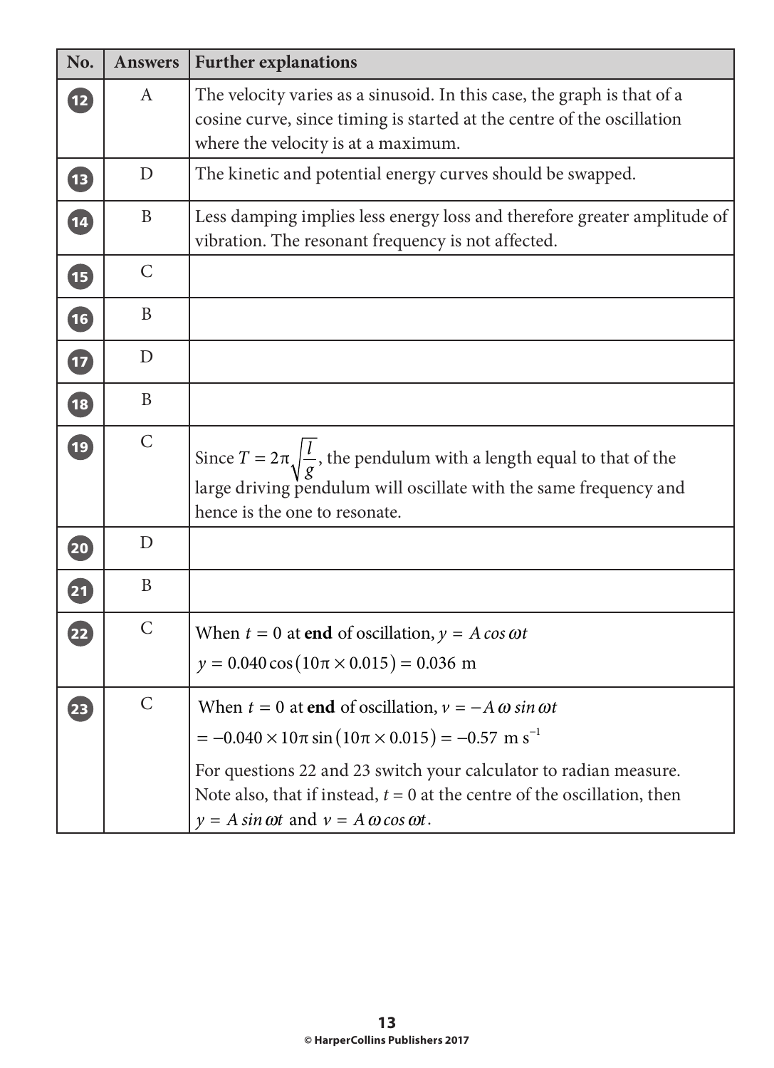| No. | Answers | Further explanations |
| --- | --- | --- |
| 12 | A | The velocity varies as a sinusoid. In this case, the graph is that of a cosine curve, since timing is started at the centre of the oscillation where the velocity is at a maximum. |
| 13 | D | The kinetic and potential energy curves should be swapped. |
| 14 | B | Less damping implies less energy loss and therefore greater amplitude of vibration. The resonant frequency is not affected. |
| 15 | C | |
| 16 | B | |
| 17 | D | |
| 18 | B | |
| 19 | C | Since $T = 2\pi\sqrt{\frac{l}{g}}$, the pendulum with a length equal to that of the large driving pendulum will oscillate with the same frequency and hence is the one to resonate. |
| 20 | D | |
| 21 | B | |
| 22 | C | When $t = 0$ at **end** of oscillation, $y = A\cos\omega t$ <br> $y = 0.040\cos(10\pi \times 0.015) = 0.036\ \text{m}$ |
| 23 | C | When $t = 0$ at **end** of oscillation, $v = -A\omega\sin\omega t$ <br> $= -0.040 \times 10\pi\sin(10\pi \times 0.015) = -0.57\ \text{m s}^{-1}$ <br> For questions 22 and 23 switch your calculator to radian measure. Note also, that if instead, $t = 0$ at the centre of the oscillation, then $y = A\sin\omega t$ and $v = A\omega\cos\omega t$. |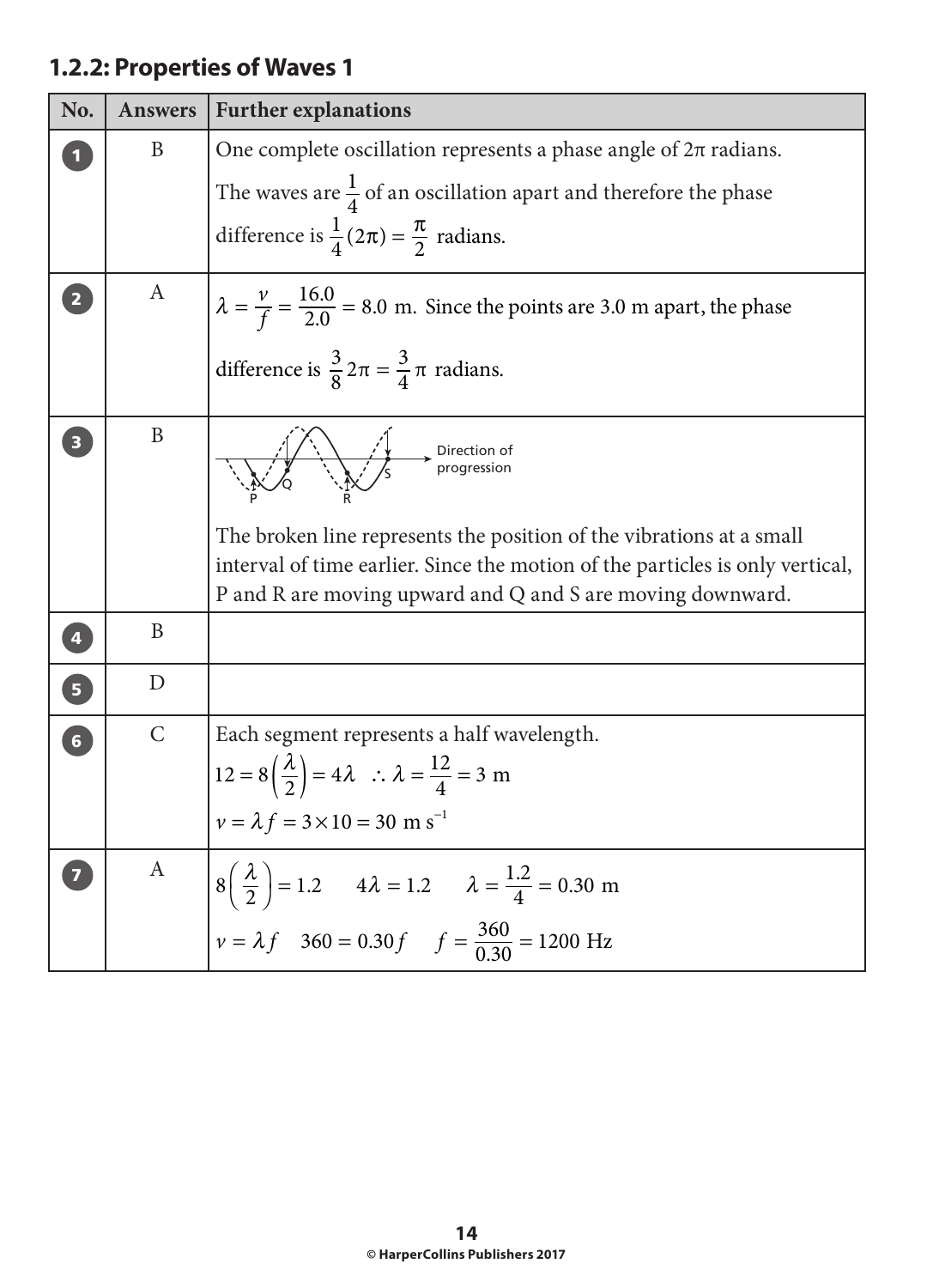## 1.2.2: Properties of Waves 1

| No. | Answers | Further explanations |
|---|---|---|
| 1 | B | One complete oscillation represents a phase angle of $2\pi$ radians. The waves are $\frac{1}{4}$ of an oscillation apart and therefore the phase difference is $\frac{1}{4}(2\pi) = \frac{\pi}{2}$ radians. |
| 2 | A | $\lambda = \frac{v}{f} = \frac{16.0}{2.0} = 8.0$ m. Since the points are 3.0 m apart, the phase difference is $\frac{3}{8}2\pi = \frac{3}{4}\pi$ radians. |
| 3 | B | Direction of progression; P, Q, R, S. The broken line represents the position of the vibrations at a small interval of time earlier. Since the motion of the particles is only vertical, P and R are moving upward and Q and S are moving downward. |
| 4 | B | |
| 5 | D | |
| 6 | C | Each segment represents a half wavelength. $12 = 8\left(\frac{\lambda}{2}\right) = 4\lambda \quad \therefore \lambda = \frac{12}{4} = 3$ m; $v = \lambda f = 3 \times 10 = 30 \text{ m s}^{-1}$ |
| 7 | A | $8\left(\frac{\lambda}{2}\right) = 1.2 \quad 4\lambda = 1.2 \quad \lambda = \frac{1.2}{4} = 0.30$ m; $v = \lambda f \quad 360 = 0.30f \quad f = \frac{360}{0.30} = 1200$ Hz |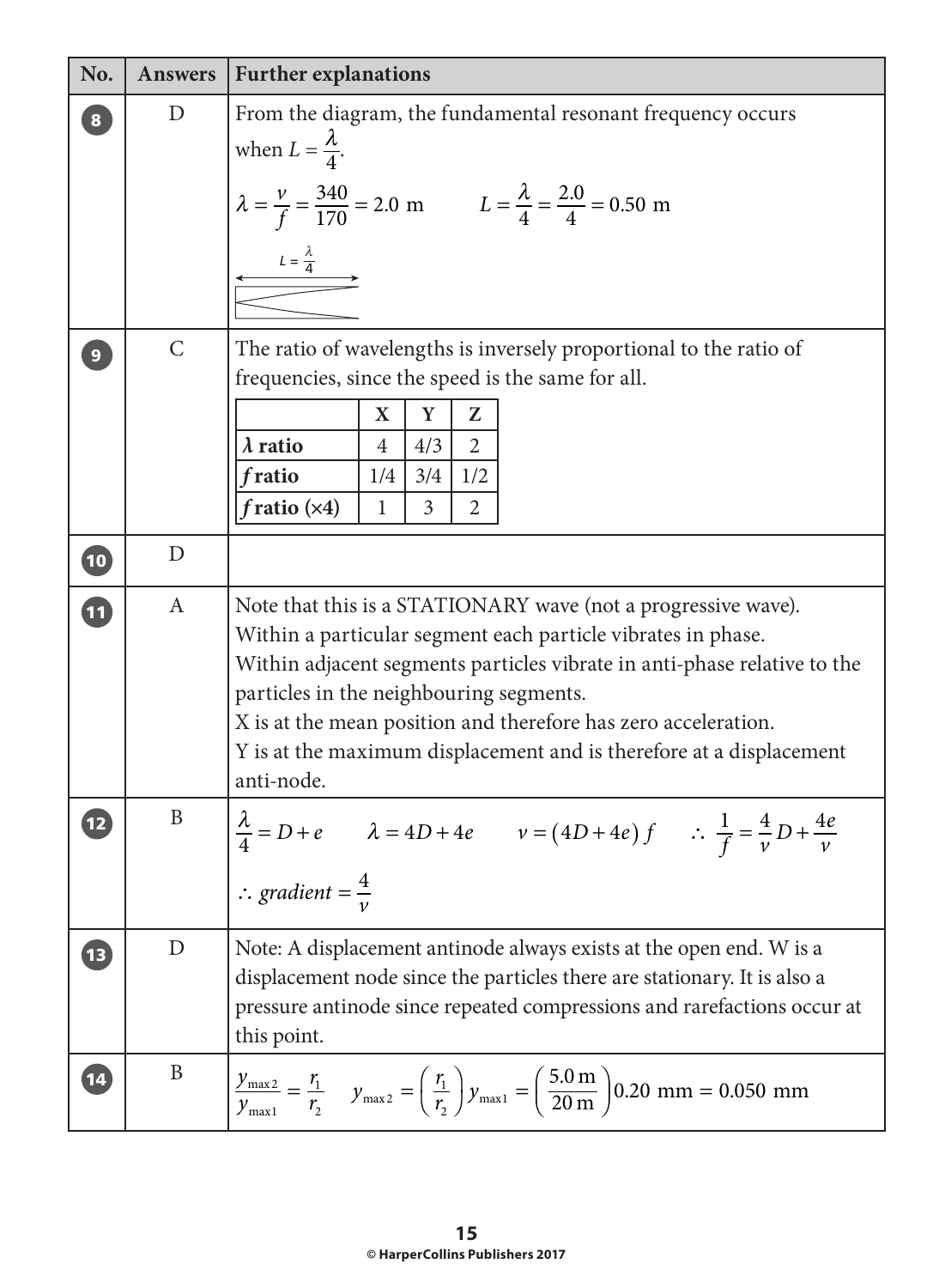| No. | Answers | Further explanations |
|---|---|---|
| 8 | D | From the diagram, the fundamental resonant frequency occurs when $L = \frac{\lambda}{4}$.<br>$\lambda = \frac{v}{f} = \frac{340}{170} = 2.0\ \text{m} \qquad L = \frac{\lambda}{4} = \frac{2.0}{4} = 0.50\ \text{m}$<br>$L = \frac{\lambda}{4}$ |
| 9 | C | The ratio of wavelengths is inversely proportional to the ratio of frequencies, since the speed is the same for all.<br>(see table below) |
| 10 | D | |
| 11 | A | Note that this is a STATIONARY wave (not a progressive wave).<br>Within a particular segment each particle vibrates in phase.<br>Within adjacent segments particles vibrate in anti-phase relative to the particles in the neighbouring segments.<br>X is at the mean position and therefore has zero acceleration.<br>Y is at the maximum displacement and is therefore at a displacement anti-node. |
| 12 | B | $\frac{\lambda}{4} = D + e \qquad \lambda = 4D + 4e \qquad v = (4D + 4e)f \qquad \therefore\ \frac{1}{f} = \frac{4}{v}D + \frac{4e}{v}$<br>$\therefore\ gradient = \frac{4}{v}$ |
| 13 | D | Note: A displacement antinode always exists at the open end. W is a displacement node since the particles there are stationary. It is also a pressure antinode since repeated compressions and rarefactions occur at this point. |
| 14 | B | $\frac{y_{\max 2}}{y_{\max 1}} = \frac{r_1}{r_2} \qquad y_{\max 2} = \left(\frac{r_1}{r_2}\right) y_{\max 1} = \left(\frac{5.0\ \text{m}}{20\ \text{m}}\right) 0.20\ \text{mm} = 0.050\ \text{mm}$ |

Table for question 9:

| | X | Y | Z |
|---|---|---|---|
| **$\lambda$ ratio** | 4 | 4/3 | 2 |
| **$f$ ratio** | 1/4 | 3/4 | 1/2 |
| **$f$ ratio (×4)** | 1 | 3 | 2 |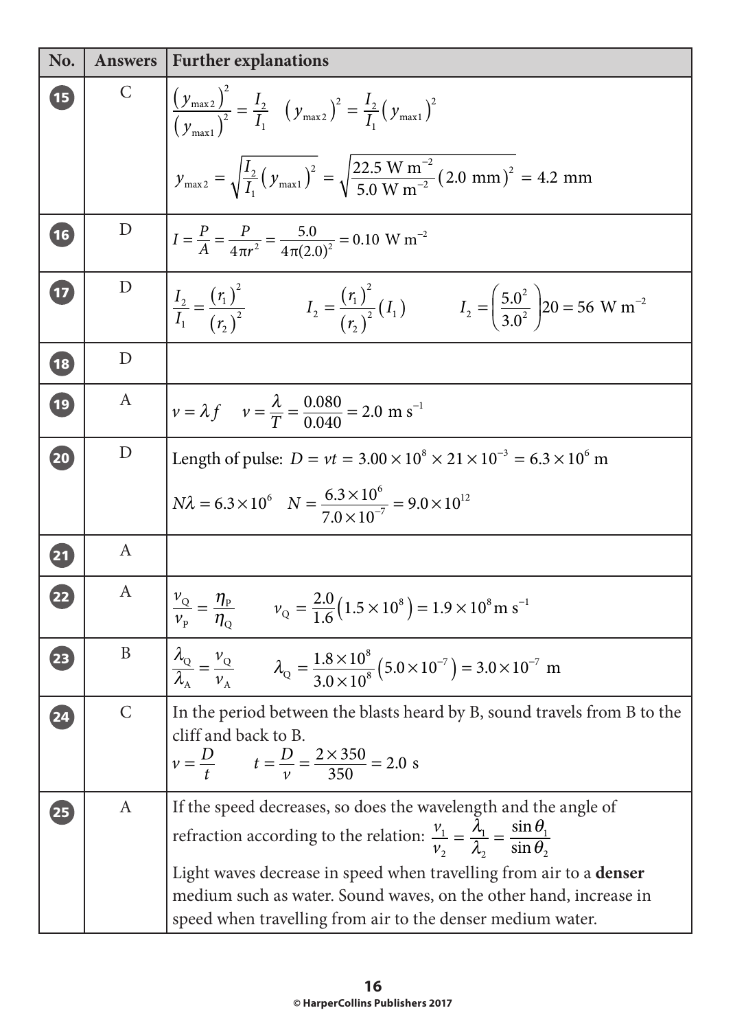| No. | Answers | Further explanations |
|---|---|---|
| 15 | C | $\frac{(y_{max2})^2}{(y_{max1})^2} = \frac{I_2}{I_1} \quad (y_{max2})^2 = \frac{I_2}{I_1}(y_{max1})^2$ <br> $y_{max2} = \sqrt{\frac{I_2}{I_1}(y_{max1})^2} = \sqrt{\frac{22.5 \text{ W m}^{-2}}{5.0 \text{ W m}^{-2}}(2.0 \text{ mm})^2} = 4.2 \text{ mm}$ |
| 16 | D | $I = \frac{P}{A} = \frac{P}{4\pi r^2} = \frac{5.0}{4\pi(2.0)^2} = 0.10 \text{ W m}^{-2}$ |
| 17 | D | $\frac{I_2}{I_1} = \frac{(r_1)^2}{(r_2)^2} \qquad I_2 = \frac{(r_1)^2}{(r_2)^2}(I_1) \qquad I_2 = \left(\frac{5.0^2}{3.0^2}\right)20 = 56 \text{ W m}^{-2}$ |
| 18 | D | |
| 19 | A | $v = \lambda f \quad v = \frac{\lambda}{T} = \frac{0.080}{0.040} = 2.0 \text{ m s}^{-1}$ |
| 20 | D | Length of pulse: $D = vt = 3.00 \times 10^8 \times 21 \times 10^{-3} = 6.3 \times 10^6$ m <br> $N\lambda = 6.3 \times 10^6 \quad N = \frac{6.3 \times 10^6}{7.0 \times 10^{-7}} = 9.0 \times 10^{12}$ |
| 21 | A | |
| 22 | A | $\frac{v_Q}{v_P} = \frac{\eta_P}{\eta_Q} \qquad v_Q = \frac{2.0}{1.6}(1.5 \times 10^8) = 1.9 \times 10^8 \text{ m s}^{-1}$ |
| 23 | B | $\frac{\lambda_Q}{\lambda_A} = \frac{v_Q}{v_A} \qquad \lambda_Q = \frac{1.8 \times 10^8}{3.0 \times 10^8}(5.0 \times 10^{-7}) = 3.0 \times 10^{-7}$ m |
| 24 | C | In the period between the blasts heard by B, sound travels from B to the cliff and back to B. <br> $v = \frac{D}{t} \qquad t = \frac{D}{v} = \frac{2 \times 350}{350} = 2.0$ s |
| 25 | A | If the speed decreases, so does the wavelength and the angle of refraction according to the relation: $\frac{v_1}{v_2} = \frac{\lambda_1}{\lambda_2} = \frac{\sin\theta_1}{\sin\theta_2}$ <br> Light waves decrease in speed when travelling from air to a **denser** medium such as water. Sound waves, on the other hand, increase in speed when travelling from air to the denser medium water. |

© HarperCollins Publishers 2017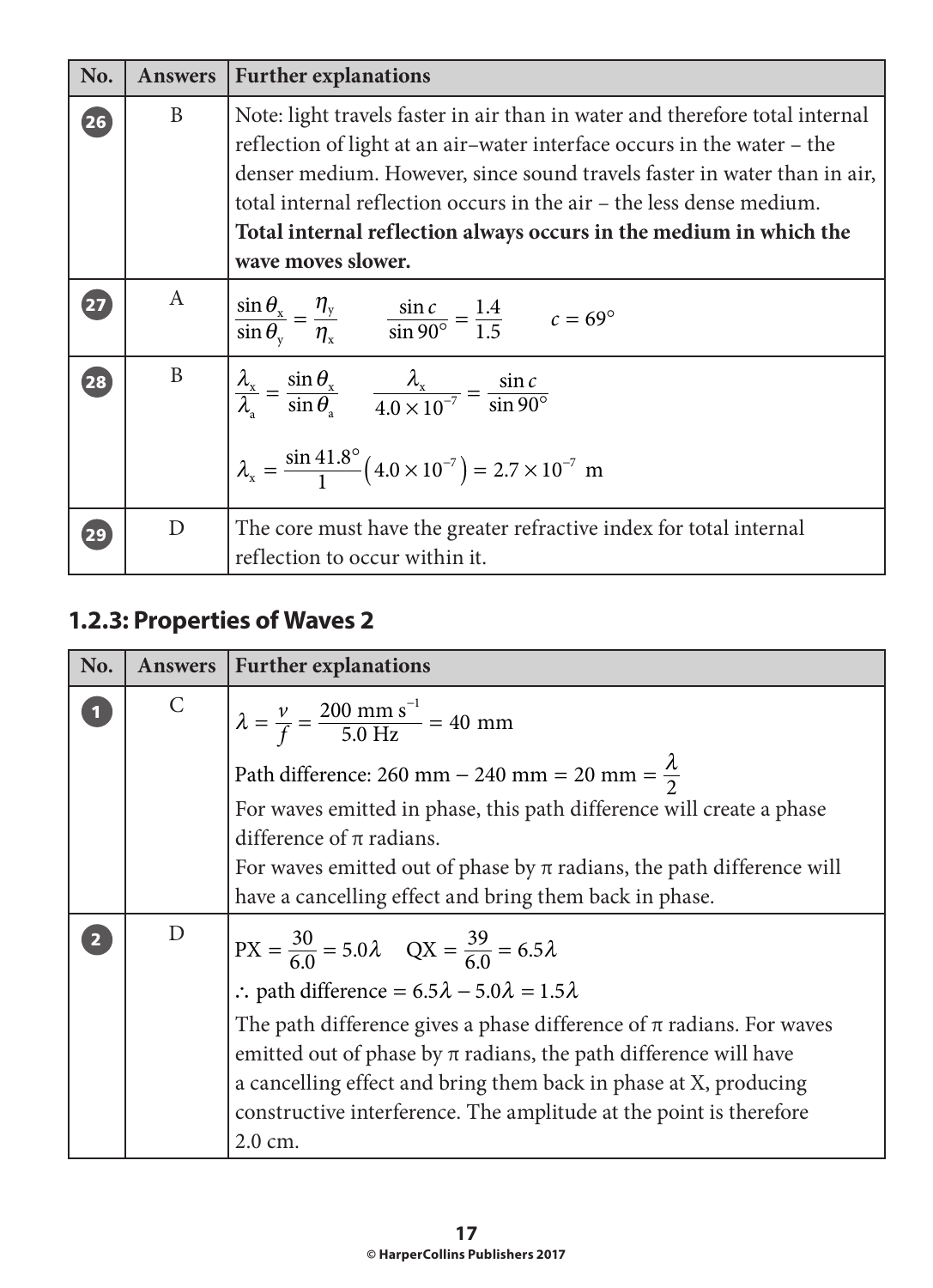| No. | Answers | Further explanations |
|---|---|---|
| 26 | B | Note: light travels faster in air than in water and therefore total internal reflection of light at an air–water interface occurs in the water – the denser medium. However, since sound travels faster in water than in air, total internal reflection occurs in the air – the less dense medium. **Total internal reflection always occurs in the medium in which the wave moves slower.** |
| 27 | A | $\frac{\sin\theta_x}{\sin\theta_y} = \frac{\eta_y}{\eta_x}$ $\quad \frac{\sin c}{\sin 90°} = \frac{1.4}{1.5}$ $\quad c = 69°$ |
| 28 | B | $\frac{\lambda_x}{\lambda_a} = \frac{\sin\theta_x}{\sin\theta_a}$ $\quad \frac{\lambda_x}{4.0\times10^{-7}} = \frac{\sin c}{\sin 90°}$ <br> $\lambda_x = \frac{\sin 41.8°}{1}\left(4.0\times10^{-7}\right) = 2.7\times10^{-7}\ \text{m}$ |
| 29 | D | The core must have the greater refractive index for total internal reflection to occur within it. |

## 1.2.3: Properties of Waves 2

| No. | Answers | Further explanations |
|---|---|---|
| 1 | C | $\lambda = \frac{v}{f} = \frac{200\ \text{mm s}^{-1}}{5.0\ \text{Hz}} = 40\ \text{mm}$ <br> Path difference: $260\ \text{mm} - 240\ \text{mm} = 20\ \text{mm} = \frac{\lambda}{2}$ <br> For waves emitted in phase, this path difference will create a phase difference of π radians. <br> For waves emitted out of phase by π radians, the path difference will have a cancelling effect and bring them back in phase. |
| 2 | D | $\text{PX} = \frac{30}{6.0} = 5.0\lambda \quad \text{QX} = \frac{39}{6.0} = 6.5\lambda$ <br> $\therefore$ path difference $= 6.5\lambda - 5.0\lambda = 1.5\lambda$ <br> The path difference gives a phase difference of π radians. For waves emitted out of phase by π radians, the path difference will have a cancelling effect and bring them back in phase at X, producing constructive interference. The amplitude at the point is therefore 2.0 cm. |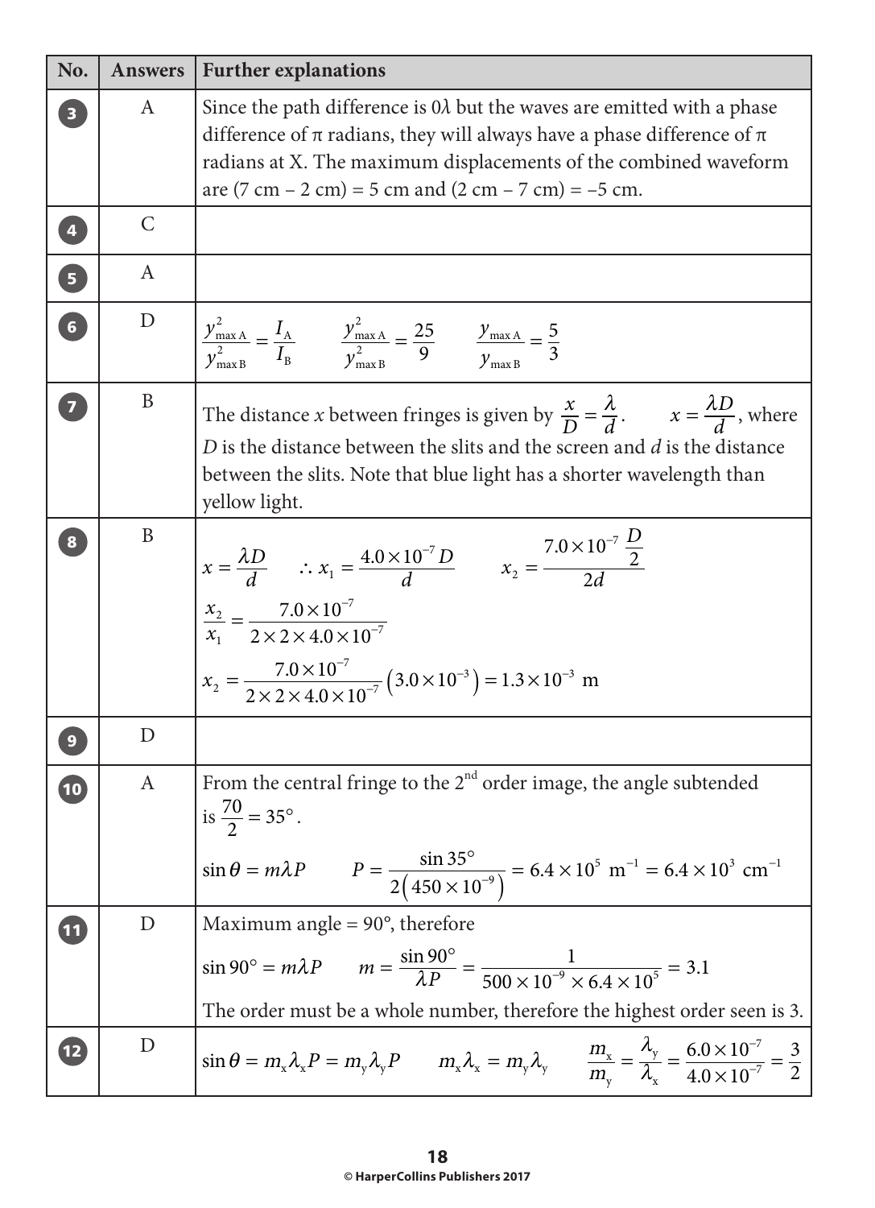| No. | Answers | Further explanations |
|---|---|---|
| 3 | A | Since the path difference is $0\lambda$ but the waves are emitted with a phase difference of π radians, they will always have a phase difference of π radians at X. The maximum displacements of the combined waveform are (7 cm – 2 cm) = 5 cm and (2 cm – 7 cm) = –5 cm. |
| 4 | C | |
| 5 | A | |
| 6 | D | $\frac{y_{\text{max A}}^2}{y_{\text{max B}}^2} = \frac{I_A}{I_B}$ $\quad \frac{y_{\text{max A}}^2}{y_{\text{max B}}^2} = \frac{25}{9}$ $\quad \frac{y_{\text{max A}}}{y_{\text{max B}}} = \frac{5}{3}$ |
| 7 | B | The distance $x$ between fringes is given by $\frac{x}{D} = \frac{\lambda}{d}$. $\quad x = \frac{\lambda D}{d}$, where $D$ is the distance between the slits and the screen and $d$ is the distance between the slits. Note that blue light has a shorter wavelength than yellow light. |
| 8 | B | $x = \frac{\lambda D}{d}$ $\quad \therefore x_1 = \frac{4.0\times10^{-7} D}{d}$ $\quad x_2 = \frac{7.0\times10^{-7}\,\frac{D}{2}}{2d}$ <br> $\frac{x_2}{x_1} = \frac{7.0\times10^{-7}}{2\times2\times4.0\times10^{-7}}$ <br> $x_2 = \frac{7.0\times10^{-7}}{2\times2\times4.0\times10^{-7}}\left(3.0\times10^{-3}\right) = 1.3\times10^{-3}$ m |
| 9 | D | |
| 10 | A | From the central fringe to the 2nd order image, the angle subtended is $\frac{70}{2} = 35°$. <br> $\sin\theta = m\lambda P$ $\quad P = \frac{\sin 35°}{2\left(450\times10^{-9}\right)} = 6.4\times10^{5}\ \text{m}^{-1} = 6.4\times10^{3}\ \text{cm}^{-1}$ |
| 11 | D | Maximum angle = 90°, therefore <br> $\sin 90° = m\lambda P$ $\quad m = \frac{\sin 90°}{\lambda P} = \frac{1}{500\times10^{-9}\times6.4\times10^{5}} = 3.1$ <br> The order must be a whole number, therefore the highest order seen is 3. |
| 12 | D | $\sin\theta = m_x\lambda_x P = m_y\lambda_y P$ $\quad m_x\lambda_x = m_y\lambda_y$ $\quad \frac{m_x}{m_y} = \frac{\lambda_y}{\lambda_x} = \frac{6.0\times10^{-7}}{4.0\times10^{-7}} = \frac{3}{2}$ |

© HarperCollins Publishers 2017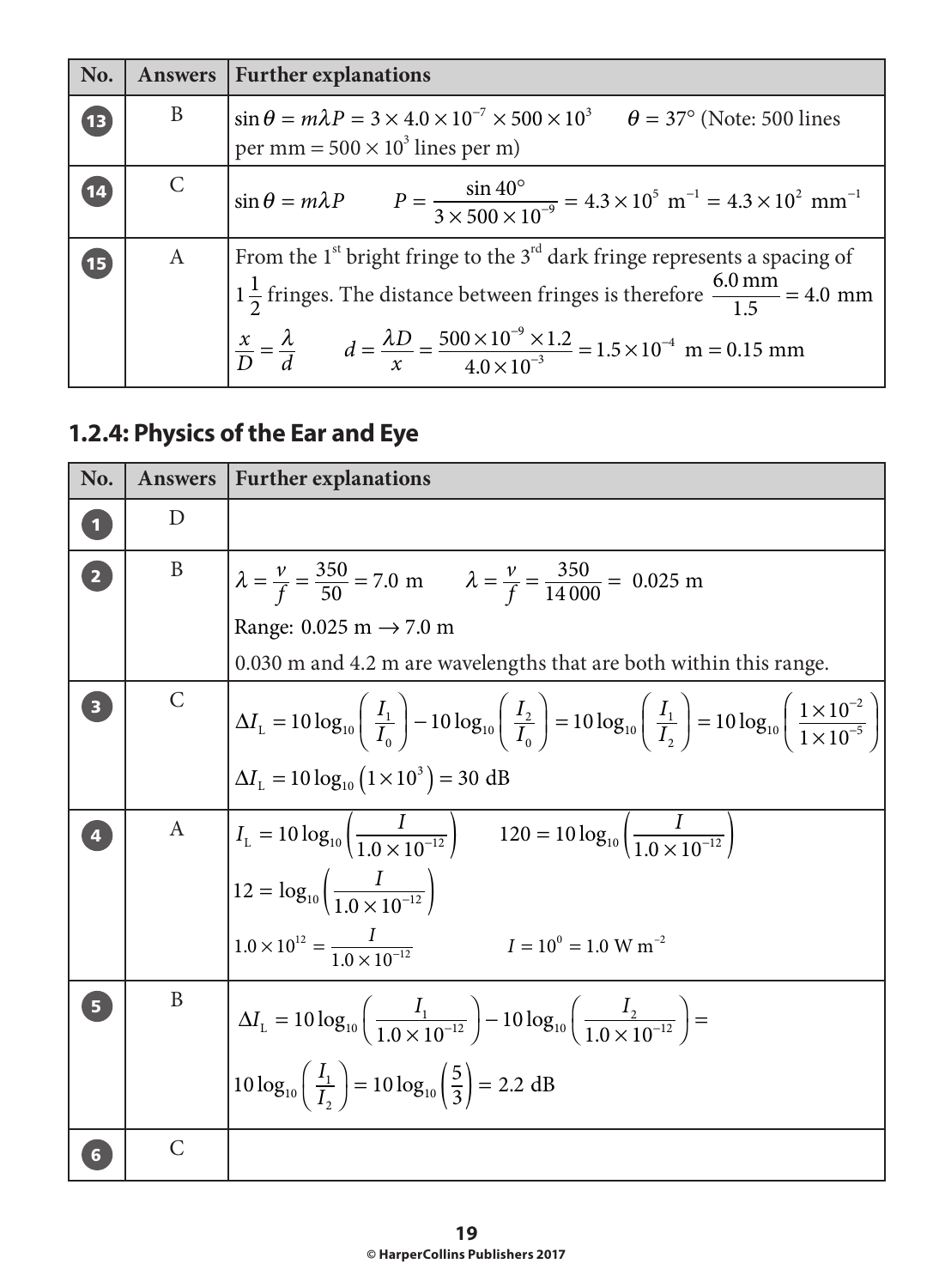| No. | Answers | Further explanations |
|---|---|---|
| 13 | B | $\sin\theta = m\lambda P = 3 \times 4.0 \times 10^{-7} \times 500 \times 10^{3}$ $\theta = 37°$ (Note: 500 lines per mm = $500 \times 10^{3}$ lines per m) |
| 14 | C | $\sin\theta = m\lambda P$ $P = \dfrac{\sin 40°}{3 \times 500 \times 10^{-9}} = 4.3 \times 10^{5}\ \text{m}^{-1} = 4.3 \times 10^{2}\ \text{mm}^{-1}$ |
| 15 | A | From the 1st bright fringe to the 3rd dark fringe represents a spacing of $1\frac{1}{2}$ fringes. The distance between fringes is therefore $\dfrac{6.0\ \text{mm}}{1.5} = 4.0\ \text{mm}$ <br> $\dfrac{x}{D} = \dfrac{\lambda}{d}$ $d = \dfrac{\lambda D}{x} = \dfrac{500 \times 10^{-9} \times 1.2}{4.0 \times 10^{-3}} = 1.5 \times 10^{-4}\ \text{m} = 0.15\ \text{mm}$ |

## 1.2.4: Physics of the Ear and Eye

| No. | Answers | Further explanations |
|---|---|---|
| 1 | D | |
| 2 | B | $\lambda = \dfrac{v}{f} = \dfrac{350}{50} = 7.0\ \text{m}$ $\lambda = \dfrac{v}{f} = \dfrac{350}{14\,000} = 0.025\ \text{m}$ <br> Range: $0.025\ \text{m} \rightarrow 7.0\ \text{m}$ <br> 0.030 m and 4.2 m are wavelengths that are both within this range. |
| 3 | C | $\Delta I_{L} = 10\log_{10}\left(\dfrac{I_1}{I_0}\right) - 10\log_{10}\left(\dfrac{I_2}{I_0}\right) = 10\log_{10}\left(\dfrac{I_1}{I_2}\right) = 10\log_{10}\left(\dfrac{1 \times 10^{-2}}{1 \times 10^{-5}}\right)$ <br> $\Delta I_{L} = 10\log_{10}\left(1 \times 10^{3}\right) = 30\ \text{dB}$ |
| 4 | A | $I_{L} = 10\log_{10}\left(\dfrac{I}{1.0 \times 10^{-12}}\right)$ $120 = 10\log_{10}\left(\dfrac{I}{1.0 \times 10^{-12}}\right)$ <br> $12 = \log_{10}\left(\dfrac{I}{1.0 \times 10^{-12}}\right)$ <br> $1.0 \times 10^{12} = \dfrac{I}{1.0 \times 10^{-12}}$ $I = 10^{0} = 1.0\ \text{W m}^{-2}$ |
| 5 | B | $\Delta I_{L} = 10\log_{10}\left(\dfrac{I_1}{1.0 \times 10^{-12}}\right) - 10\log_{10}\left(\dfrac{I_2}{1.0 \times 10^{-12}}\right) =$ <br> $10\log_{10}\left(\dfrac{I_1}{I_2}\right) = 10\log_{10}\left(\dfrac{5}{3}\right) = 2.2\ \text{dB}$ |
| 6 | C | |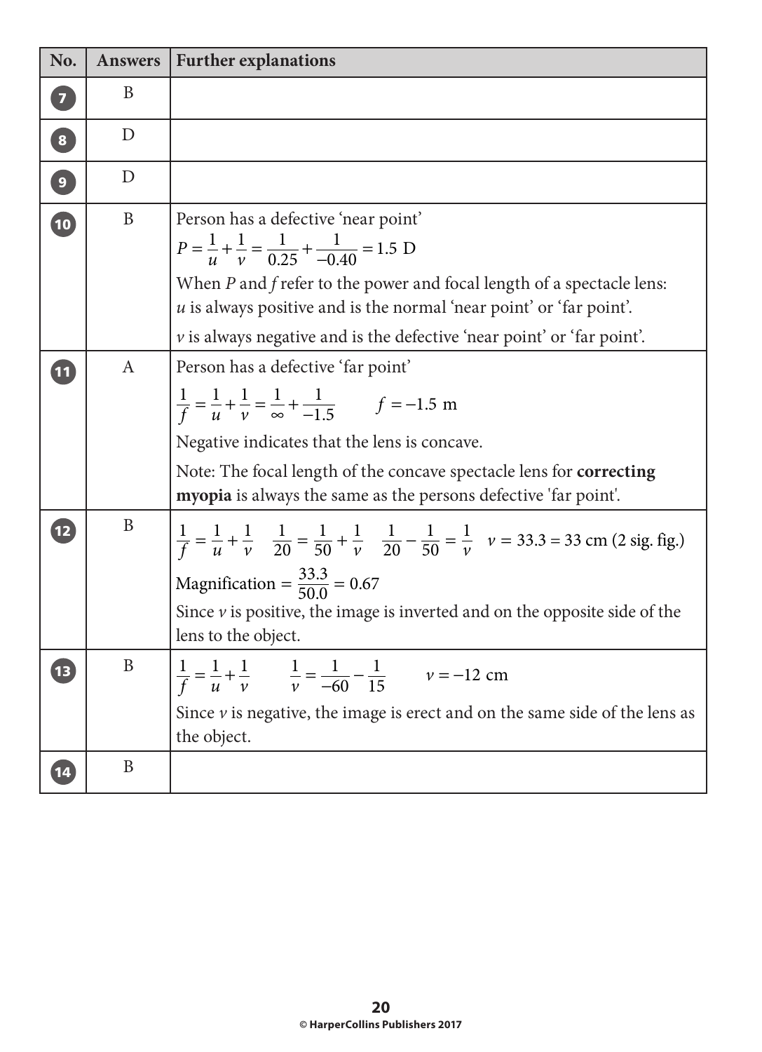| No. | Answers | Further explanations |
|---|---|---|
| 7 | B | |
| 8 | D | |
| 9 | D | |
| 10 | B | Person has a defective 'near point'<br>$P = \frac{1}{u} + \frac{1}{v} = \frac{1}{0.25} + \frac{1}{-0.40} = 1.5 \text{ D}$<br>When $P$ and $f$ refer to the power and focal length of a spectacle lens:<br>$u$ is always positive and is the normal 'near point' or 'far point'.<br>$v$ is always negative and is the defective 'near point' or 'far point'. |
| 11 | A | Person has a defective 'far point'<br>$\frac{1}{f} = \frac{1}{u} + \frac{1}{v} = \frac{1}{\infty} + \frac{1}{-1.5} \qquad f = -1.5 \text{ m}$<br>Negative indicates that the lens is concave.<br>Note: The focal length of the concave spectacle lens for **correcting myopia** is always the same as the persons defective 'far point'. |
| 12 | B | $\frac{1}{f} = \frac{1}{u} + \frac{1}{v} \quad \frac{1}{20} = \frac{1}{50} + \frac{1}{v} \quad \frac{1}{20} - \frac{1}{50} = \frac{1}{v} \quad v = 33.3 = 33 \text{ cm (2 sig. fig.)}$<br>Magnification $= \frac{33.3}{50.0} = 0.67$<br>Since $v$ is positive, the image is inverted and on the opposite side of the lens to the object. |
| 13 | B | $\frac{1}{f} = \frac{1}{u} + \frac{1}{v} \qquad \frac{1}{v} = \frac{1}{-60} - \frac{1}{15} \qquad v = -12 \text{ cm}$<br>Since $v$ is negative, the image is erect and on the same side of the lens as the object. |
| 14 | B | |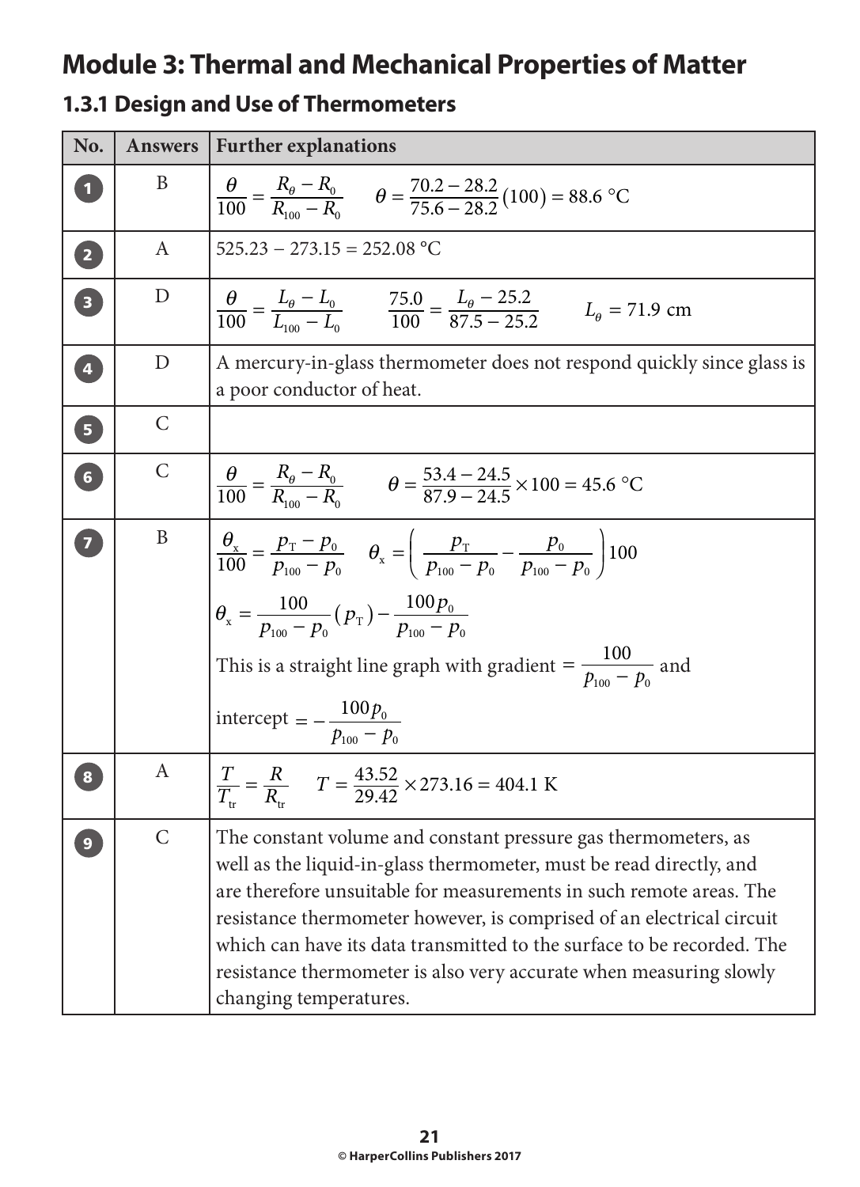# Module 3: Thermal and Mechanical Properties of Matter

## 1.3.1 Design and Use of Thermometers

| No. | Answers | Further explanations |
|---|---|---|
| 1 | B | $\frac{\theta}{100} = \frac{R_\theta - R_0}{R_{100} - R_0} \qquad \theta = \frac{70.2 - 28.2}{75.6 - 28.2}(100) = 88.6\ °\text{C}$ |
| 2 | A | 525.23 − 273.15 = 252.08 °C |
| 3 | D | $\frac{\theta}{100} = \frac{L_\theta - L_0}{L_{100} - L_0} \qquad \frac{75.0}{100} = \frac{L_\theta - 25.2}{87.5 - 25.2} \qquad L_\theta = 71.9\ \text{cm}$ |
| 4 | D | A mercury-in-glass thermometer does not respond quickly since glass is a poor conductor of heat. |
| 5 | C | |
| 6 | C | $\frac{\theta}{100} = \frac{R_\theta - R_0}{R_{100} - R_0} \qquad \theta = \frac{53.4 - 24.5}{87.9 - 24.5} \times 100 = 45.6\ °\text{C}$ |
| 7 | B | $\frac{\theta_x}{100} = \frac{p_T - p_0}{p_{100} - p_0} \qquad \theta_x = \left(\frac{p_T}{p_{100} - p_0} - \frac{p_0}{p_{100} - p_0}\right)100$ <br> $\theta_x = \frac{100}{p_{100} - p_0}(p_T) - \frac{100p_0}{p_{100} - p_0}$ <br> This is a straight line graph with gradient $= \frac{100}{p_{100} - p_0}$ and intercept $= -\frac{100p_0}{p_{100} - p_0}$ |
| 8 | A | $\frac{T}{T_{tr}} = \frac{R}{R_{tr}} \qquad T = \frac{43.52}{29.42} \times 273.16 = 404.1\ \text{K}$ |
| 9 | C | The constant volume and constant pressure gas thermometers, as well as the liquid-in-glass thermometer, must be read directly, and are therefore unsuitable for measurements in such remote areas. The resistance thermometer however, is comprised of an electrical circuit which can have its data transmitted to the surface to be recorded. The resistance thermometer is also very accurate when measuring slowly changing temperatures. |

© HarperCollins Publishers 2017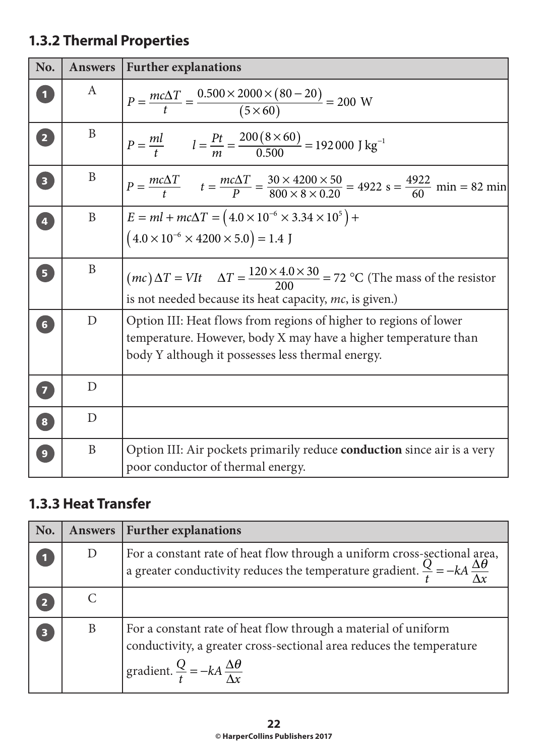## 1.3.2 Thermal Properties

| No. | Answers | Further explanations |
|---|---|---|
| 1 | A | $P = \frac{mc\Delta T}{t} = \frac{0.500 \times 2000 \times (80 - 20)}{(5 \times 60)} = 200\ \text{W}$ |
| 2 | B | $P = \frac{ml}{t} \qquad l = \frac{Pt}{m} = \frac{200(8 \times 60)}{0.500} = 192\,000\ \text{J kg}^{-1}$ |
| 3 | B | $P = \frac{mc\Delta T}{t} \qquad t = \frac{mc\Delta T}{P} = \frac{30 \times 4200 \times 50}{800 \times 8 \times 0.20} = 4922\ \text{s} = \frac{4922}{60}\ \text{min} = 82\ \text{min}$ |
| 4 | B | $E = ml + mc\Delta T = \left(4.0 \times 10^{-6} \times 3.34 \times 10^{5}\right) + \left(4.0 \times 10^{-6} \times 4200 \times 5.0\right) = 1.4\ \text{J}$ |
| 5 | B | $(mc)\Delta T = VIt \qquad \Delta T = \frac{120 \times 4.0 \times 30}{200} = 72\ °\text{C}$ (The mass of the resistor is not needed because its heat capacity, $mc$, is given.) |
| 6 | D | Option III: Heat flows from regions of higher to regions of lower temperature. However, body X may have a higher temperature than body Y although it possesses less thermal energy. |
| 7 | D | |
| 8 | D | |
| 9 | B | Option III: Air pockets primarily reduce **conduction** since air is a very poor conductor of thermal energy. |

## 1.3.3 Heat Transfer

| No. | Answers | Further explanations |
|---|---|---|
| 1 | D | For a constant rate of heat flow through a uniform cross-sectional area, a greater conductivity reduces the temperature gradient. $\frac{Q}{t} = -kA\frac{\Delta\theta}{\Delta x}$ |
| 2 | C | |
| 3 | B | For a constant rate of heat flow through a material of uniform conductivity, a greater cross-sectional area reduces the temperature gradient. $\frac{Q}{t} = -kA\frac{\Delta\theta}{\Delta x}$ |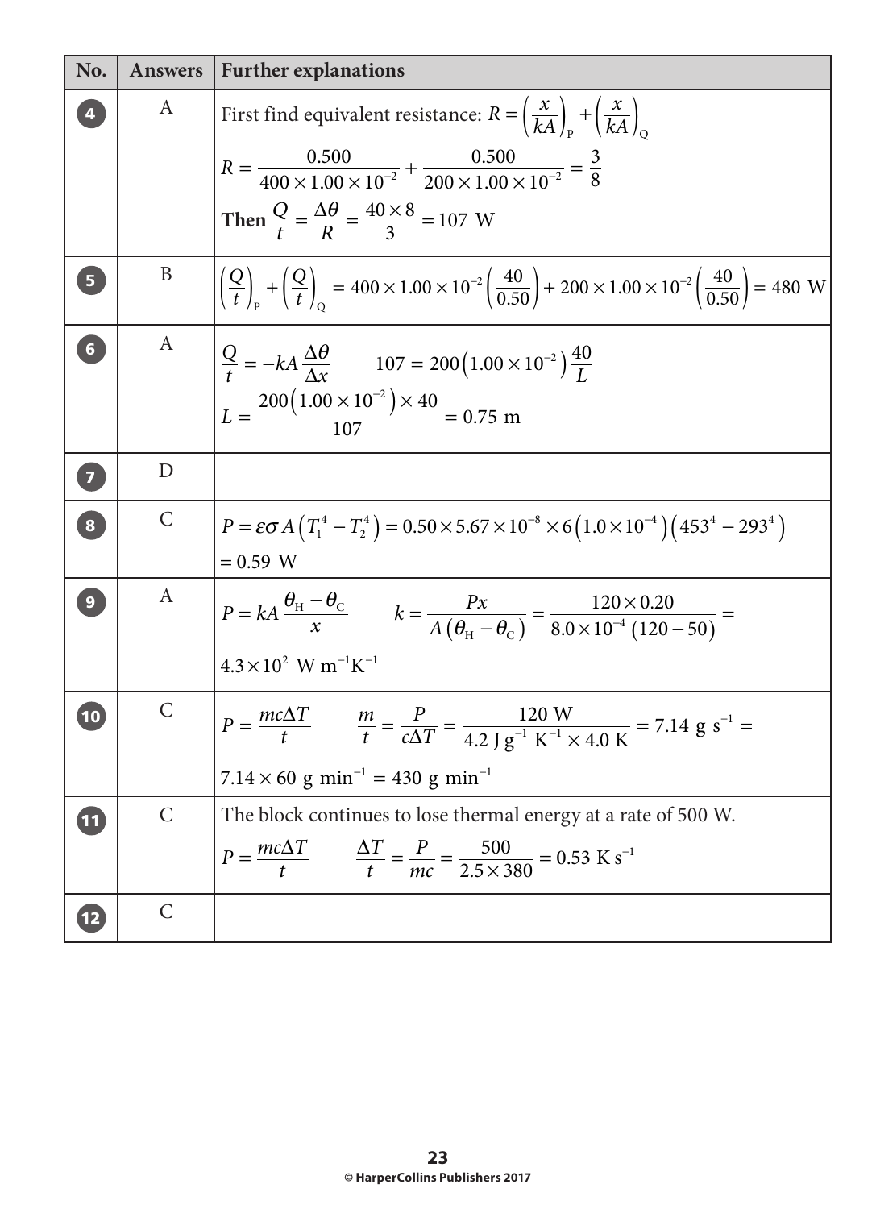| No. | Answers | Further explanations |
|---|---|---|
| 4 | A | First find equivalent resistance: $R = \left(\frac{x}{kA}\right)_P + \left(\frac{x}{kA}\right)_Q$ <br> $R = \frac{0.500}{400 \times 1.00 \times 10^{-2}} + \frac{0.500}{200 \times 1.00 \times 10^{-2}} = \frac{3}{8}$ <br> **Then** $\frac{Q}{t} = \frac{\Delta\theta}{R} = \frac{40 \times 8}{3} = 107\ \text{W}$ |
| 5 | B | $\left(\frac{Q}{t}\right)_P + \left(\frac{Q}{t}\right)_Q = 400 \times 1.00 \times 10^{-2}\left(\frac{40}{0.50}\right) + 200 \times 1.00 \times 10^{-2}\left(\frac{40}{0.50}\right) = 480\ \text{W}$ |
| 6 | A | $\frac{Q}{t} = -kA\frac{\Delta\theta}{\Delta x} \qquad 107 = 200\left(1.00 \times 10^{-2}\right)\frac{40}{L}$ <br> $L = \frac{200\left(1.00 \times 10^{-2}\right) \times 40}{107} = 0.75\ \text{m}$ |
| 7 | D | |
| 8 | C | $P = \varepsilon\sigma A\left(T_1^4 - T_2^4\right) = 0.50 \times 5.67 \times 10^{-8} \times 6\left(1.0 \times 10^{-4}\right)\left(453^4 - 293^4\right)$ <br> $= 0.59\ \text{W}$ |
| 9 | A | $P = kA\frac{\theta_H - \theta_C}{x} \qquad k = \frac{Px}{A\left(\theta_H - \theta_C\right)} = \frac{120 \times 0.20}{8.0 \times 10^{-4}\left(120 - 50\right)} =$ <br> $4.3 \times 10^2\ \text{W m}^{-1}\text{K}^{-1}$ |
| 10 | C | $P = \frac{mc\Delta T}{t} \qquad \frac{m}{t} = \frac{P}{c\Delta T} = \frac{120\ \text{W}}{4.2\ \text{J g}^{-1}\ \text{K}^{-1} \times 4.0\ \text{K}} = 7.14\ \text{g s}^{-1} =$ <br> $7.14 \times 60\ \text{g min}^{-1} = 430\ \text{g min}^{-1}$ |
| 11 | C | The block continues to lose thermal energy at a rate of 500 W. <br> $P = \frac{mc\Delta T}{t} \qquad \frac{\Delta T}{t} = \frac{P}{mc} = \frac{500}{2.5 \times 380} = 0.53\ \text{K s}^{-1}$ |
| 12 | C | |

© HarperCollins Publishers 2017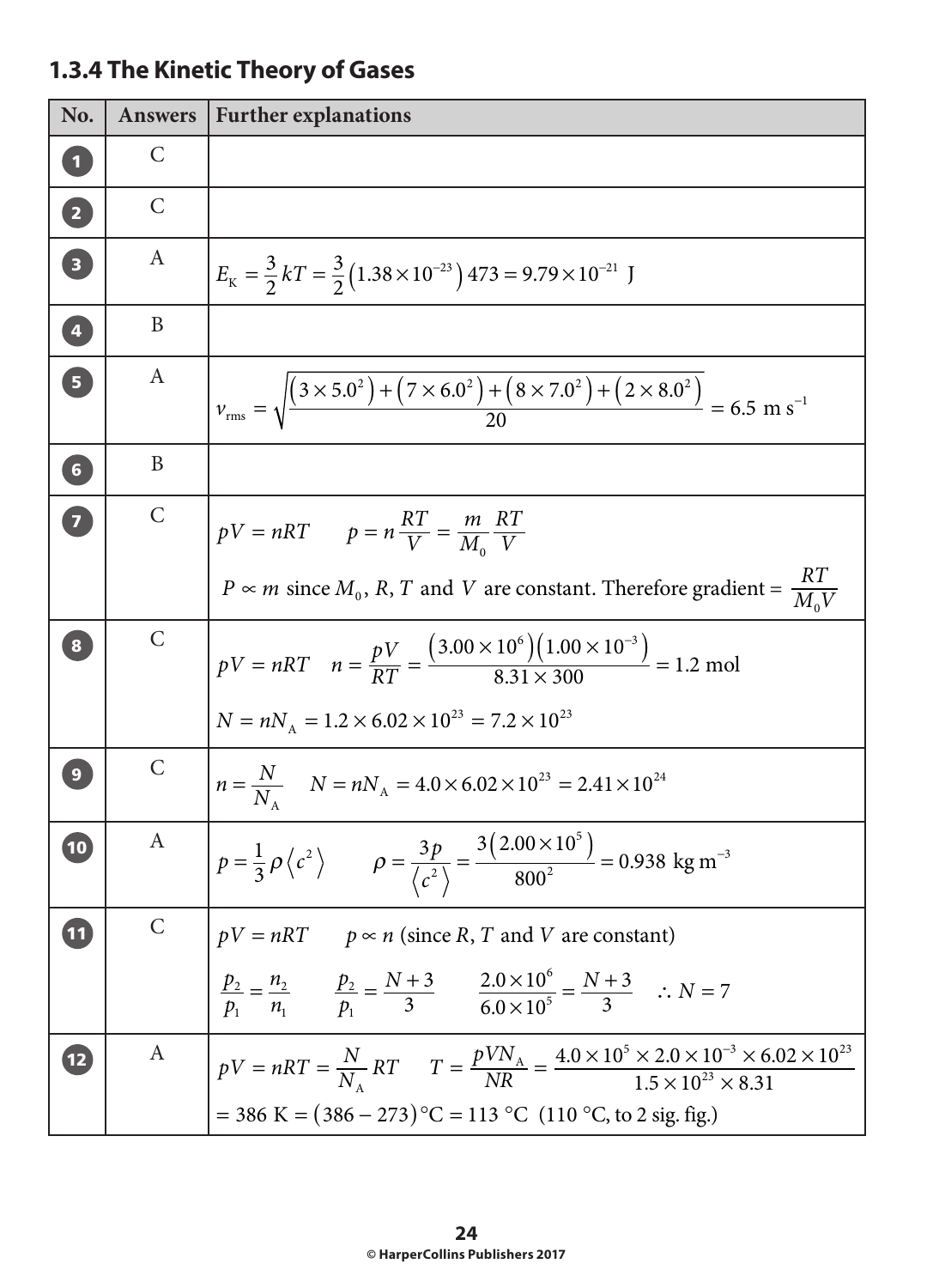## 1.3.4 The Kinetic Theory of Gases

| No. | Answers | Further explanations |
|---|---|---|
| 1 | C | |
| 2 | C | |
| 3 | A | $E_K = \frac{3}{2}kT = \frac{3}{2}\left(1.38\times10^{-23}\right)473 = 9.79\times10^{-21}\text{ J}$ |
| 4 | B | |
| 5 | A | $v_{rms} = \sqrt{\frac{\left(3\times5.0^2\right)+\left(7\times6.0^2\right)+\left(8\times7.0^2\right)+\left(2\times8.0^2\right)}{20}} = 6.5\text{ m s}^{-1}$ |
| 6 | B | |
| 7 | C | $pV = nRT \qquad p = n\frac{RT}{V} = \frac{m}{M_0}\frac{RT}{V}$ <br> $P \propto m$ since $M_0$, $R$, $T$ and $V$ are constant. Therefore gradient $= \frac{RT}{M_0 V}$ |
| 8 | C | $pV = nRT \quad n = \frac{pV}{RT} = \frac{\left(3.00\times10^6\right)\left(1.00\times10^{-3}\right)}{8.31\times300} = 1.2\text{ mol}$ <br> $N = nN_A = 1.2\times6.02\times10^{23} = 7.2\times10^{23}$ |
| 9 | C | $n = \frac{N}{N_A} \quad N = nN_A = 4.0\times6.02\times10^{23} = 2.41\times10^{24}$ |
| 10 | A | $p = \frac{1}{3}\rho\langle c^2\rangle \qquad \rho = \frac{3p}{\langle c^2\rangle} = \frac{3\left(2.00\times10^5\right)}{800^2} = 0.938\text{ kg m}^{-3}$ |
| 11 | C | $pV = nRT \qquad p \propto n$ (since $R$, $T$ and $V$ are constant) <br> $\frac{p_2}{p_1} = \frac{n_2}{n_1} \qquad \frac{p_2}{p_1} = \frac{N+3}{3} \qquad \frac{2.0\times10^6}{6.0\times10^5} = \frac{N+3}{3} \quad \therefore N = 7$ |
| 12 | A | $pV = nRT = \frac{N}{N_A}RT \qquad T = \frac{pVN_A}{NR} = \frac{4.0\times10^5\times2.0\times10^{-3}\times6.02\times10^{23}}{1.5\times10^{23}\times8.31}$ <br> $= 386\text{ K} = (386-273)\,°\text{C} = 113\,°\text{C}$ (110 °C, to 2 sig. fig.) |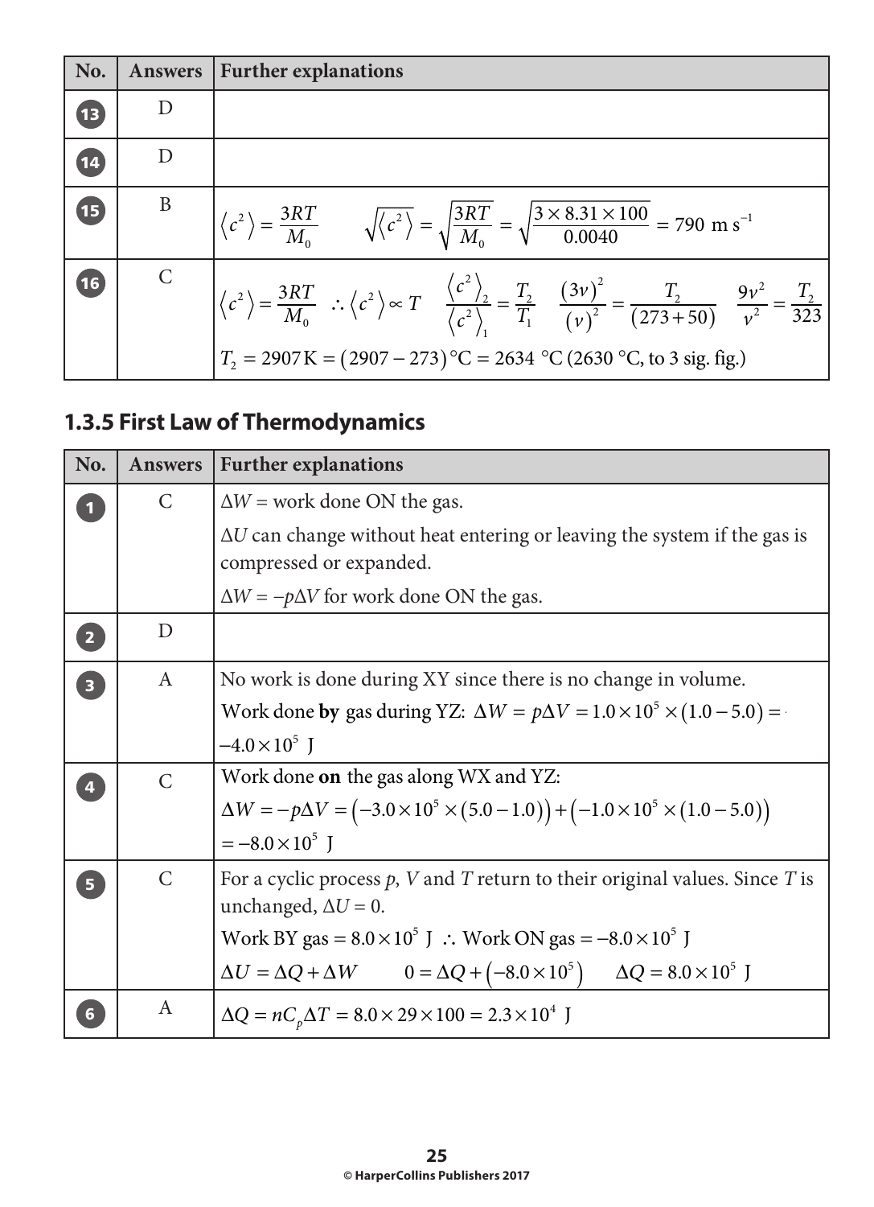| No. | Answers | Further explanations |
|---|---|---|
| 13 | D | |
| 14 | D | |
| 15 | B | $\langle c^2 \rangle = \frac{3RT}{M_0} \qquad \sqrt{\langle c^2 \rangle} = \sqrt{\frac{3RT}{M_0}} = \sqrt{\frac{3 \times 8.31 \times 100}{0.0040}} = 790 \text{ m s}^{-1}$ |
| 16 | C | $\langle c^2 \rangle = \frac{3RT}{M_0} \quad \therefore \langle c^2 \rangle \propto T \quad \frac{\langle c^2 \rangle_2}{\langle c^2 \rangle_1} = \frac{T_2}{T_1} \quad \frac{(3v)^2}{(v)^2} = \frac{T_2}{(273+50)} \quad \frac{9v^2}{v^2} = \frac{T_2}{323}$ <br> $T_2 = 2907 \text{ K} = (2907 - 273)\text{ °C} = 2634 \text{ °C}$ (2630 °C, to 3 sig. fig.) |

## 1.3.5 First Law of Thermodynamics

| No. | Answers | Further explanations |
|---|---|---|
| 1 | C | $\Delta W$ = work done ON the gas. <br> $\Delta U$ can change without heat entering or leaving the system if the gas is compressed or expanded. <br> $\Delta W = -p\Delta V$ for work done ON the gas. |
| 2 | D | |
| 3 | A | No work is done during XY since there is no change in volume. <br> Work done **by** gas during YZ: $\Delta W = p\Delta V = 1.0 \times 10^5 \times (1.0 - 5.0) =$ <br> $-4.0 \times 10^5 \text{ J}$ |
| 4 | C | Work done **on** the gas along WX and YZ: <br> $\Delta W = -p\Delta V = \left(-3.0 \times 10^5 \times (5.0 - 1.0)\right) + \left(-1.0 \times 10^5 \times (1.0 - 5.0)\right)$ <br> $= -8.0 \times 10^5 \text{ J}$ |
| 5 | C | For a cyclic process $p$, $V$ and $T$ return to their original values. Since $T$ is unchanged, $\Delta U = 0$. <br> Work BY gas $= 8.0 \times 10^5 \text{ J}$ $\therefore$ Work ON gas $= -8.0 \times 10^5 \text{ J}$ <br> $\Delta U = \Delta Q + \Delta W \qquad 0 = \Delta Q + \left(-8.0 \times 10^5\right) \qquad \Delta Q = 8.0 \times 10^5 \text{ J}$ |
| 6 | A | $\Delta Q = nC_p\Delta T = 8.0 \times 29 \times 100 = 2.3 \times 10^4 \text{ J}$ |

© HarperCollins Publishers 2017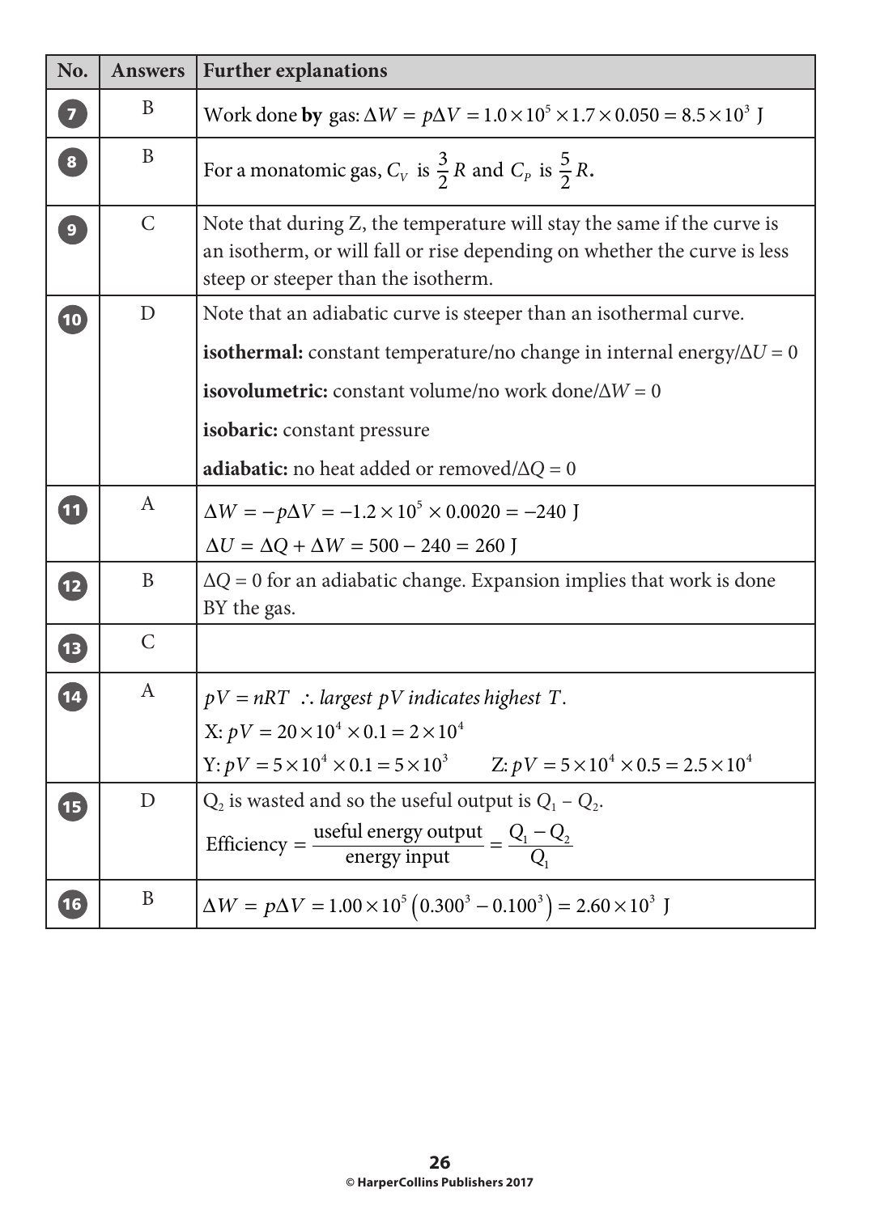| No. | Answers | Further explanations |
| --- | --- | --- |
| 7 | B | Work done **by** gas: $\Delta W = p\Delta V = 1.0 \times 10^5 \times 1.7 \times 0.050 = 8.5 \times 10^3$ J |
| 8 | B | For a monatomic gas, $C_V$ is $\frac{3}{2}R$ and $C_P$ is $\frac{5}{2}R$. |
| 9 | C | Note that during Z, the temperature will stay the same if the curve is an isotherm, or will fall or rise depending on whether the curve is less steep or steeper than the isotherm. |
| 10 | D | Note that an adiabatic curve is steeper than an isothermal curve.<br>**isothermal:** constant temperature/no change in internal energy/$\Delta U = 0$<br>**isovolumetric:** constant volume/no work done/$\Delta W = 0$<br>**isobaric:** constant pressure<br>**adiabatic:** no heat added or removed/$\Delta Q = 0$ |
| 11 | A | $\Delta W = -p\Delta V = -1.2 \times 10^5 \times 0.0020 = -240$ J<br>$\Delta U = \Delta Q + \Delta W = 500 - 240 = 260$ J |
| 12 | B | $\Delta Q = 0$ for an adiabatic change. Expansion implies that work is done BY the gas. |
| 13 | C | |
| 14 | A | $pV = nRT \;\therefore$ *largest pV indicates highest T*.<br>X: $pV = 20 \times 10^4 \times 0.1 = 2 \times 10^4$<br>Y: $pV = 5 \times 10^4 \times 0.1 = 5 \times 10^3$ Z: $pV = 5 \times 10^4 \times 0.5 = 2.5 \times 10^4$ |
| 15 | D | $Q_2$ is wasted and so the useful output is $Q_1 - Q_2$.<br>Efficiency $= \frac{\text{useful energy output}}{\text{energy input}} = \frac{Q_1 - Q_2}{Q_1}$ |
| 16 | B | $\Delta W = p\Delta V = 1.00 \times 10^5 \left(0.300^3 - 0.100^3\right) = 2.60 \times 10^3$ J |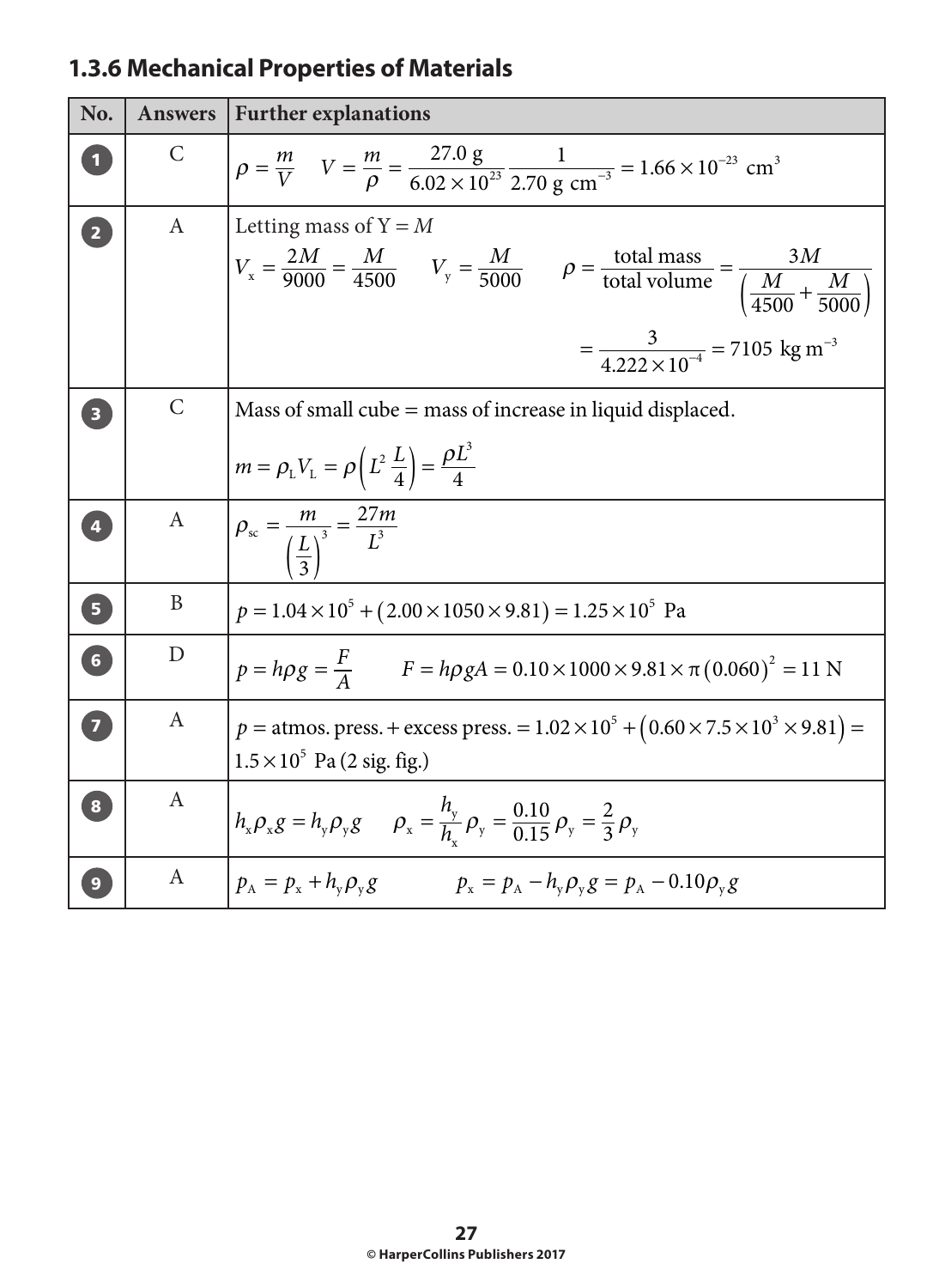## 1.3.6 Mechanical Properties of Materials

| No. | Answers | Further explanations |
|---|---|---|
| 1 | C | $\rho = \frac{m}{V} \quad V = \frac{m}{\rho} = \frac{27.0\text{ g}}{6.02\times10^{23}}\frac{1}{2.70\text{ g cm}^{-3}} = 1.66\times10^{-23}\text{ cm}^3$ |
| 2 | A | Letting mass of Y = $M$ <br> $V_x = \frac{2M}{9000} = \frac{M}{4500} \quad V_y = \frac{M}{5000} \quad \rho = \frac{\text{total mass}}{\text{total volume}} = \frac{3M}{\left(\frac{M}{4500}+\frac{M}{5000}\right)}$ <br> $= \frac{3}{4.222\times10^{-4}} = 7105\text{ kg m}^{-3}$ |
| 3 | C | Mass of small cube = mass of increase in liquid displaced. <br> $m = \rho_L V_L = \rho\left(L^2\frac{L}{4}\right) = \frac{\rho L^3}{4}$ |
| 4 | A | $\rho_{sc} = \frac{m}{\left(\frac{L}{3}\right)^3} = \frac{27m}{L^3}$ |
| 5 | B | $p = 1.04\times10^5 + (2.00\times1050\times9.81) = 1.25\times10^5\text{ Pa}$ |
| 6 | D | $p = h\rho g = \frac{F}{A} \qquad F = h\rho gA = 0.10\times1000\times9.81\times\pi(0.060)^2 = 11\text{ N}$ |
| 7 | A | $p$ = atmos. press. + excess press. $= 1.02\times10^5 + (0.60\times7.5\times10^3\times9.81) =$ $1.5\times10^5$ Pa (2 sig. fig.) |
| 8 | A | $h_x\rho_x g = h_y\rho_y g \qquad \rho_x = \frac{h_y}{h_x}\rho_y = \frac{0.10}{0.15}\rho_y = \frac{2}{3}\rho_y$ |
| 9 | A | $p_A = p_x + h_y\rho_y g \qquad p_x = p_A - h_y\rho_y g = p_A - 0.10\rho_y g$ |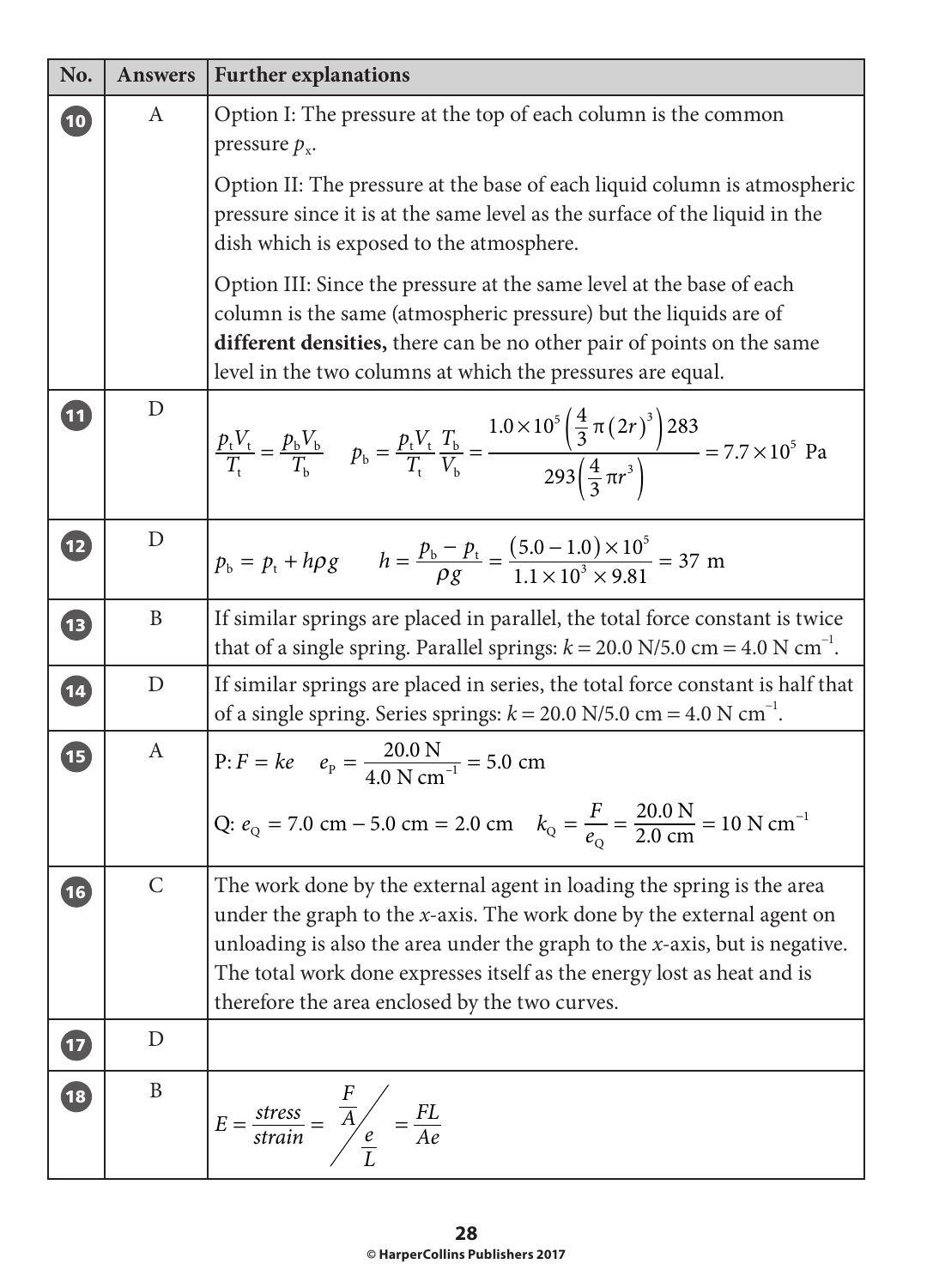| No. | Answers | Further explanations |
|---|---|---|
| 10 | A | Option I: The pressure at the top of each column is the common pressure $p_x$.<br><br>Option II: The pressure at the base of each liquid column is atmospheric pressure since it is at the same level as the surface of the liquid in the dish which is exposed to the atmosphere.<br><br>Option III: Since the pressure at the same level at the base of each column is the same (atmospheric pressure) but the liquids are of **different densities,** there can be no other pair of points on the same level in the two columns at which the pressures are equal. |
| 11 | D | $\frac{p_t V_t}{T_t} = \frac{p_b V_b}{T_b} \quad p_b = \frac{p_t V_t}{T_t}\frac{T_b}{V_b} = \frac{1.0\times10^5\left(\frac{4}{3}\pi(2r)^3\right)283}{293\left(\frac{4}{3}\pi r^3\right)} = 7.7\times10^5 \text{ Pa}$ |
| 12 | D | $p_b = p_t + h\rho g \quad h = \frac{p_b - p_t}{\rho g} = \frac{(5.0-1.0)\times10^5}{1.1\times10^3\times9.81} = 37 \text{ m}$ |
| 13 | B | If similar springs are placed in parallel, the total force constant is twice that of a single spring. Parallel springs: $k = 20.0 \text{ N}/5.0 \text{ cm} = 4.0 \text{ N cm}^{-1}$. |
| 14 | D | If similar springs are placed in series, the total force constant is half that of a single spring. Series springs: $k = 20.0 \text{ N}/5.0 \text{ cm} = 4.0 \text{ N cm}^{-1}$. |
| 15 | A | P: $F = ke \quad e_P = \frac{20.0 \text{ N}}{4.0 \text{ N cm}^{-1}} = 5.0 \text{ cm}$<br><br>Q: $e_Q = 7.0 \text{ cm} - 5.0 \text{ cm} = 2.0 \text{ cm} \quad k_Q = \frac{F}{e_Q} = \frac{20.0 \text{ N}}{2.0 \text{ cm}} = 10 \text{ N cm}^{-1}$ |
| 16 | C | The work done by the external agent in loading the spring is the area under the graph to the *x*-axis. The work done by the external agent on unloading is also the area under the graph to the *x*-axis, but is negative. The total work done expresses itself as the energy lost as heat and is therefore the area enclosed by the two curves. |
| 17 | D | |
| 18 | B | $E = \frac{stress}{strain} = \frac{F/A}{e/L} = \frac{FL}{Ae}$ |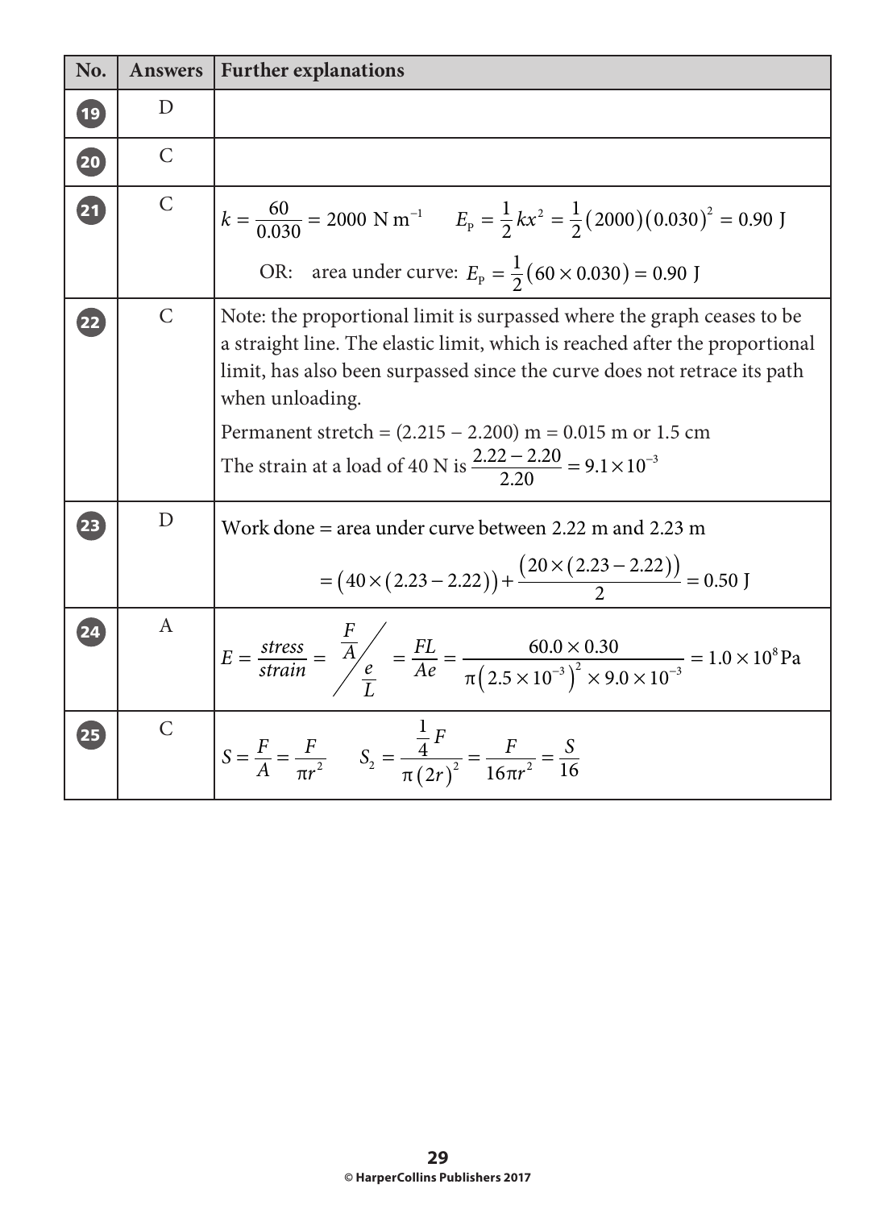| No. | Answers | Further explanations |
|---|---|---|
| 19 | D | |
| 20 | C | |
| 21 | C | $k = \frac{60}{0.030} = 2000 \text{ N m}^{-1}$ $\quad E_P = \frac{1}{2}kx^2 = \frac{1}{2}(2000)(0.030)^2 = 0.90 \text{ J}$ <br> OR: area under curve: $E_P = \frac{1}{2}(60 \times 0.030) = 0.90 \text{ J}$ |
| 22 | C | Note: the proportional limit is surpassed where the graph ceases to be a straight line. The elastic limit, which is reached after the proportional limit, has also been surpassed since the curve does not retrace its path when unloading. <br> Permanent stretch = (2.215 − 2.200) m = 0.015 m or 1.5 cm <br> The strain at a load of 40 N is $\frac{2.22 - 2.20}{2.20} = 9.1 \times 10^{-3}$ |
| 23 | D | Work done = area under curve between 2.22 m and 2.23 m <br> $= (40 \times (2.23 - 2.22)) + \frac{(20 \times (2.23 - 2.22))}{2} = 0.50 \text{ J}$ |
| 24 | A | $E = \frac{stress}{strain} = \frac{F/A}{e/L} = \frac{FL}{Ae} = \frac{60.0 \times 0.30}{\pi(2.5 \times 10^{-3})^2 \times 9.0 \times 10^{-3}} = 1.0 \times 10^8 \text{ Pa}$ |
| 25 | C | $S = \frac{F}{A} = \frac{F}{\pi r^2}$ $\quad S_2 = \frac{\frac{1}{4}F}{\pi(2r)^2} = \frac{F}{16\pi r^2} = \frac{S}{16}$ |

© HarperCollins Publishers 2017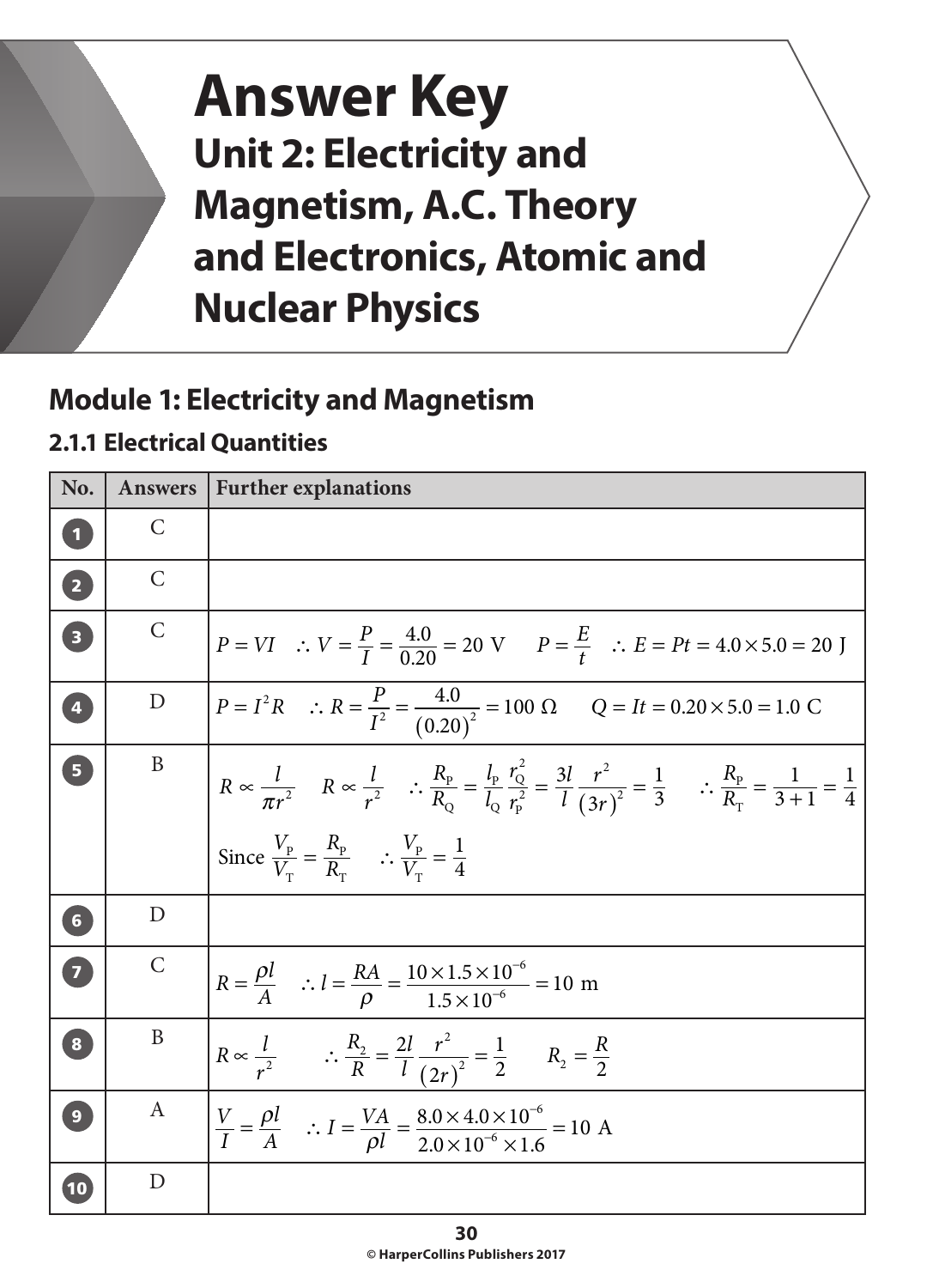# Answer Key

## Unit 2: Electricity and Magnetism, A.C. Theory and Electronics, Atomic and Nuclear Physics

## Module 1: Electricity and Magnetism

### 2.1.1 Electrical Quantities

| No. | Answers | Further explanations |
|---|---|---|
| 1 | C | |
| 2 | C | |
| 3 | C | $P = VI \quad \therefore V = \frac{P}{I} = \frac{4.0}{0.20} = 20 \text{ V} \qquad P = \frac{E}{t} \quad \therefore E = Pt = 4.0 \times 5.0 = 20 \text{ J}$ |
| 4 | D | $P = I^2 R \quad \therefore R = \frac{P}{I^2} = \frac{4.0}{(0.20)^2} = 100\ \Omega \qquad Q = It = 0.20 \times 5.0 = 1.0 \text{ C}$ |
| 5 | B | $R \propto \frac{l}{\pi r^2} \quad R \propto \frac{l}{r^2} \quad \therefore \frac{R_P}{R_Q} = \frac{l_P}{l_Q}\frac{r_Q^2}{r_P^2} = \frac{3l}{l}\frac{r^2}{(3r)^2} = \frac{1}{3} \qquad \therefore \frac{R_P}{R_T} = \frac{1}{3+1} = \frac{1}{4}$ <br> Since $\frac{V_P}{V_T} = \frac{R_P}{R_T} \quad \therefore \frac{V_P}{V_T} = \frac{1}{4}$ |
| 6 | D | |
| 7 | C | $R = \frac{\rho l}{A} \quad \therefore l = \frac{RA}{\rho} = \frac{10 \times 1.5 \times 10^{-6}}{1.5 \times 10^{-6}} = 10 \text{ m}$ |
| 8 | B | $R \propto \frac{l}{r^2} \qquad \therefore \frac{R_2}{R} = \frac{2l}{l}\frac{r^2}{(2r)^2} = \frac{1}{2} \qquad R_2 = \frac{R}{2}$ |
| 9 | A | $\frac{V}{I} = \frac{\rho l}{A} \quad \therefore I = \frac{VA}{\rho l} = \frac{8.0 \times 4.0 \times 10^{-6}}{2.0 \times 10^{-6} \times 1.6} = 10 \text{ A}$ |
| 10 | D | |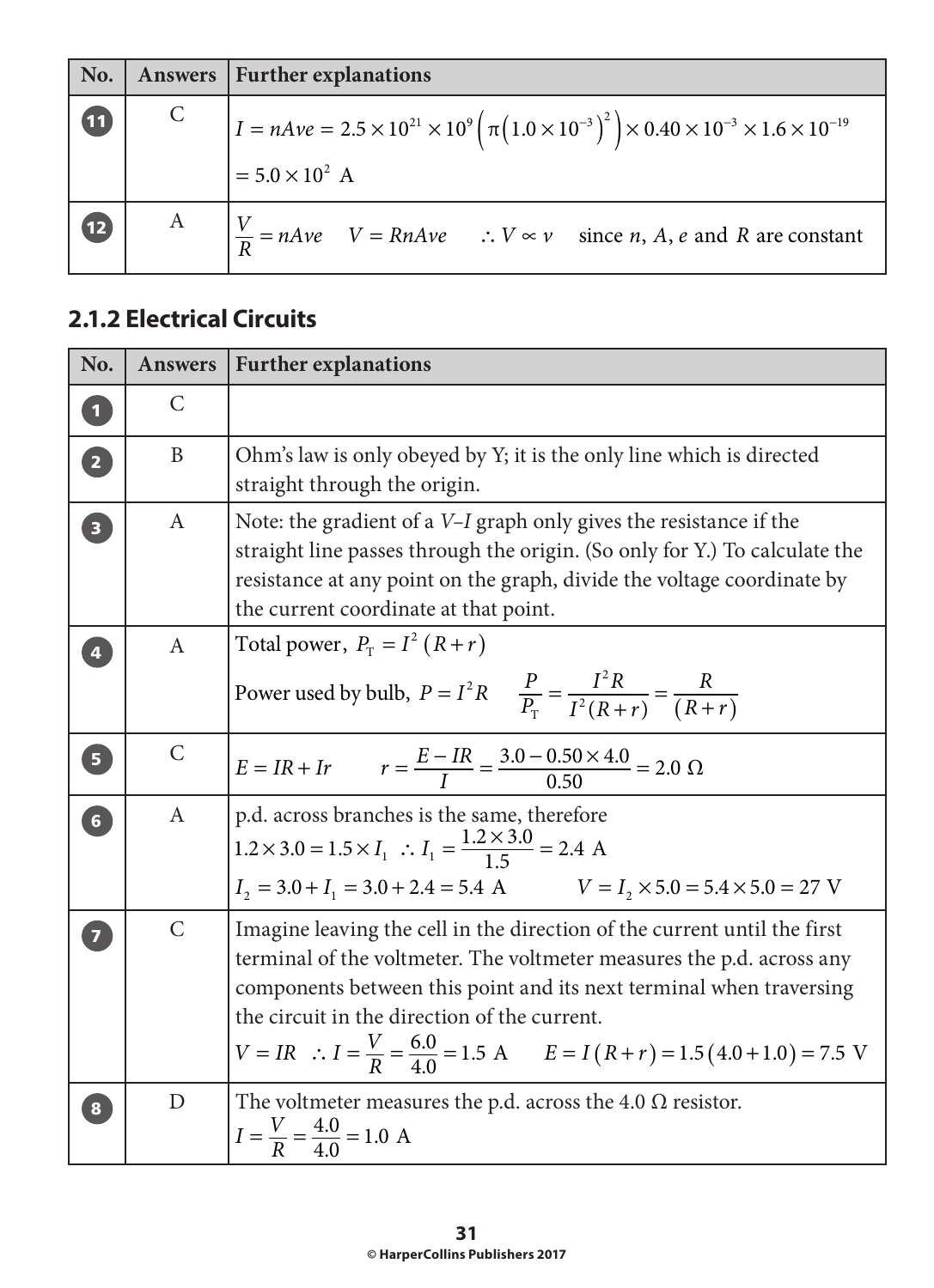| No. | Answers | Further explanations |
|---|---|---|
| 11 | C | $I = nAve = 2.5 \times 10^{21} \times 10^{9}\left(\pi\left(1.0 \times 10^{-3}\right)^2\right) \times 0.40 \times 10^{-3} \times 1.6 \times 10^{-19}$ <br> $= 5.0 \times 10^{2}$ A |
| 12 | A | $\frac{V}{R} = nAve \quad V = RnAve \quad \therefore V \propto v$ since $n$, $A$, $e$ and $R$ are constant |

## 2.1.2 Electrical Circuits

| No. | Answers | Further explanations |
|---|---|---|
| 1 | C | |
| 2 | B | Ohm's law is only obeyed by Y; it is the only line which is directed straight through the origin. |
| 3 | A | Note: the gradient of a $V$–$I$ graph only gives the resistance if the straight line passes through the origin. (So only for Y.) To calculate the resistance at any point on the graph, divide the voltage coordinate by the current coordinate at that point. |
| 4 | A | Total power, $P_T = I^2(R + r)$ <br> Power used by bulb, $P = I^2R \quad \frac{P}{P_T} = \frac{I^2R}{I^2(R+r)} = \frac{R}{(R+r)}$ |
| 5 | C | $E = IR + Ir \qquad r = \frac{E - IR}{I} = \frac{3.0 - 0.50 \times 4.0}{0.50} = 2.0\ \Omega$ |
| 6 | A | p.d. across branches is the same, therefore <br> $1.2 \times 3.0 = 1.5 \times I_1 \ \therefore I_1 = \frac{1.2 \times 3.0}{1.5} = 2.4$ A <br> $I_2 = 3.0 + I_1 = 3.0 + 2.4 = 5.4$ A $\qquad V = I_2 \times 5.0 = 5.4 \times 5.0 = 27$ V |
| 7 | C | Imagine leaving the cell in the direction of the current until the first terminal of the voltmeter. The voltmeter measures the p.d. across any components between this point and its next terminal when traversing the circuit in the direction of the current. <br> $V = IR \ \therefore I = \frac{V}{R} = \frac{6.0}{4.0} = 1.5$ A $\qquad E = I(R + r) = 1.5(4.0 + 1.0) = 7.5$ V |
| 8 | D | The voltmeter measures the p.d. across the 4.0 Ω resistor. <br> $I = \frac{V}{R} = \frac{4.0}{4.0} = 1.0$ A |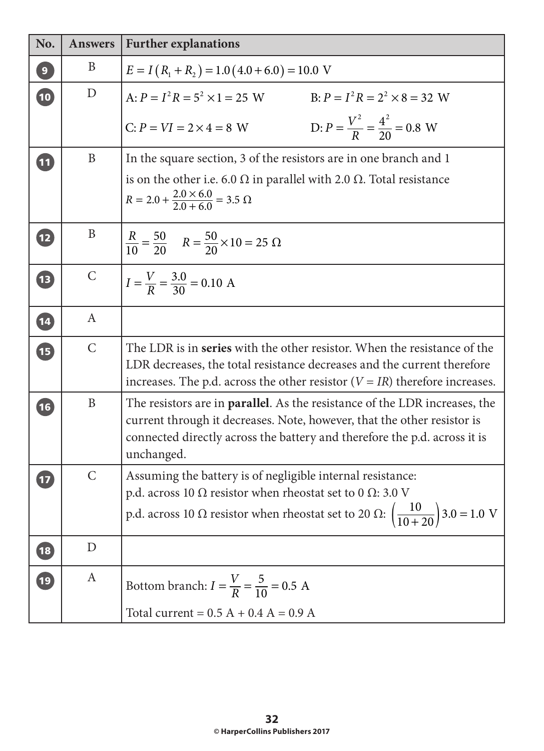| No. | Answers | Further explanations |
|---|---|---|
| 9 | B | $E = I(R_1 + R_2) = 1.0(4.0 + 6.0) = 10.0\ \text{V}$ |
| 10 | D | A: $P = I^2R = 5^2 \times 1 = 25\ \text{W}$ B: $P = I^2R = 2^2 \times 8 = 32\ \text{W}$ C: $P = VI = 2 \times 4 = 8\ \text{W}$ D: $P = \frac{V^2}{R} = \frac{4^2}{20} = 0.8\ \text{W}$ |
| 11 | B | In the square section, 3 of the resistors are in one branch and 1 is on the other i.e. 6.0 Ω in parallel with 2.0 Ω. Total resistance $R = 2.0 + \frac{2.0 \times 6.0}{2.0 + 6.0} = 3.5\ \Omega$ |
| 12 | B | $\frac{R}{10} = \frac{50}{20}$ $R = \frac{50}{20} \times 10 = 25\ \Omega$ |
| 13 | C | $I = \frac{V}{R} = \frac{3.0}{30} = 0.10\ \text{A}$ |
| 14 | A | |
| 15 | C | The LDR is in **series** with the other resistor. When the resistance of the LDR decreases, the total resistance decreases and the current therefore increases. The p.d. across the other resistor ($V = IR$) therefore increases. |
| 16 | B | The resistors are in **parallel**. As the resistance of the LDR increases, the current through it decreases. Note, however, that the other resistor is connected directly across the battery and therefore the p.d. across it is unchanged. |
| 17 | C | Assuming the battery is of negligible internal resistance: p.d. across 10 Ω resistor when rheostat set to 0 Ω: 3.0 V p.d. across 10 Ω resistor when rheostat set to 20 Ω: $\left(\frac{10}{10 + 20}\right)3.0 = 1.0\ \text{V}$ |
| 18 | D | |
| 19 | A | Bottom branch: $I = \frac{V}{R} = \frac{5}{10} = 0.5\ \text{A}$ Total current = 0.5 A + 0.4 A = 0.9 A |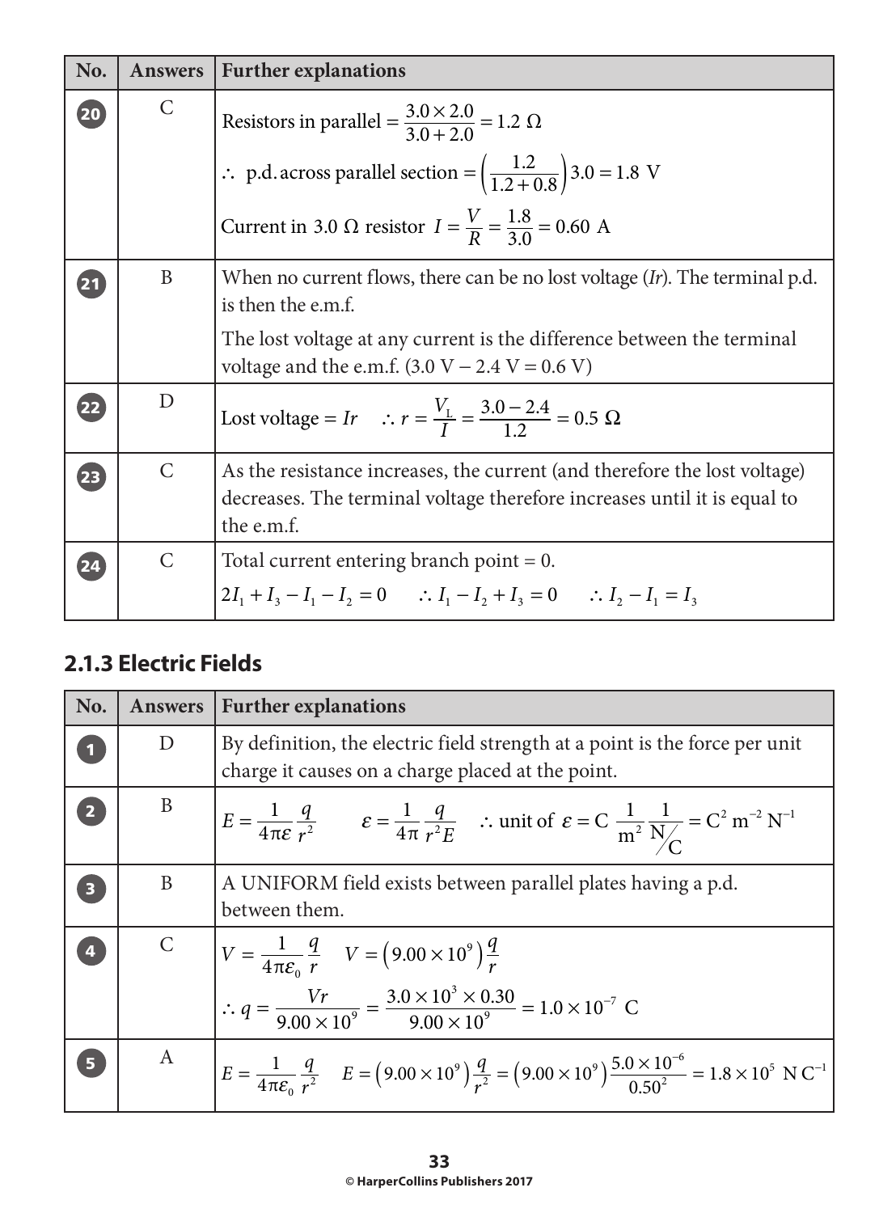| No. | Answers | Further explanations |
|---|---|---|
| 20 | C | Resistors in parallel $= \frac{3.0 \times 2.0}{3.0 + 2.0} = 1.2\ \Omega$ <br> $\therefore$ p.d. across parallel section $= \left(\frac{1.2}{1.2 + 0.8}\right)3.0 = 1.8\ \text{V}$ <br> Current in $3.0\ \Omega$ resistor $I = \frac{V}{R} = \frac{1.8}{3.0} = 0.60\ \text{A}$ |
| 21 | B | When no current flows, there can be no lost voltage ($Ir$). The terminal p.d. is then the e.m.f. <br> The lost voltage at any current is the difference between the terminal voltage and the e.m.f. (3.0 V − 2.4 V = 0.6 V) |
| 22 | D | Lost voltage $= Ir \quad \therefore r = \frac{V_L}{I} = \frac{3.0 - 2.4}{1.2} = 0.5\ \Omega$ |
| 23 | C | As the resistance increases, the current (and therefore the lost voltage) decreases. The terminal voltage therefore increases until it is equal to the e.m.f. |
| 24 | C | Total current entering branch point = 0. <br> $2I_1 + I_3 - I_1 - I_2 = 0 \quad \therefore I_1 - I_2 + I_3 = 0 \quad \therefore I_2 - I_1 = I_3$ |

## 2.1.3 Electric Fields

| No. | Answers | Further explanations |
|---|---|---|
| 1 | D | By definition, the electric field strength at a point is the force per unit charge it causes on a charge placed at the point. |
| 2 | B | $E = \frac{1}{4\pi\varepsilon}\frac{q}{r^2} \qquad \varepsilon = \frac{1}{4\pi}\frac{q}{r^2 E} \quad \therefore$ unit of $\varepsilon = \text{C}\ \frac{1}{\text{m}^2}\frac{1}{\text{N/C}} = \text{C}^2\ \text{m}^{-2}\ \text{N}^{-1}$ |
| 3 | B | A UNIFORM field exists between parallel plates having a p.d. between them. |
| 4 | C | $V = \frac{1}{4\pi\varepsilon_0}\frac{q}{r} \quad V = \left(9.00 \times 10^9\right)\frac{q}{r}$ <br> $\therefore q = \frac{Vr}{9.00 \times 10^9} = \frac{3.0 \times 10^3 \times 0.30}{9.00 \times 10^9} = 1.0 \times 10^{-7}\ \text{C}$ |
| 5 | A | $E = \frac{1}{4\pi\varepsilon_0}\frac{q}{r^2} \quad E = \left(9.00 \times 10^9\right)\frac{q}{r^2} = \left(9.00 \times 10^9\right)\frac{5.0 \times 10^{-6}}{0.50^2} = 1.8 \times 10^5\ \text{N C}^{-1}$ |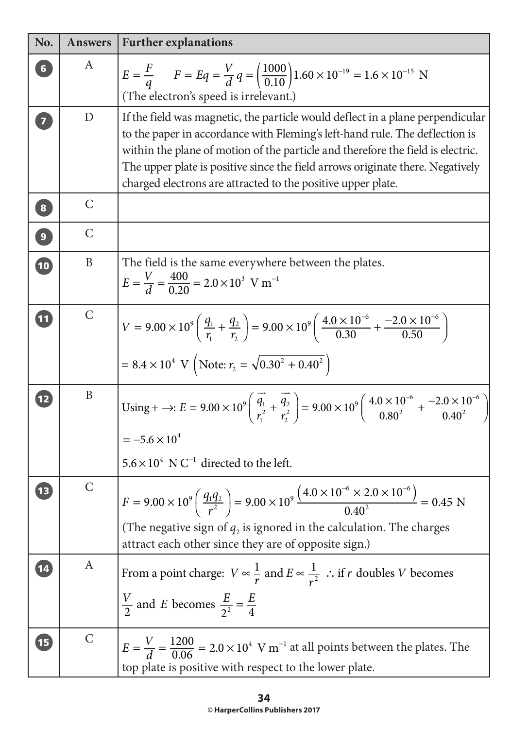| No. | Answers | Further explanations |
|---|---|---|
| 6 | A | $E = \frac{F}{q}$ $\quad F = Eq = \frac{V}{d}q = \left(\frac{1000}{0.10}\right)1.60 \times 10^{-19} = 1.6 \times 10^{-15}$ N<br>(The electron's speed is irrelevant.) |
| 7 | D | If the field was magnetic, the particle would deflect in a plane perpendicular to the paper in accordance with Fleming's left-hand rule. The deflection is within the plane of motion of the particle and therefore the field is electric. The upper plate is positive since the field arrows originate there. Negatively charged electrons are attracted to the positive upper plate. |
| 8 | C | |
| 9 | C | |
| 10 | B | The field is the same everywhere between the plates.<br>$E = \frac{V}{d} = \frac{400}{0.20} = 2.0 \times 10^3 \text{ V m}^{-1}$ |
| 11 | C | $V = 9.00 \times 10^9 \left(\frac{q_1}{r_1} + \frac{q_2}{r_2}\right) = 9.00 \times 10^9 \left(\frac{4.0 \times 10^{-6}}{0.30} + \frac{-2.0 \times 10^{-6}}{0.50}\right)$<br>$= 8.4 \times 10^4$ V $\left(\text{Note: } r_2 = \sqrt{0.30^2 + 0.40^2}\right)$ |
| 12 | B | Using + →: $E = 9.00 \times 10^9 \left(\frac{\vec{q_1}}{r_1^2} + \frac{\vec{q_2}}{r_2^2}\right) = 9.00 \times 10^9 \left(\frac{4.0 \times 10^{-6}}{0.80^2} + \frac{-2.0 \times 10^{-6}}{0.40^2}\right)$<br>$= -5.6 \times 10^4$<br>$5.6 \times 10^4 \text{ N C}^{-1}$ directed to the left. |
| 13 | C | $F = 9.00 \times 10^9 \left(\frac{q_1 q_2}{r^2}\right) = 9.00 \times 10^9 \frac{\left(4.0 \times 10^{-6} \times 2.0 \times 10^{-6}\right)}{0.40^2} = 0.45$ N<br>(The negative sign of $q_2$ is ignored in the calculation. The charges attract each other since they are of opposite sign.) |
| 14 | A | From a point charge: $V \propto \frac{1}{r}$ and $E \propto \frac{1}{r^2}$ $\therefore$ if $r$ doubles $V$ becomes $\frac{V}{2}$ and $E$ becomes $\frac{E}{2^2} = \frac{E}{4}$ |
| 15 | C | $E = \frac{V}{d} = \frac{1200}{0.06} = 2.0 \times 10^4 \text{ V m}^{-1}$ at all points between the plates. The top plate is positive with respect to the lower plate. |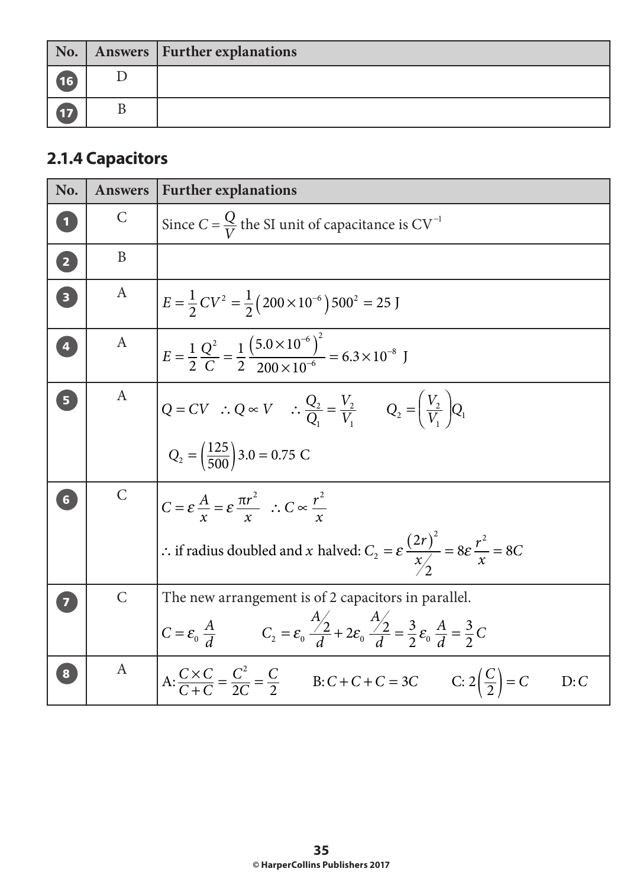| No. | Answers | Further explanations |
|---|---|---|
| 16 | D | |
| 17 | B | |

## 2.1.4 Capacitors

| No. | Answers | Further explanations |
|---|---|---|
| 1 | C | Since $C = \frac{Q}{V}$ the SI unit of capacitance is $CV^{-1}$ |
| 2 | B | |
| 3 | A | $E = \frac{1}{2}CV^2 = \frac{1}{2}\left(200 \times 10^{-6}\right)500^2 = 25 \text{ J}$ |
| 4 | A | $E = \frac{1}{2}\frac{Q^2}{C} = \frac{1}{2}\frac{\left(5.0 \times 10^{-6}\right)^2}{200 \times 10^{-6}} = 6.3 \times 10^{-8} \text{ J}$ |
| 5 | A | $Q = CV \quad \therefore Q \propto V \quad \therefore \frac{Q_2}{Q_1} = \frac{V_2}{V_1} \qquad Q_2 = \left(\frac{V_2}{V_1}\right)Q_1$ <br> $Q_2 = \left(\frac{125}{500}\right)3.0 = 0.75 \text{ C}$ |
| 6 | C | $C = \varepsilon\frac{A}{x} = \varepsilon\frac{\pi r^2}{x} \quad \therefore C \propto \frac{r^2}{x}$ <br> $\therefore$ if radius doubled and $x$ halved: $C_2 = \varepsilon\frac{(2r)^2}{x/2} = 8\varepsilon\frac{r^2}{x} = 8C$ |
| 7 | C | The new arrangement is of 2 capacitors in parallel. <br> $C = \varepsilon_0\frac{A}{d} \qquad C_2 = \varepsilon_0\frac{A/2}{d} + 2\varepsilon_0\frac{A/2}{d} = \frac{3}{2}\varepsilon_0\frac{A}{d} = \frac{3}{2}C$ |
| 8 | A | A: $\frac{C \times C}{C + C} = \frac{C^2}{2C} = \frac{C}{2}$ &nbsp;&nbsp; B: $C + C + C = 3C$ &nbsp;&nbsp; C: $2\left(\frac{C}{2}\right) = C$ &nbsp;&nbsp; D: $C$ |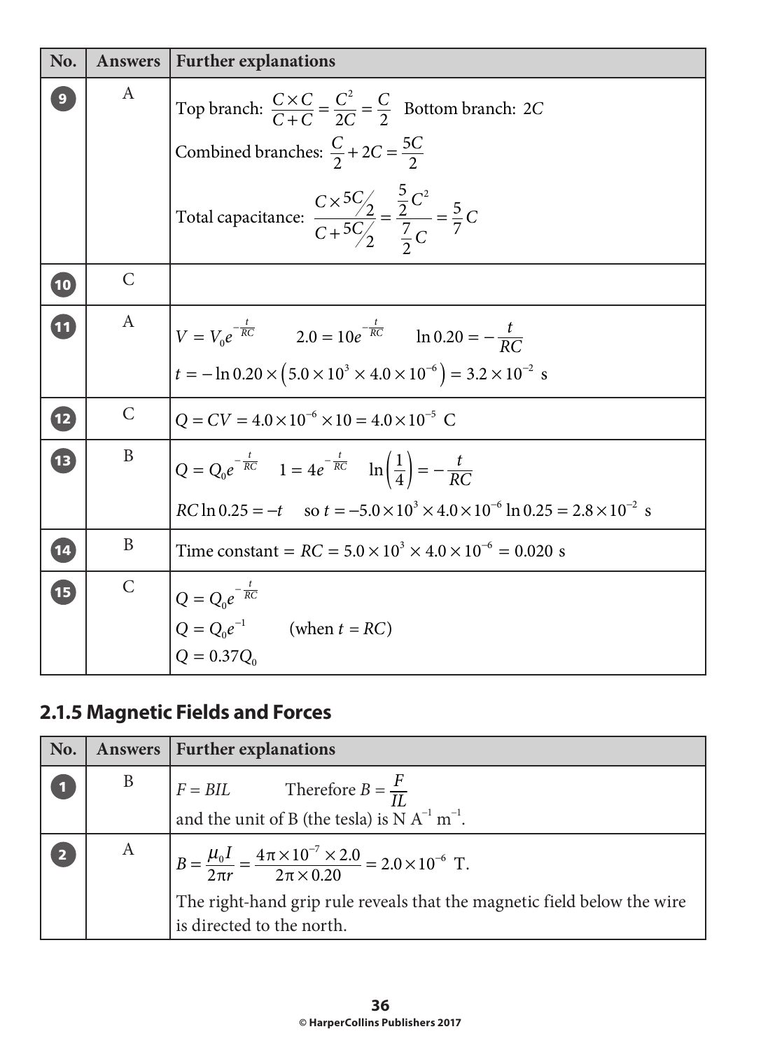| No. | Answers | Further explanations |
|---|---|---|
| 9 | A | Top branch: $\frac{C \times C}{C + C} = \frac{C^2}{2C} = \frac{C}{2}$ Bottom branch: $2C$<br>Combined branches: $\frac{C}{2} + 2C = \frac{5C}{2}$<br>Total capacitance: $\frac{C \times {}^{5C}\!/_{2}}{C + {}^{5C}\!/_{2}} = \frac{\frac{5}{2}C^2}{\frac{7}{2}C} = \frac{5}{7}C$ |
| 10 | C | |
| 11 | A | $V = V_0 e^{-\frac{t}{RC}}$ $2.0 = 10e^{-\frac{t}{RC}}$ $\ln 0.20 = -\frac{t}{RC}$<br>$t = -\ln 0.20 \times \left(5.0 \times 10^3 \times 4.0 \times 10^{-6}\right) = 3.2 \times 10^{-2}$ s |
| 12 | C | $Q = CV = 4.0 \times 10^{-6} \times 10 = 4.0 \times 10^{-5}$ C |
| 13 | B | $Q = Q_0 e^{-\frac{t}{RC}}$ $1 = 4e^{-\frac{t}{RC}}$ $\ln\left(\frac{1}{4}\right) = -\frac{t}{RC}$<br>$RC \ln 0.25 = -t$ so $t = -5.0 \times 10^3 \times 4.0 \times 10^{-6} \ln 0.25 = 2.8 \times 10^{-2}$ s |
| 14 | B | Time constant $= RC = 5.0 \times 10^3 \times 4.0 \times 10^{-6} = 0.020$ s |
| 15 | C | $Q = Q_0 e^{-\frac{t}{RC}}$<br>$Q = Q_0 e^{-1}$ (when $t = RC$)<br>$Q = 0.37Q_0$ |

## 2.1.5 Magnetic Fields and Forces

| No. | Answers | Further explanations |
|---|---|---|
| 1 | B | $F = BIL$ Therefore $B = \frac{F}{IL}$<br>and the unit of B (the tesla) is N $A^{-1}$ $m^{-1}$. |
| 2 | A | $B = \frac{\mu_0 I}{2\pi r} = \frac{4\pi \times 10^{-7} \times 2.0}{2\pi \times 0.20} = 2.0 \times 10^{-6}$ T.<br>The right-hand grip rule reveals that the magnetic field below the wire is directed to the north. |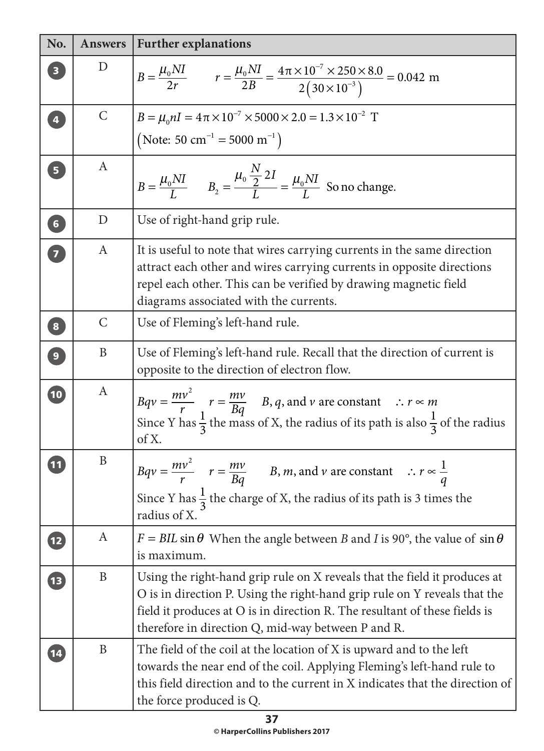| No. | Answers | Further explanations |
|---|---|---|
| 3 | D | $B = \frac{\mu_0 NI}{2r} \qquad r = \frac{\mu_0 NI}{2B} = \frac{4\pi \times 10^{-7} \times 250 \times 8.0}{2(30 \times 10^{-3})} = 0.042 \text{ m}$ |
| 4 | C | $B = \mu_0 nI = 4\pi \times 10^{-7} \times 5000 \times 2.0 = 1.3 \times 10^{-2} \text{ T}$ <br> $(\text{Note: } 50 \text{ cm}^{-1} = 5000 \text{ m}^{-1})$ |
| 5 | A | $B = \frac{\mu_0 NI}{L} \qquad B_2 = \frac{\mu_0 \frac{N}{2} 2I}{L} = \frac{\mu_0 NI}{L}$ So no change. |
| 6 | D | Use of right-hand grip rule. |
| 7 | A | It is useful to note that wires carrying currents in the same direction attract each other and wires carrying currents in opposite directions repel each other. This can be verified by drawing magnetic field diagrams associated with the currents. |
| 8 | C | Use of Fleming's left-hand rule. |
| 9 | B | Use of Fleming's left-hand rule. Recall that the direction of current is opposite to the direction of electron flow. |
| 10 | A | $Bqv = \frac{mv^2}{r} \quad r = \frac{mv}{Bq} \quad B, q,$ and $v$ are constant $\quad \therefore r \propto m$ <br> Since Y has $\frac{1}{3}$ the mass of X, the radius of its path is also $\frac{1}{3}$ of the radius of X. |
| 11 | B | $Bqv = \frac{mv^2}{r} \quad r = \frac{mv}{Bq} \quad B, m,$ and $v$ are constant $\quad \therefore r \propto \frac{1}{q}$ <br> Since Y has $\frac{1}{3}$ the charge of X, the radius of its path is 3 times the radius of X. |
| 12 | A | $F = BIL \sin\theta$ When the angle between $B$ and $I$ is 90°, the value of $\sin\theta$ is maximum. |
| 13 | B | Using the right-hand grip rule on X reveals that the field it produces at O is in direction P. Using the right-hand grip rule on Y reveals that the field it produces at O is in direction R. The resultant of these fields is therefore in direction Q, mid-way between P and R. |
| 14 | B | The field of the coil at the location of X is upward and to the left towards the near end of the coil. Applying Fleming's left-hand rule to this field direction and to the current in X indicates that the direction of the force produced is Q. |

© HarperCollins Publishers 2017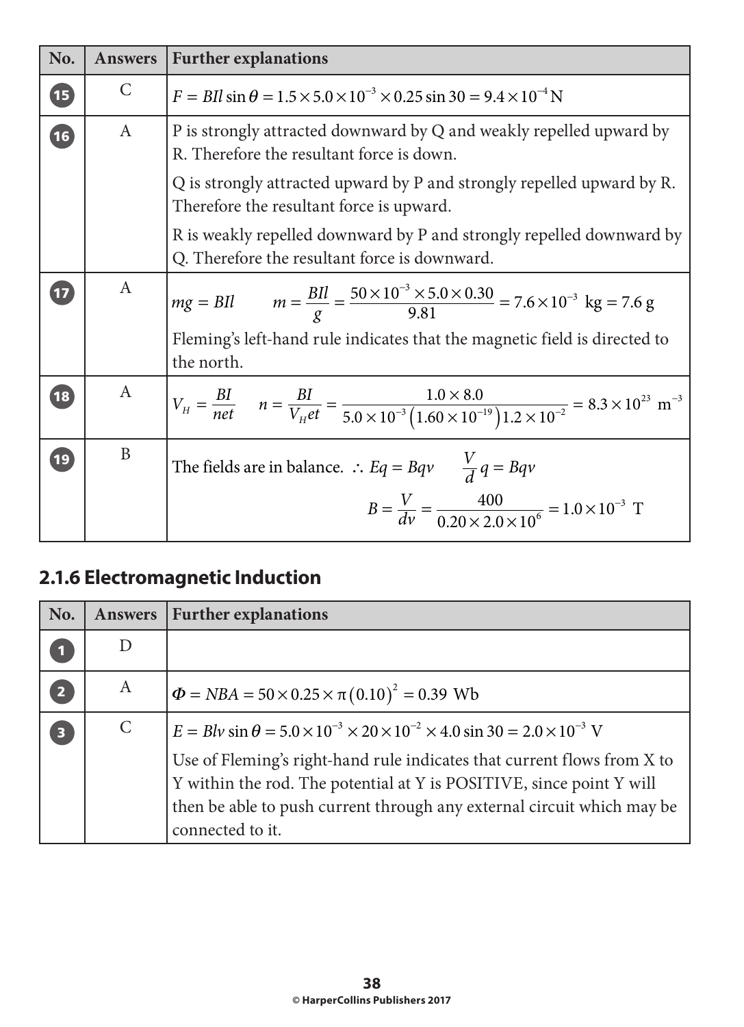| No. | Answers | Further explanations |
|---|---|---|
| 15 | C | $F = BIl\sin\theta = 1.5 \times 5.0 \times 10^{-3} \times 0.25\sin 30 = 9.4 \times 10^{-4}\text{ N}$ |
| 16 | A | P is strongly attracted downward by Q and weakly repelled upward by R. Therefore the resultant force is down.<br>Q is strongly attracted upward by P and strongly repelled upward by R. Therefore the resultant force is upward.<br>R is weakly repelled downward by P and strongly repelled downward by Q. Therefore the resultant force is downward. |
| 17 | A | $mg = BIl \qquad m = \frac{BIl}{g} = \frac{50 \times 10^{-3} \times 5.0 \times 0.30}{9.81} = 7.6 \times 10^{-3}\text{ kg} = 7.6\text{ g}$<br>Fleming's left-hand rule indicates that the magnetic field is directed to the north. |
| 18 | A | $V_H = \frac{BI}{net} \qquad n = \frac{BI}{V_H et} = \frac{1.0 \times 8.0}{5.0 \times 10^{-3}\left(1.60 \times 10^{-19}\right)1.2 \times 10^{-2}} = 8.3 \times 10^{23}\text{ m}^{-3}$ |
| 19 | B | The fields are in balance. $\therefore\ Eq = Bqv \qquad \frac{V}{d}q = Bqv$<br>$B = \frac{V}{dv} = \frac{400}{0.20 \times 2.0 \times 10^{6}} = 1.0 \times 10^{-3}\text{ T}$ |

## 2.1.6 Electromagnetic Induction

| No. | Answers | Further explanations |
|---|---|---|
| 1 | D | |
| 2 | A | $\Phi = NBA = 50 \times 0.25 \times \pi\left(0.10\right)^{2} = 0.39\text{ Wb}$ |
| 3 | C | $E = Blv\sin\theta = 5.0 \times 10^{-3} \times 20 \times 10^{-2} \times 4.0\sin 30 = 2.0 \times 10^{-3}\text{ V}$<br>Use of Fleming's right-hand rule indicates that current flows from X to Y within the rod. The potential at Y is POSITIVE, since point Y will then be able to push current through any external circuit which may be connected to it. |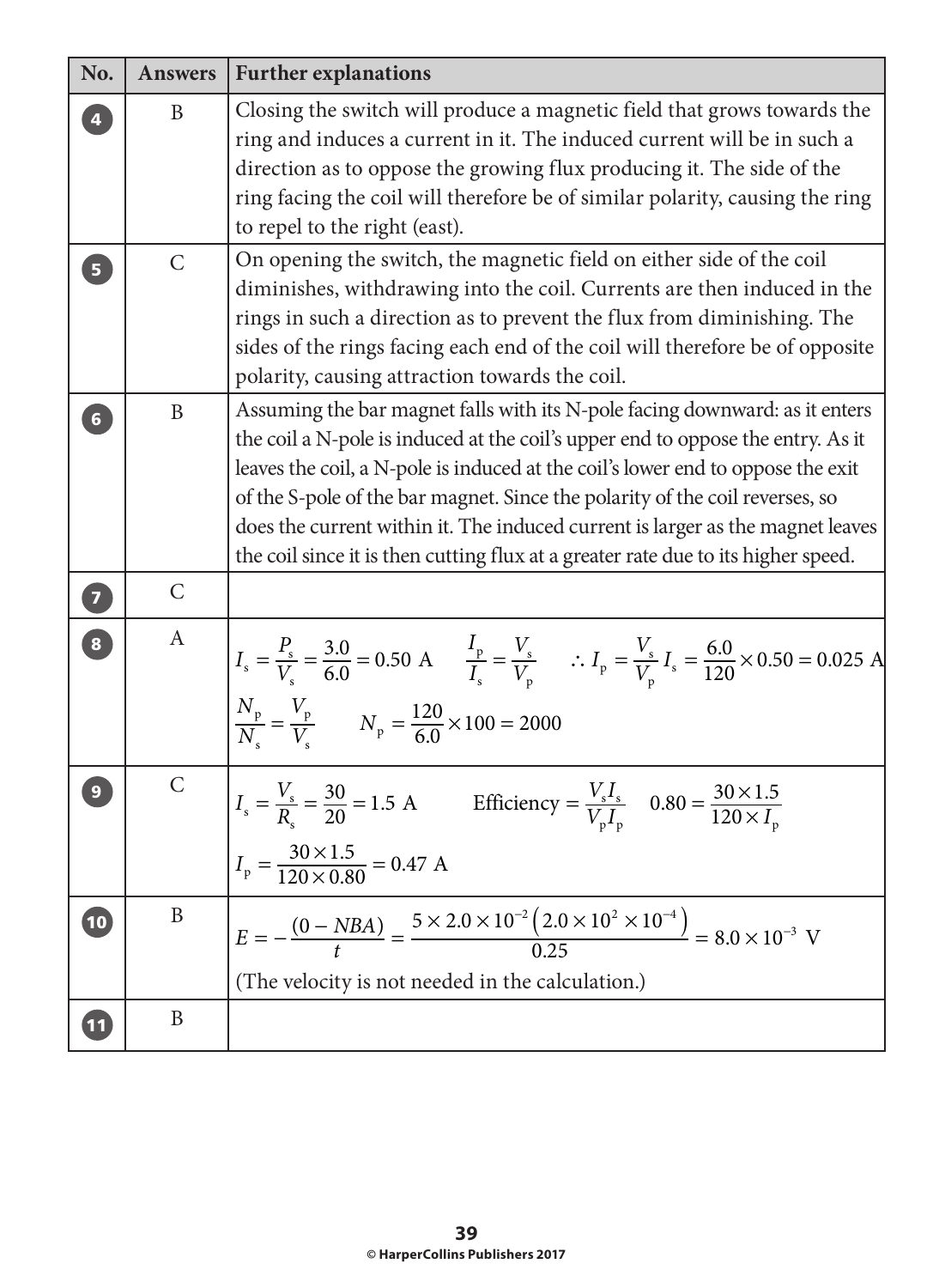| No. | Answers | Further explanations |
|---|---|---|
| 4 | B | Closing the switch will produce a magnetic field that grows towards the ring and induces a current in it. The induced current will be in such a direction as to oppose the growing flux producing it. The side of the ring facing the coil will therefore be of similar polarity, causing the ring to repel to the right (east). |
| 5 | C | On opening the switch, the magnetic field on either side of the coil diminishes, withdrawing into the coil. Currents are then induced in the rings in such a direction as to prevent the flux from diminishing. The sides of the rings facing each end of the coil will therefore be of opposite polarity, causing attraction towards the coil. |
| 6 | B | Assuming the bar magnet falls with its N-pole facing downward: as it enters the coil a N-pole is induced at the coil's upper end to oppose the entry. As it leaves the coil, a N-pole is induced at the coil's lower end to oppose the exit of the S-pole of the bar magnet. Since the polarity of the coil reverses, so does the current within it. The induced current is larger as the magnet leaves the coil since it is then cutting flux at a greater rate due to its higher speed. |
| 7 | C | |
| 8 | A | $I_s = \frac{P_s}{V_s} = \frac{3.0}{6.0} = 0.50\text{ A}$ $\quad \frac{I_p}{I_s} = \frac{V_s}{V_p}$ $\quad \therefore I_p = \frac{V_s}{V_p} I_s = \frac{6.0}{120} \times 0.50 = 0.025\text{ A}$ <br> $\frac{N_p}{N_s} = \frac{V_p}{V_s}$ $\quad N_p = \frac{120}{6.0} \times 100 = 2000$ |
| 9 | C | $I_s = \frac{V_s}{R_s} = \frac{30}{20} = 1.5\text{ A}$ $\quad \text{Efficiency} = \frac{V_s I_s}{V_p I_p}$ $\quad 0.80 = \frac{30 \times 1.5}{120 \times I_p}$ <br> $I_p = \frac{30 \times 1.5}{120 \times 0.80} = 0.47\text{ A}$ |
| 10 | B | $E = -\frac{(0 - NBA)}{t} = \frac{5 \times 2.0 \times 10^{-2}\left(2.0 \times 10^{2} \times 10^{-4}\right)}{0.25} = 8.0 \times 10^{-3}\text{ V}$ <br> (The velocity is not needed in the calculation.) |
| 11 | B | |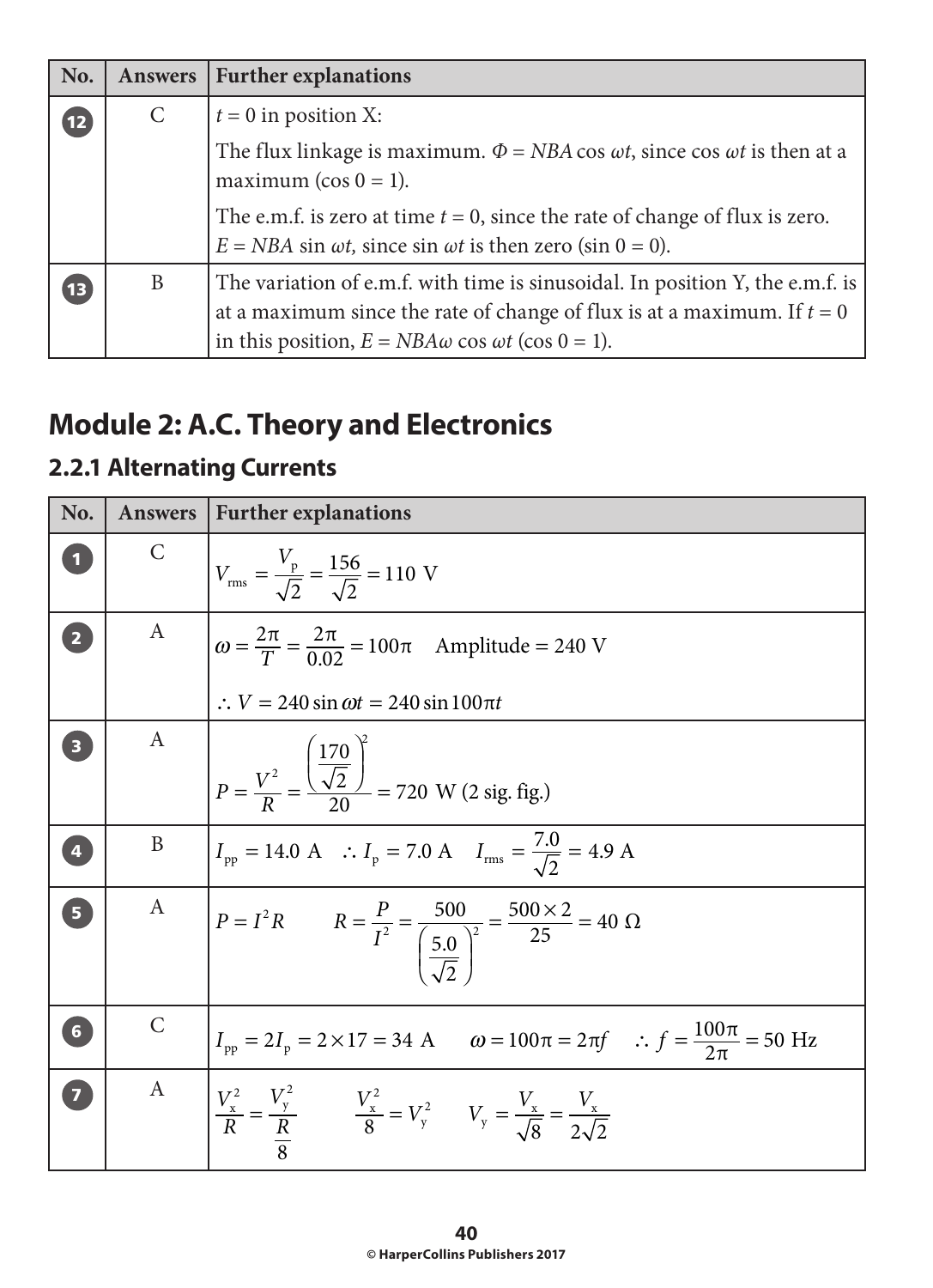| No. | Answers | Further explanations |
|---|---|---|
| 12 | C | $t = 0$ in position X: The flux linkage is maximum. $\Phi = NBA\cos\omega t$, since $\cos\omega t$ is then at a maximum ($\cos 0 = 1$). The e.m.f. is zero at time $t = 0$, since the rate of change of flux is zero. $E = NBA\sin\omega t$, since $\sin\omega t$ is then zero ($\sin 0 = 0$). |
| 13 | B | The variation of e.m.f. with time is sinusoidal. In position Y, the e.m.f. is at a maximum since the rate of change of flux is at a maximum. If $t = 0$ in this position, $E = NBA\omega\cos\omega t$ ($\cos 0 = 1$). |

## Module 2: A.C. Theory and Electronics

### 2.2.1 Alternating Currents

| No. | Answers | Further explanations |
|---|---|---|
| 1 | C | $V_{rms} = \frac{V_p}{\sqrt{2}} = \frac{156}{\sqrt{2}} = 110\text{ V}$ |
| 2 | A | $\omega = \frac{2\pi}{T} = \frac{2\pi}{0.02} = 100\pi$ Amplitude = 240 V $\therefore V = 240\sin\omega t = 240\sin 100\pi t$ |
| 3 | A | $P = \frac{V^2}{R} = \frac{\left(\frac{170}{\sqrt{2}}\right)^2}{20} = 720\text{ W}$ (2 sig. fig.) |
| 4 | B | $I_{pp} = 14.0\text{ A}$ $\therefore I_p = 7.0\text{ A}$ $I_{rms} = \frac{7.0}{\sqrt{2}} = 4.9\text{ A}$ |
| 5 | A | $P = I^2R$ $R = \frac{P}{I^2} = \frac{500}{\left(\frac{5.0}{\sqrt{2}}\right)^2} = \frac{500 \times 2}{25} = 40\ \Omega$ |
| 6 | C | $I_{pp} = 2I_p = 2 \times 17 = 34\text{ A}$ $\omega = 100\pi = 2\pi f$ $\therefore f = \frac{100\pi}{2\pi} = 50\text{ Hz}$ |
| 7 | A | $\frac{V_x^2}{R} = \frac{V_y^2}{\frac{R}{8}}$ $\frac{V_x^2}{8} = V_y^2$ $V_y = \frac{V_x}{\sqrt{8}} = \frac{V_x}{2\sqrt{2}}$ |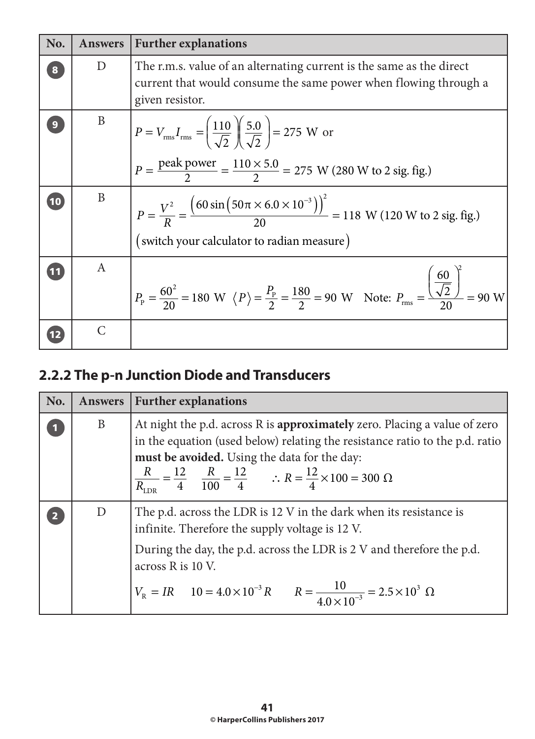| No. | Answers | Further explanations |
|---|---|---|
| 8 | D | The r.m.s. value of an alternating current is the same as the direct current that would consume the same power when flowing through a given resistor. |
| 9 | B | $P = V_{rms}I_{rms} = \left(\frac{110}{\sqrt{2}}\right)\left(\frac{5.0}{\sqrt{2}}\right) = 275\text{ W}$ or $P = \frac{\text{peak power}}{2} = \frac{110 \times 5.0}{2} = 275\text{ W}$ (280 W to 2 sig. fig.) |
| 10 | B | $P = \frac{V^2}{R} = \frac{\left(60\sin\left(50\pi \times 6.0 \times 10^{-3}\right)\right)^2}{20} = 118\text{ W}$ (120 W to 2 sig. fig.) (switch your calculator to radian measure) |
| 11 | A | $P_P = \frac{60^2}{20} = 180\text{ W}$ $\langle P \rangle = \frac{P_P}{2} = \frac{180}{2} = 90\text{ W}$ Note: $P_{rms} = \frac{\left(\frac{60}{\sqrt{2}}\right)^2}{20} = 90\text{ W}$ |
| 12 | C | |

## 2.2.2 The p-n Junction Diode and Transducers

| No. | Answers | Further explanations |
|---|---|---|
| 1 | B | At night the p.d. across R is **approximately** zero. Placing a value of zero in the equation (used below) relating the resistance ratio to the p.d. ratio **must be avoided.** Using the data for the day: $\frac{R}{R_{LDR}} = \frac{12}{4}$ $\frac{R}{100} = \frac{12}{4}$ $\therefore R = \frac{12}{4} \times 100 = 300\ \Omega$ |
| 2 | D | The p.d. across the LDR is 12 V in the dark when its resistance is infinite. Therefore the supply voltage is 12 V. During the day, the p.d. across the LDR is 2 V and therefore the p.d. across R is 10 V. $V_R = IR$ $10 = 4.0 \times 10^{-3} R$ $R = \frac{10}{4.0 \times 10^{-3}} = 2.5 \times 10^3\ \Omega$ |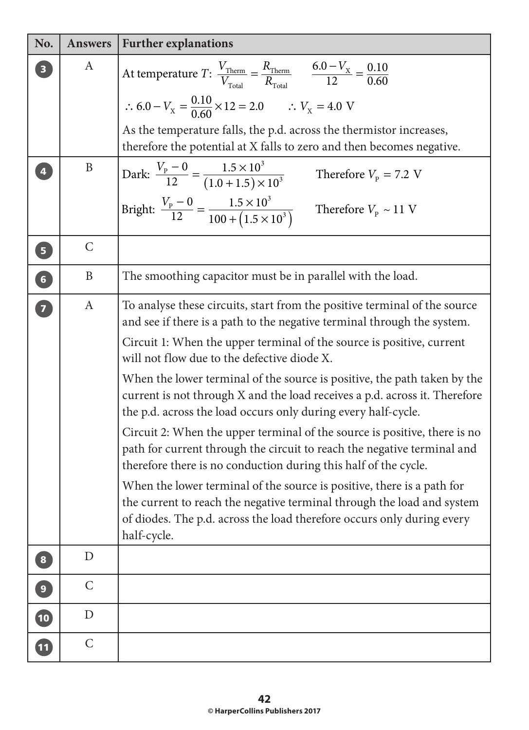| No. | Answers | Further explanations |
| --- | --- | --- |
| 3 | A | At temperature $T$: $\frac{V_{\text{Therm}}}{V_{\text{Total}}} = \frac{R_{\text{Therm}}}{R_{\text{Total}}}$  $\frac{6.0 - V_X}{12} = \frac{0.10}{0.60}$<br><br>$\therefore 6.0 - V_X = \frac{0.10}{0.60} \times 12 = 2.0$  $\therefore V_X = 4.0\ \text{V}$<br><br>As the temperature falls, the p.d. across the thermistor increases, therefore the potential at X falls to zero and then becomes negative. |
| 4 | B | Dark: $\frac{V_P - 0}{12} = \frac{1.5 \times 10^3}{(1.0 + 1.5) \times 10^3}$  Therefore $V_P = 7.2\ \text{V}$<br><br>Bright: $\frac{V_P - 0}{12} = \frac{1.5 \times 10^3}{100 + (1.5 \times 10^3)}$  Therefore $V_P \sim 11\ \text{V}$ |
| 5 | C | |
| 6 | B | The smoothing capacitor must be in parallel with the load. |
| 7 | A | To analyse these circuits, start from the positive terminal of the source and see if there is a path to the negative terminal through the system.<br><br>Circuit 1: When the upper terminal of the source is positive, current will not flow due to the defective diode X.<br><br>When the lower terminal of the source is positive, the path taken by the current is not through X and the load receives a p.d. across it. Therefore the p.d. across the load occurs only during every half-cycle.<br><br>Circuit 2: When the upper terminal of the source is positive, there is no path for current through the circuit to reach the negative terminal and therefore there is no conduction during this half of the cycle.<br><br>When the lower terminal of the source is positive, there is a path for the current to reach the negative terminal through the load and system of diodes. The p.d. across the load therefore occurs only during every half-cycle. |
| 8 | D | |
| 9 | C | |
| 10 | D | |
| 11 | C | |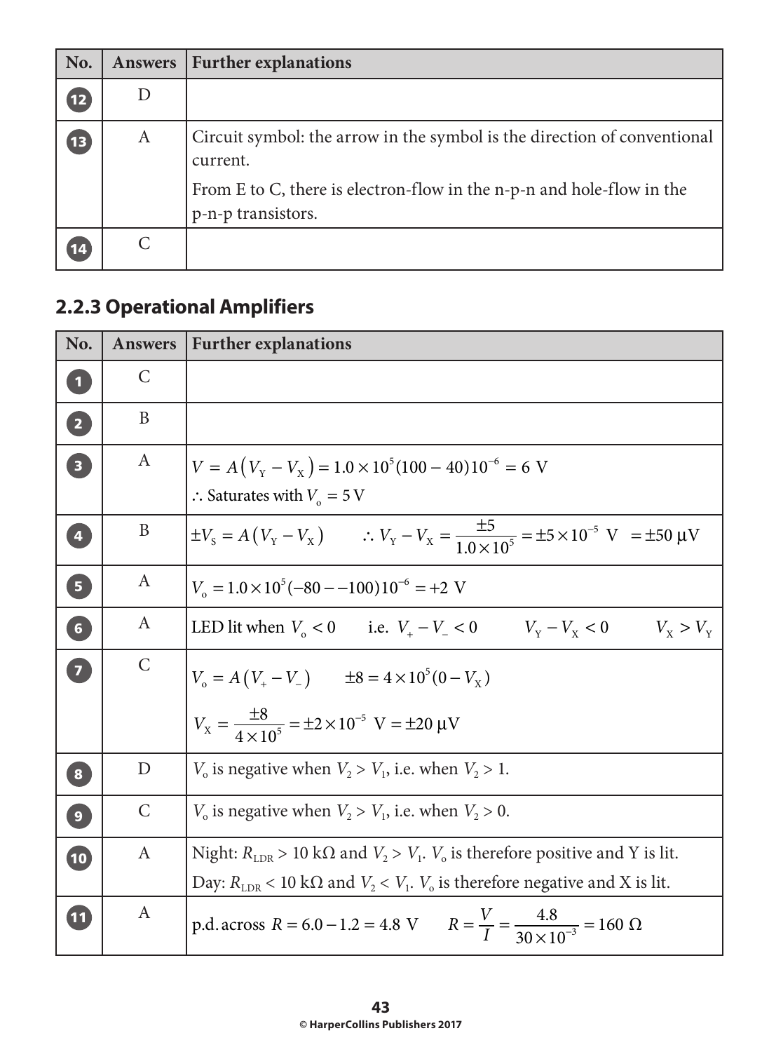| No. | Answers | Further explanations |
|---|---|---|
| 12 | D | |
| 13 | A | Circuit symbol: the arrow in the symbol is the direction of conventional current. From E to C, there is electron-flow in the n-p-n and hole-flow in the p-n-p transistors. |
| 14 | C | |

### 2.2.3 Operational Amplifiers

| No. | Answers | Further explanations |
|---|---|---|
| 1 | C | |
| 2 | B | |
| 3 | A | $V = A(V_Y - V_X) = 1.0 \times 10^5 (100 - 40) 10^{-6} = 6\ \text{V}$ <br> $\therefore$ Saturates with $V_o = 5\ \text{V}$ |
| 4 | B | $\pm V_S = A(V_Y - V_X) \qquad \therefore V_Y - V_X = \dfrac{\pm 5}{1.0 \times 10^5} = \pm 5 \times 10^{-5}\ \text{V} = \pm 50\ \mu\text{V}$ |
| 5 | A | $V_o = 1.0 \times 10^5 (-80 - -100) 10^{-6} = +2\ \text{V}$ |
| 6 | A | LED lit when $V_o < 0$ i.e. $V_+ - V_- < 0$ $\quad V_Y - V_X < 0$ $\quad V_X > V_Y$ |
| 7 | C | $V_o = A(V_+ - V_-) \qquad \pm 8 = 4 \times 10^5 (0 - V_X)$ <br> $V_X = \dfrac{\pm 8}{4 \times 10^5} = \pm 2 \times 10^{-5}\ \text{V} = \pm 20\ \mu\text{V}$ |
| 8 | D | $V_o$ is negative when $V_2 > V_1$, i.e. when $V_2 > 1$. |
| 9 | C | $V_o$ is negative when $V_2 > V_1$, i.e. when $V_2 > 0$. |
| 10 | A | Night: $R_{LDR} > 10\ \text{k}\Omega$ and $V_2 > V_1$. $V_o$ is therefore positive and Y is lit. <br> Day: $R_{LDR} < 10\ \text{k}\Omega$ and $V_2 < V_1$. $V_o$ is therefore negative and X is lit. |
| 11 | A | p.d. across $R = 6.0 - 1.2 = 4.8\ \text{V} \qquad R = \dfrac{V}{I} = \dfrac{4.8}{30 \times 10^{-3}} = 160\ \Omega$ |

© HarperCollins Publishers 2017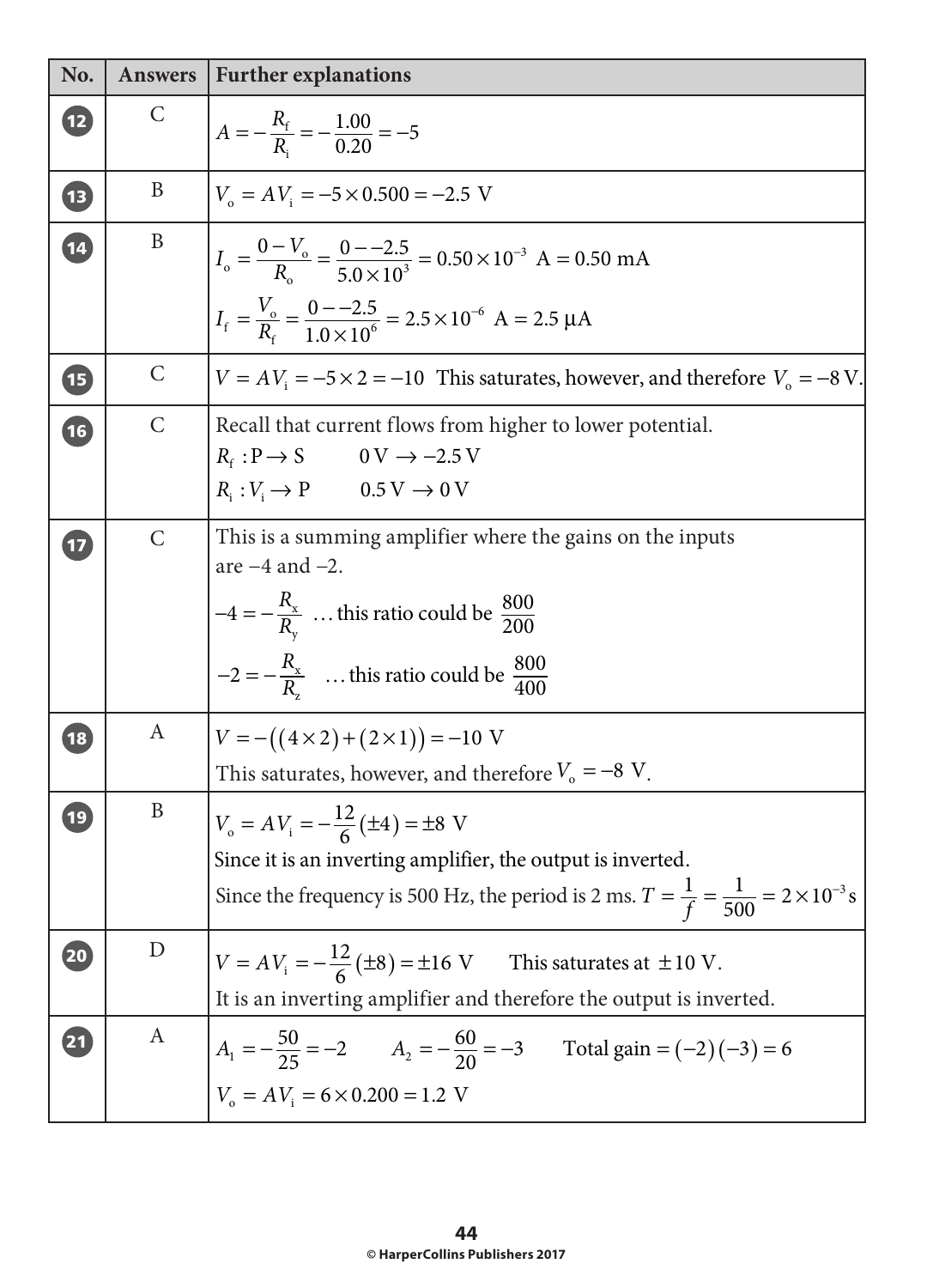| No. | Answers | Further explanations |
|---|---|---|
| 12 | C | $A = -\dfrac{R_f}{R_i} = -\dfrac{1.00}{0.20} = -5$ |
| 13 | B | $V_o = AV_i = -5 \times 0.500 = -2.5\ \text{V}$ |
| 14 | B | $I_o = \dfrac{0 - V_o}{R_o} = \dfrac{0 - -2.5}{5.0 \times 10^3} = 0.50 \times 10^{-3}\ \text{A} = 0.50\ \text{mA}$<br>$I_f = \dfrac{V_o}{R_f} = \dfrac{0 - -2.5}{1.0 \times 10^6} = 2.5 \times 10^{-6}\ \text{A} = 2.5\ \mu\text{A}$ |
| 15 | C | $V = AV_i = -5 \times 2 = -10$ This saturates, however, and therefore $V_o = -8\ \text{V}$. |
| 16 | C | Recall that current flows from higher to lower potential.<br>$R_f : \text{P} \rightarrow \text{S} \qquad 0\ \text{V} \rightarrow -2.5\ \text{V}$<br>$R_i : V_i \rightarrow \text{P} \qquad 0.5\ \text{V} \rightarrow 0\ \text{V}$ |
| 17 | C | This is a summing amplifier where the gains on the inputs are −4 and −2.<br>$-4 = -\dfrac{R_x}{R_y}$ … this ratio could be $\dfrac{800}{200}$<br>$-2 = -\dfrac{R_x}{R_z}$ … this ratio could be $\dfrac{800}{400}$ |
| 18 | A | $V = -\left((4 \times 2) + (2 \times 1)\right) = -10\ \text{V}$<br>This saturates, however, and therefore $V_o = -8\ \text{V}$. |
| 19 | B | $V_o = AV_i = -\dfrac{12}{6}(\pm 4) = \pm 8\ \text{V}$<br>Since it is an inverting amplifier, the output is inverted.<br>Since the frequency is 500 Hz, the period is 2 ms. $T = \dfrac{1}{f} = \dfrac{1}{500} = 2 \times 10^{-3}\ \text{s}$ |
| 20 | D | $V = AV_i = -\dfrac{12}{6}(\pm 8) = \pm 16\ \text{V}$ This saturates at $\pm 10\ \text{V}$.<br>It is an inverting amplifier and therefore the output is inverted. |
| 21 | A | $A_1 = -\dfrac{50}{25} = -2 \qquad A_2 = -\dfrac{60}{20} = -3 \qquad \text{Total gain} = (-2)(-3) = 6$<br>$V_o = AV_i = 6 \times 0.200 = 1.2\ \text{V}$ |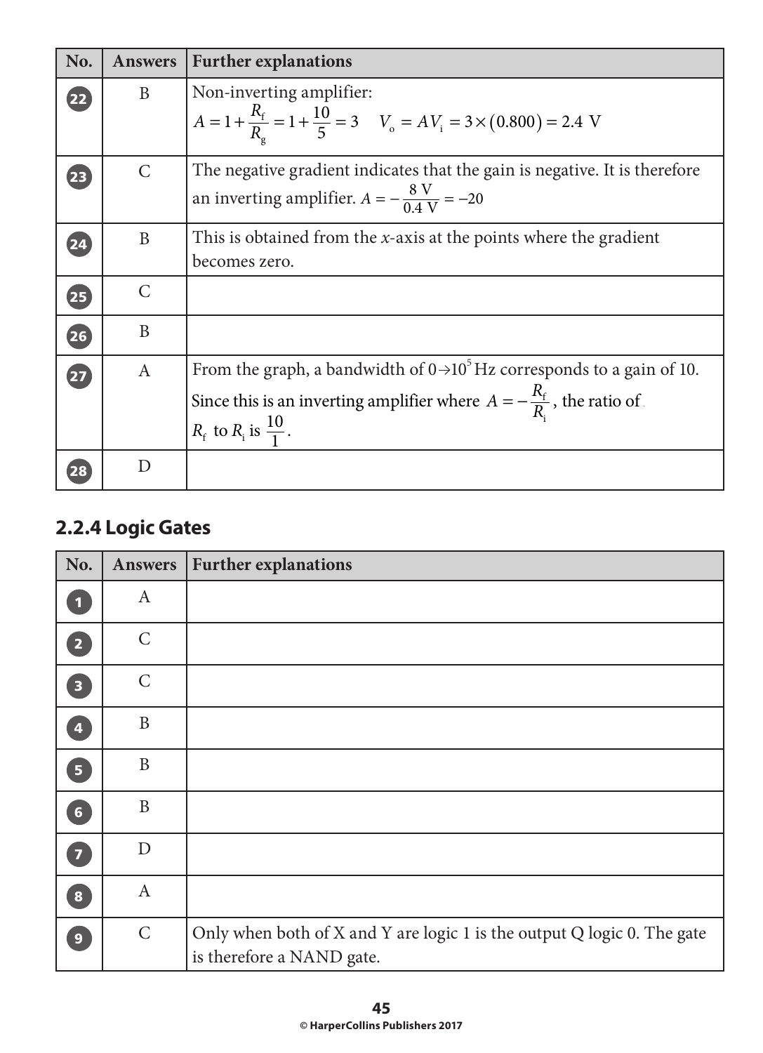| No. | Answers | Further explanations |
|---|---|---|
| 22 | B | Non-inverting amplifier: $A = 1 + \frac{R_f}{R_g} = 1 + \frac{10}{5} = 3 \quad V_o = AV_i = 3 \times (0.800) = 2.4\ \text{V}$ |
| 23 | C | The negative gradient indicates that the gain is negative. It is therefore an inverting amplifier. $A = -\frac{8\ \text{V}}{0.4\ \text{V}} = -20$ |
| 24 | B | This is obtained from the *x*-axis at the points where the gradient becomes zero. |
| 25 | C | |
| 26 | B | |
| 27 | A | From the graph, a bandwidth of $0 \rightarrow 10^5$ Hz corresponds to a gain of 10. Since this is an inverting amplifier where $A = -\frac{R_f}{R_i}$, the ratio of $R_f$ to $R_i$ is $\frac{10}{1}$. |
| 28 | D | |

## 2.2.4 Logic Gates

| No. | Answers | Further explanations |
|---|---|---|
| 1 | A | |
| 2 | C | |
| 3 | C | |
| 4 | B | |
| 5 | B | |
| 6 | B | |
| 7 | D | |
| 8 | A | |
| 9 | C | Only when both of X and Y are logic 1 is the output Q logic 0. The gate is therefore a NAND gate. |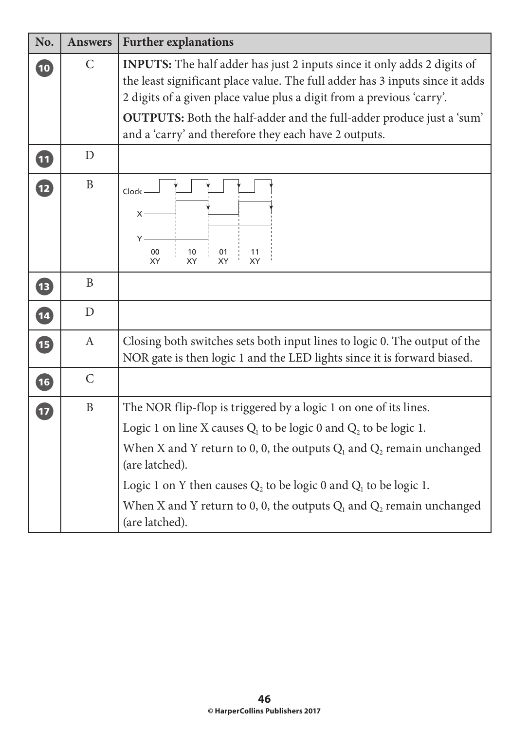| No. | Answers | Further explanations |
|---|---|---|
| 10 | C | **INPUTS:** The half adder has just 2 inputs since it only adds 2 digits of the least significant place value. The full adder has 3 inputs since it adds 2 digits of a given place value plus a digit from a previous 'carry'. **OUTPUTS:** Both the half-adder and the full-adder produce just a 'sum' and a 'carry' and therefore they each have 2 outputs. |
| 11 | D | |
| 12 | B | Clock, X, Y timing diagram: 00 XY, 10 XY, 01 XY, 11 XY |
| 13 | B | |
| 14 | D | |
| 15 | A | Closing both switches sets both input lines to logic 0. The output of the NOR gate is then logic 1 and the LED lights since it is forward biased. |
| 16 | C | |
| 17 | B | The NOR flip-flop is triggered by a logic 1 on one of its lines. Logic 1 on line X causes $Q_1$ to be logic 0 and $Q_2$ to be logic 1. When X and Y return to 0, 0, the outputs $Q_1$ and $Q_2$ remain unchanged (are latched). Logic 1 on Y then causes $Q_2$ to be logic 0 and $Q_1$ to be logic 1. When X and Y return to 0, 0, the outputs $Q_1$ and $Q_2$ remain unchanged (are latched). |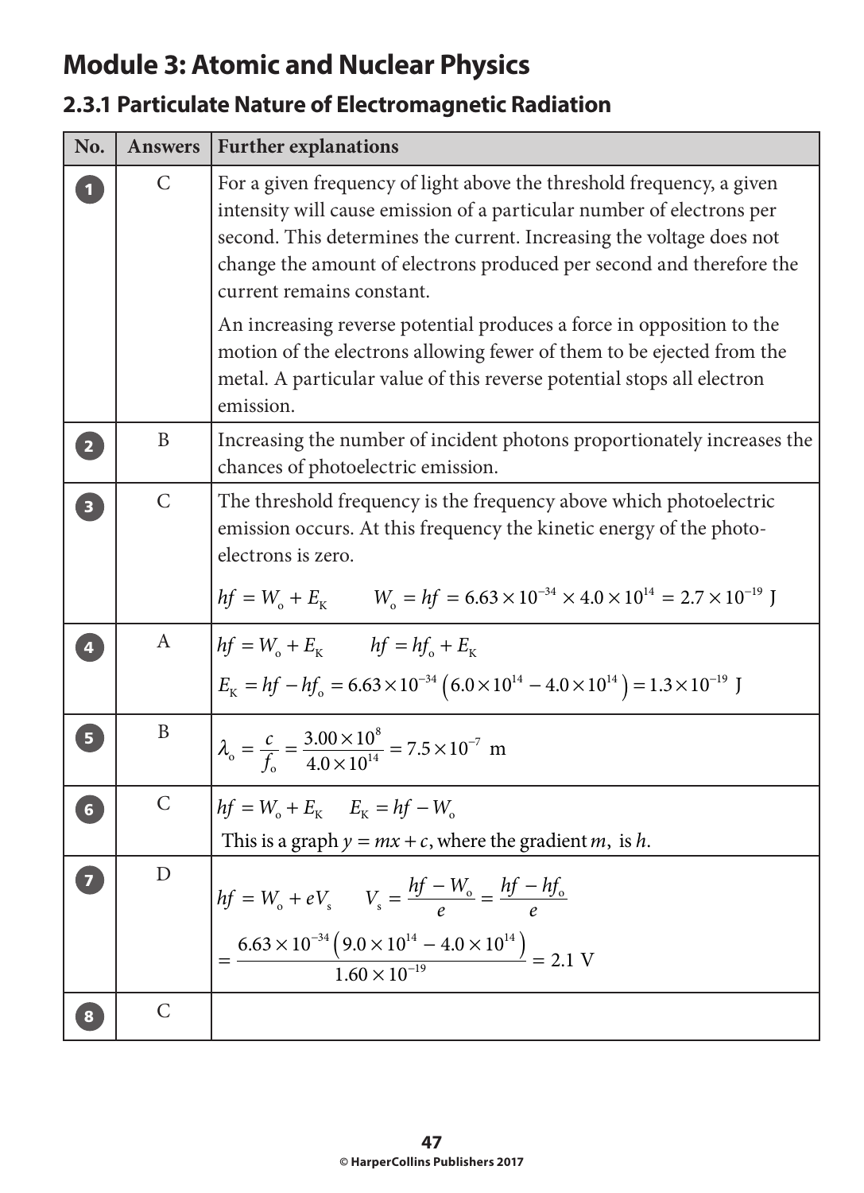# Module 3: Atomic and Nuclear Physics

## 2.3.1 Particulate Nature of Electromagnetic Radiation

| No. | Answers | Further explanations |
|---|---|---|
| 1 | C | For a given frequency of light above the threshold frequency, a given intensity will cause emission of a particular number of electrons per second. This determines the current. Increasing the voltage does not change the amount of electrons produced per second and therefore the current remains constant. An increasing reverse potential produces a force in opposition to the motion of the electrons allowing fewer of them to be ejected from the metal. A particular value of this reverse potential stops all electron emission. |
| 2 | B | Increasing the number of incident photons proportionately increases the chances of photoelectric emission. |
| 3 | C | The threshold frequency is the frequency above which photoelectric emission occurs. At this frequency the kinetic energy of the photo-electrons is zero. $hf = W_o + E_K \qquad W_o = hf = 6.63 \times 10^{-34} \times 4.0 \times 10^{14} = 2.7 \times 10^{-19}\ \text{J}$ |
| 4 | A | $hf = W_o + E_K \qquad hf = hf_o + E_K$ $E_K = hf - hf_o = 6.63 \times 10^{-34}\left(6.0 \times 10^{14} - 4.0 \times 10^{14}\right) = 1.3 \times 10^{-19}\ \text{J}$ |
| 5 | B | $\lambda_o = \frac{c}{f_o} = \frac{3.00 \times 10^{8}}{4.0 \times 10^{14}} = 7.5 \times 10^{-7}\ \text{m}$ |
| 6 | C | $hf = W_o + E_K \quad E_K = hf - W_o$ This is a graph $y = mx + c$, where the gradient $m$, is $h$. |
| 7 | D | $hf = W_o + eV_s \qquad V_s = \frac{hf - W_o}{e} = \frac{hf - hf_o}{e}$ $= \frac{6.63 \times 10^{-34}\left(9.0 \times 10^{14} - 4.0 \times 10^{14}\right)}{1.60 \times 10^{-19}} = 2.1\ \text{V}$ |
| 8 | C | |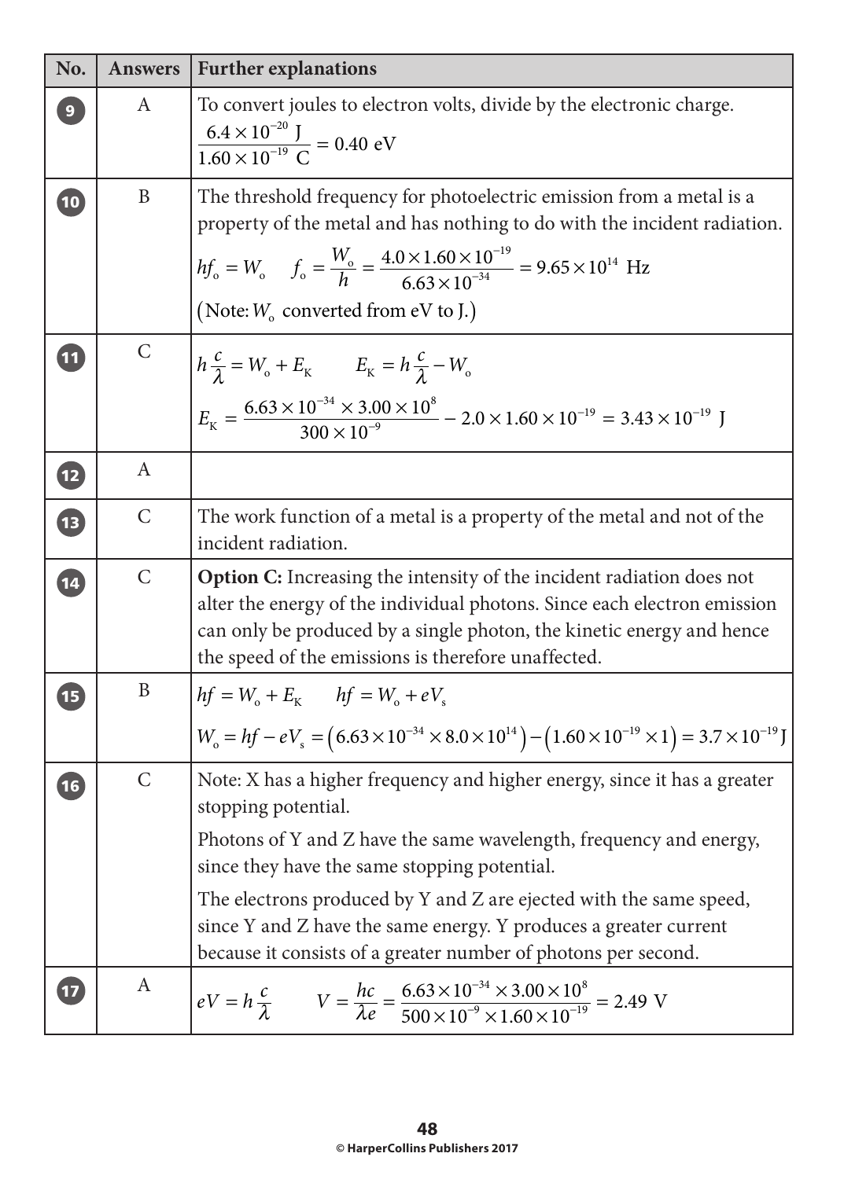| No. | Answers | Further explanations |
|---|---|---|
| 9 | A | To convert joules to electron volts, divide by the electronic charge. $\frac{6.4\times10^{-20}\text{ J}}{1.60\times10^{-19}\text{ C}} = 0.40\text{ eV}$ |
| 10 | B | The threshold frequency for photoelectric emission from a metal is a property of the metal and has nothing to do with the incident radiation. $hf_o = W_o \quad f_o = \frac{W_o}{h} = \frac{4.0\times1.60\times10^{-19}}{6.63\times10^{-34}} = 9.65\times10^{14}\text{ Hz}$ (Note: $W_o$ converted from eV to J.) |
| 11 | C | $h\frac{c}{\lambda} = W_o + E_K \quad E_K = h\frac{c}{\lambda} - W_o$ $E_K = \frac{6.63\times10^{-34}\times3.00\times10^{8}}{300\times10^{-9}} - 2.0\times1.60\times10^{-19} = 3.43\times10^{-19}\text{ J}$ |
| 12 | A | |
| 13 | C | The work function of a metal is a property of the metal and not of the incident radiation. |
| 14 | C | **Option C:** Increasing the intensity of the incident radiation does not alter the energy of the individual photons. Since each electron emission can only be produced by a single photon, the kinetic energy and hence the speed of the emissions is therefore unaffected. |
| 15 | B | $hf = W_o + E_K \quad hf = W_o + eV_s$ $W_o = hf - eV_s = (6.63\times10^{-34}\times8.0\times10^{14}) - (1.60\times10^{-19}\times1) = 3.7\times10^{-19}\text{ J}$ |
| 16 | C | Note: X has a higher frequency and higher energy, since it has a greater stopping potential. Photons of Y and Z have the same wavelength, frequency and energy, since they have the same stopping potential. The electrons produced by Y and Z are ejected with the same speed, since Y and Z have the same energy. Y produces a greater current because it consists of a greater number of photons per second. |
| 17 | A | $eV = h\frac{c}{\lambda} \quad V = \frac{hc}{\lambda e} = \frac{6.63\times10^{-34}\times3.00\times10^{8}}{500\times10^{-9}\times1.60\times10^{-19}} = 2.49\text{ V}$ |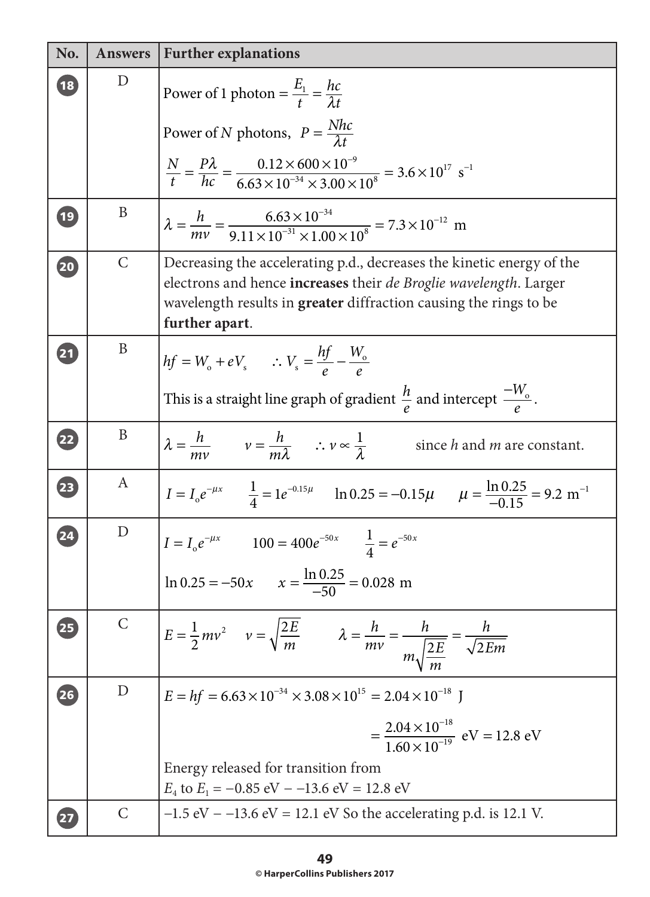| No. | Answers | Further explanations |
|---|---|---|
| 18 | D | Power of 1 photon $= \frac{E_1}{t} = \frac{hc}{\lambda t}$<br>Power of $N$ photons, $P = \frac{Nhc}{\lambda t}$<br>$\frac{N}{t} = \frac{P\lambda}{hc} = \frac{0.12 \times 600 \times 10^{-9}}{6.63 \times 10^{-34} \times 3.00 \times 10^{8}} = 3.6 \times 10^{17}\ \text{s}^{-1}$ |
| 19 | B | $\lambda = \frac{h}{mv} = \frac{6.63 \times 10^{-34}}{9.11 \times 10^{-31} \times 1.00 \times 10^{8}} = 7.3 \times 10^{-12}\ \text{m}$ |
| 20 | C | Decreasing the accelerating p.d., decreases the kinetic energy of the electrons and hence **increases** their *de Broglie wavelength*. Larger wavelength results in **greater** diffraction causing the rings to be **further apart**. |
| 21 | B | $hf = W_o + eV_s \qquad \therefore V_s = \frac{hf}{e} - \frac{W_o}{e}$<br>This is a straight line graph of gradient $\frac{h}{e}$ and intercept $\frac{-W_o}{e}$. |
| 22 | B | $\lambda = \frac{h}{mv} \qquad v = \frac{h}{m\lambda} \qquad \therefore v \propto \frac{1}{\lambda}$ since $h$ and $m$ are constant. |
| 23 | A | $I = I_o e^{-\mu x} \qquad \frac{1}{4} = 1e^{-0.15\mu} \qquad \ln 0.25 = -0.15\mu \qquad \mu = \frac{\ln 0.25}{-0.15} = 9.2\ \text{m}^{-1}$ |
| 24 | D | $I = I_o e^{-\mu x} \qquad 100 = 400e^{-50x} \qquad \frac{1}{4} = e^{-50x}$<br>$\ln 0.25 = -50x \qquad x = \frac{\ln 0.25}{-50} = 0.028\ \text{m}$ |
| 25 | C | $E = \frac{1}{2}mv^2 \qquad v = \sqrt{\frac{2E}{m}} \qquad \lambda = \frac{h}{mv} = \frac{h}{m\sqrt{\frac{2E}{m}}} = \frac{h}{\sqrt{2Em}}$ |
| 26 | D | $E = hf = 6.63 \times 10^{-34} \times 3.08 \times 10^{15} = 2.04 \times 10^{-18}\ \text{J}$<br>$= \frac{2.04 \times 10^{-18}}{1.60 \times 10^{-19}}\ \text{eV} = 12.8\ \text{eV}$<br>Energy released for transition from $E_4$ to $E_1 = -0.85\ \text{eV} - -13.6\ \text{eV} = 12.8\ \text{eV}$ |
| 27 | C | $-1.5\ \text{eV} - -13.6\ \text{eV} = 12.1\ \text{eV}$ So the accelerating p.d. is 12.1 V. |

© HarperCollins Publishers 2017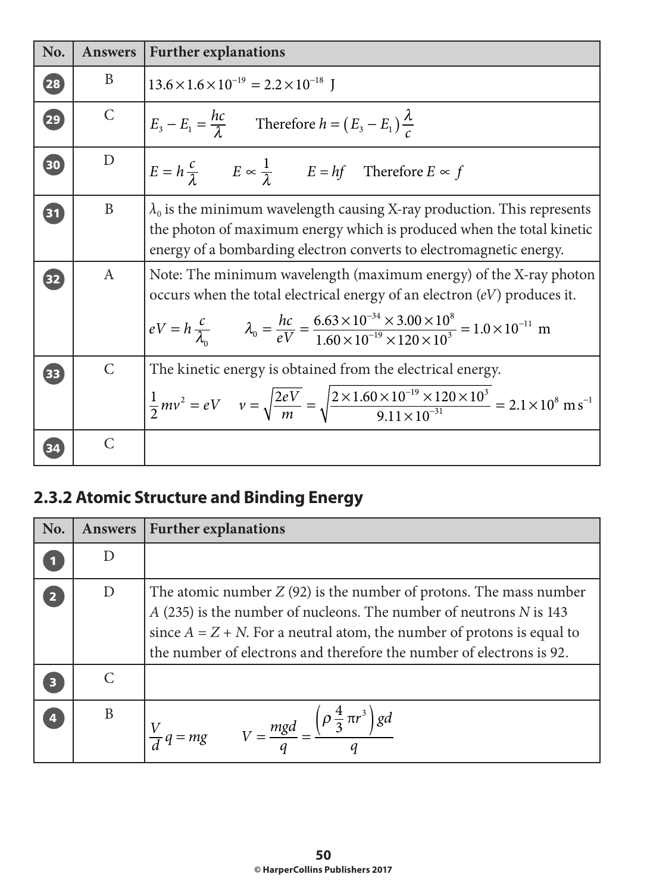| No. | Answers | Further explanations |
|---|---|---|
| 28 | B | $13.6 \times 1.6 \times 10^{-19} = 2.2 \times 10^{-18}$ J |
| 29 | C | $E_3 - E_1 = \frac{hc}{\lambda}$ Therefore $h = (E_3 - E_1)\frac{\lambda}{c}$ |
| 30 | D | $E = h\frac{c}{\lambda}$ $E \propto \frac{1}{\lambda}$ $E = hf$ Therefore $E \propto f$ |
| 31 | B | $\lambda_0$ is the minimum wavelength causing X-ray production. This represents the photon of maximum energy which is produced when the total kinetic energy of a bombarding electron converts to electromagnetic energy. |
| 32 | A | Note: The minimum wavelength (maximum energy) of the X-ray photon occurs when the total electrical energy of an electron ($eV$) produces it. $eV = h\frac{c}{\lambda_0}$ $\lambda_0 = \frac{hc}{eV} = \frac{6.63 \times 10^{-34} \times 3.00 \times 10^8}{1.60 \times 10^{-19} \times 120 \times 10^3} = 1.0 \times 10^{-11}$ m |
| 33 | C | The kinetic energy is obtained from the electrical energy. $\frac{1}{2}mv^2 = eV$ $v = \sqrt{\frac{2eV}{m}} = \sqrt{\frac{2 \times 1.60 \times 10^{-19} \times 120 \times 10^3}{9.11 \times 10^{-31}}} = 2.1 \times 10^8$ m s$^{-1}$ |
| 34 | C | |

## 2.3.2 Atomic Structure and Binding Energy

| No. | Answers | Further explanations |
|---|---|---|
| 1 | D | |
| 2 | D | The atomic number $Z$ (92) is the number of protons. The mass number $A$ (235) is the number of nucleons. The number of neutrons $N$ is 143 since $A = Z + N$. For a neutral atom, the number of protons is equal to the number of electrons and therefore the number of electrons is 92. |
| 3 | C | |
| 4 | B | $\frac{V}{d}q = mg$ $V = \frac{mgd}{q} = \frac{\left(\rho \frac{4}{3}\pi r^3\right)gd}{q}$ |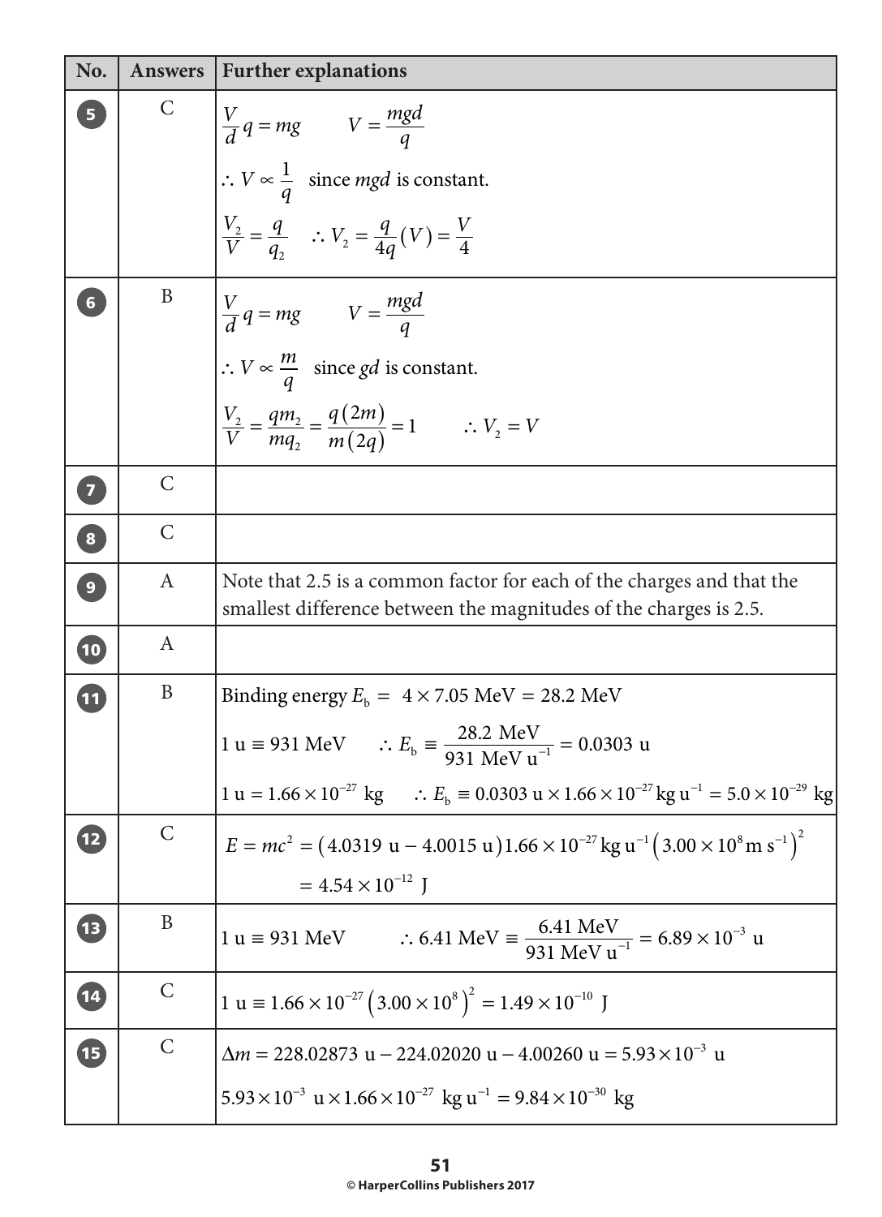| No. | Answers | Further explanations |
|---|---|---|
| 5 | C | $\frac{V}{d}q = mg \qquad V = \frac{mgd}{q}$ <br> $\therefore V \propto \frac{1}{q}$ since $mgd$ is constant. <br> $\frac{V_2}{V} = \frac{q}{q_2} \quad \therefore V_2 = \frac{q}{4q}(V) = \frac{V}{4}$ |
| 6 | B | $\frac{V}{d}q = mg \qquad V = \frac{mgd}{q}$ <br> $\therefore V \propto \frac{m}{q}$ since $gd$ is constant. <br> $\frac{V_2}{V} = \frac{qm_2}{mq_2} = \frac{q(2m)}{m(2q)} = 1 \qquad \therefore V_2 = V$ |
| 7 | C | |
| 8 | C | |
| 9 | A | Note that 2.5 is a common factor for each of the charges and that the smallest difference between the magnitudes of the charges is 2.5. |
| 10 | A | |
| 11 | B | Binding energy $E_b = 4 \times 7.05 \text{ MeV} = 28.2 \text{ MeV}$ <br> $1 \text{ u} \equiv 931 \text{ MeV} \qquad \therefore E_b \equiv \frac{28.2 \text{ MeV}}{931 \text{ MeV u}^{-1}} = 0.0303 \text{ u}$ <br> $1 \text{ u} = 1.66 \times 10^{-27} \text{ kg} \qquad \therefore E_b \equiv 0.0303 \text{ u} \times 1.66 \times 10^{-27} \text{ kg u}^{-1} = 5.0 \times 10^{-29} \text{ kg}$ |
| 12 | C | $E = mc^2 = (4.0319 \text{ u} - 4.0015 \text{ u}) 1.66 \times 10^{-27} \text{ kg u}^{-1} \left(3.00 \times 10^8 \text{ m s}^{-1}\right)^2$ <br> $= 4.54 \times 10^{-12} \text{ J}$ |
| 13 | B | $1 \text{ u} \equiv 931 \text{ MeV} \qquad \therefore 6.41 \text{ MeV} \equiv \frac{6.41 \text{ MeV}}{931 \text{ MeV u}^{-1}} = 6.89 \times 10^{-3} \text{ u}$ |
| 14 | C | $1 \text{ u} \equiv 1.66 \times 10^{-27} \left(3.00 \times 10^8\right)^2 = 1.49 \times 10^{-10} \text{ J}$ |
| 15 | C | $\Delta m = 228.02873 \text{ u} - 224.02020 \text{ u} - 4.00260 \text{ u} = 5.93 \times 10^{-3} \text{ u}$ <br> $5.93 \times 10^{-3} \text{ u} \times 1.66 \times 10^{-27} \text{ kg u}^{-1} = 9.84 \times 10^{-30} \text{ kg}$ |

© HarperCollins Publishers 2017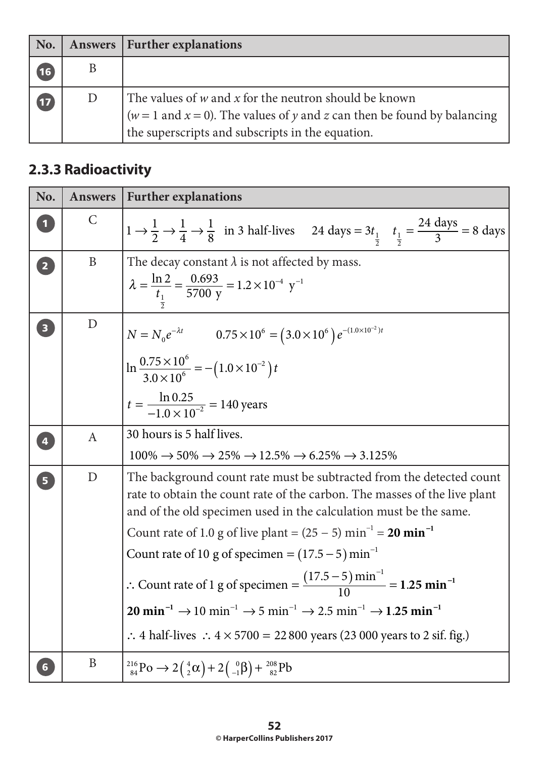| No. | Answers | Further explanations |
|---|---|---|
| 16 | B | |
| 17 | D | The values of $w$ and $x$ for the neutron should be known ($w = 1$ and $x = 0$). The values of $y$ and $z$ can then be found by balancing the superscripts and subscripts in the equation. |

### 2.3.3 Radioactivity

| No. | Answers | Further explanations |
|---|---|---|
| 1 | C | $1 \rightarrow \frac{1}{2} \rightarrow \frac{1}{4} \rightarrow \frac{1}{8}$ in 3 half-lives  24 days $= 3t_{\frac{1}{2}}$  $t_{\frac{1}{2}} = \frac{24 \text{ days}}{3} = 8$ days |
| 2 | B | The decay constant $\lambda$ is not affected by mass. $\lambda = \frac{\ln 2}{t_{\frac{1}{2}}} = \frac{0.693}{5700 \text{ y}} = 1.2 \times 10^{-4} \text{ y}^{-1}$ |
| 3 | D | $N = N_0 e^{-\lambda t}$  $0.75 \times 10^6 = \left(3.0 \times 10^6\right) e^{-(1.0\times10^{-2})t}$ <br> $\ln \frac{0.75 \times 10^6}{3.0 \times 10^6} = -\left(1.0 \times 10^{-2}\right) t$ <br> $t = \frac{\ln 0.25}{-1.0 \times 10^{-2}} = 140$ years |
| 4 | A | 30 hours is 5 half lives. <br> $100\% \rightarrow 50\% \rightarrow 25\% \rightarrow 12.5\% \rightarrow 6.25\% \rightarrow 3.125\%$ |
| 5 | D | The background count rate must be subtracted from the detected count rate to obtain the count rate of the carbon. The masses of the live plant and of the old specimen used in the calculation must be the same. <br> Count rate of 1.0 g of live plant = $(25 - 5)$ min$^{-1}$ = **20 min$^{-1}$** <br> Count rate of 10 g of specimen = $(17.5 - 5)$ min$^{-1}$ <br> $\therefore$ Count rate of 1 g of specimen = $\frac{(17.5-5) \text{ min}^{-1}}{10}$ = **1.25 min$^{-1}$** <br> **20 min$^{-1}$** $\rightarrow$ 10 min$^{-1}$ $\rightarrow$ 5 min$^{-1}$ $\rightarrow$ 2.5 min$^{-1}$ $\rightarrow$ **1.25 min$^{-1}$** <br> $\therefore$ 4 half-lives $\therefore$ $4 \times 5700$ = 22 800 years (23 000 years to 2 sif. fig.) |
| 6 | B | ${}^{216}_{84}\text{Po} \rightarrow 2\left({}^{4}_{2}\alpha\right) + 2\left({}^{0}_{-1}\beta\right) + {}^{208}_{82}\text{Pb}$ |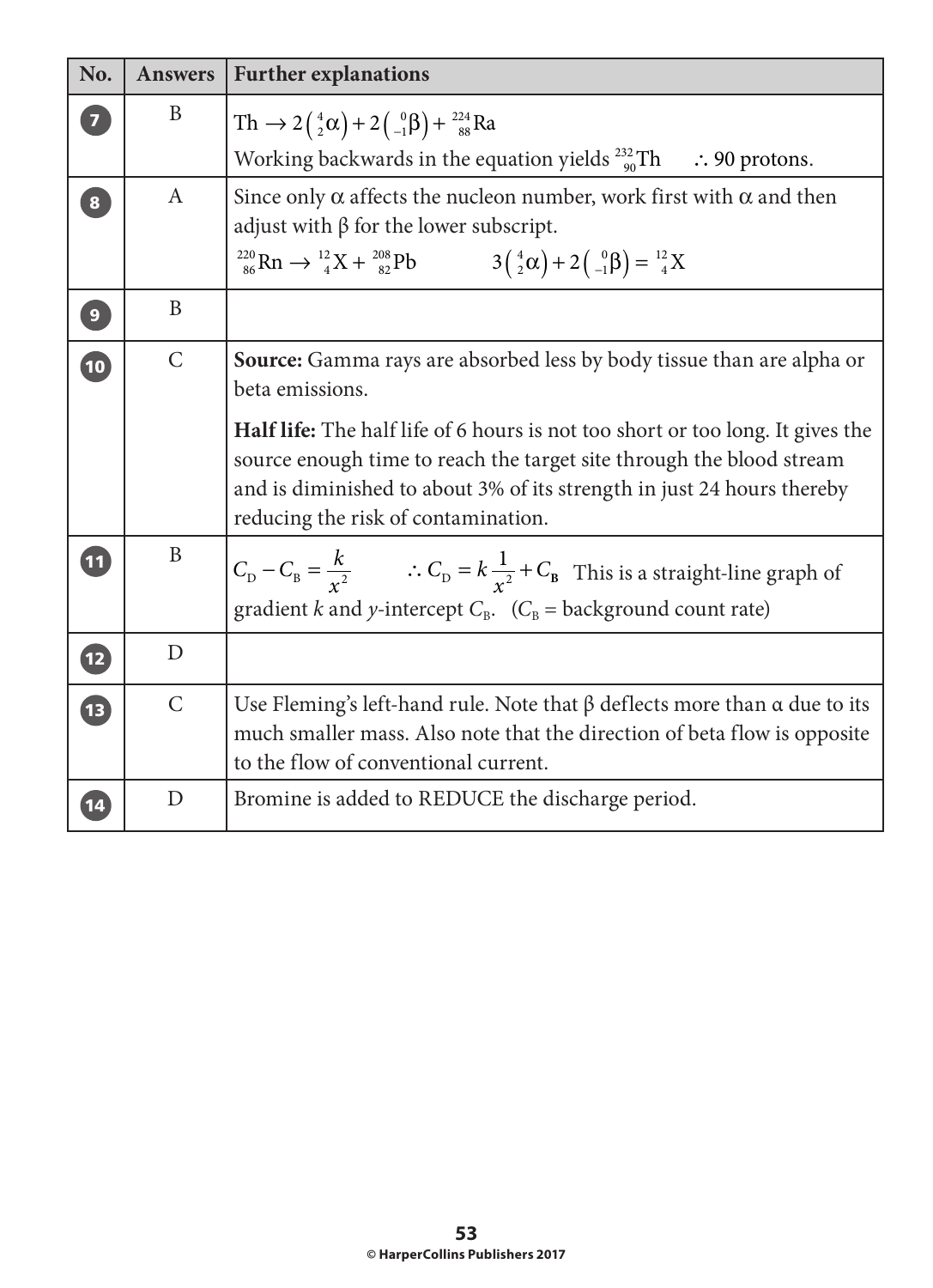| No. | Answers | Further explanations |
|---|---|---|
| 7 | B | $Th \rightarrow 2\left({}^{4}_{2}\alpha\right) + 2\left({}^{0}_{-1}\beta\right) + {}^{224}_{88}Ra$<br>Working backwards in the equation yields ${}^{232}_{90}Th$ $\therefore$ 90 protons. |
| 8 | A | Since only $\alpha$ affects the nucleon number, work first with $\alpha$ and then adjust with $\beta$ for the lower subscript.<br>${}^{220}_{86}Rn \rightarrow {}^{12}_{4}X + {}^{208}_{82}Pb$ $3\left({}^{4}_{2}\alpha\right) + 2\left({}^{0}_{-1}\beta\right) = {}^{12}_{4}X$ |
| 9 | B | |
| 10 | C | **Source:** Gamma rays are absorbed less by body tissue than are alpha or beta emissions.<br>**Half life:** The half life of 6 hours is not too short or too long. It gives the source enough time to reach the target site through the blood stream and is diminished to about 3% of its strength in just 24 hours thereby reducing the risk of contamination. |
| 11 | B | $C_D - C_B = \frac{k}{x^2}$ $\therefore C_D = k\frac{1}{x^2} + C_B$ This is a straight-line graph of gradient $k$ and $y$-intercept $C_B$. ($C_B$ = background count rate) |
| 12 | D | |
| 13 | C | Use Fleming's left-hand rule. Note that $\beta$ deflects more than $\alpha$ due to its much smaller mass. Also note that the direction of beta flow is opposite to the flow of conventional current. |
| 14 | D | Bromine is added to REDUCE the discharge period. |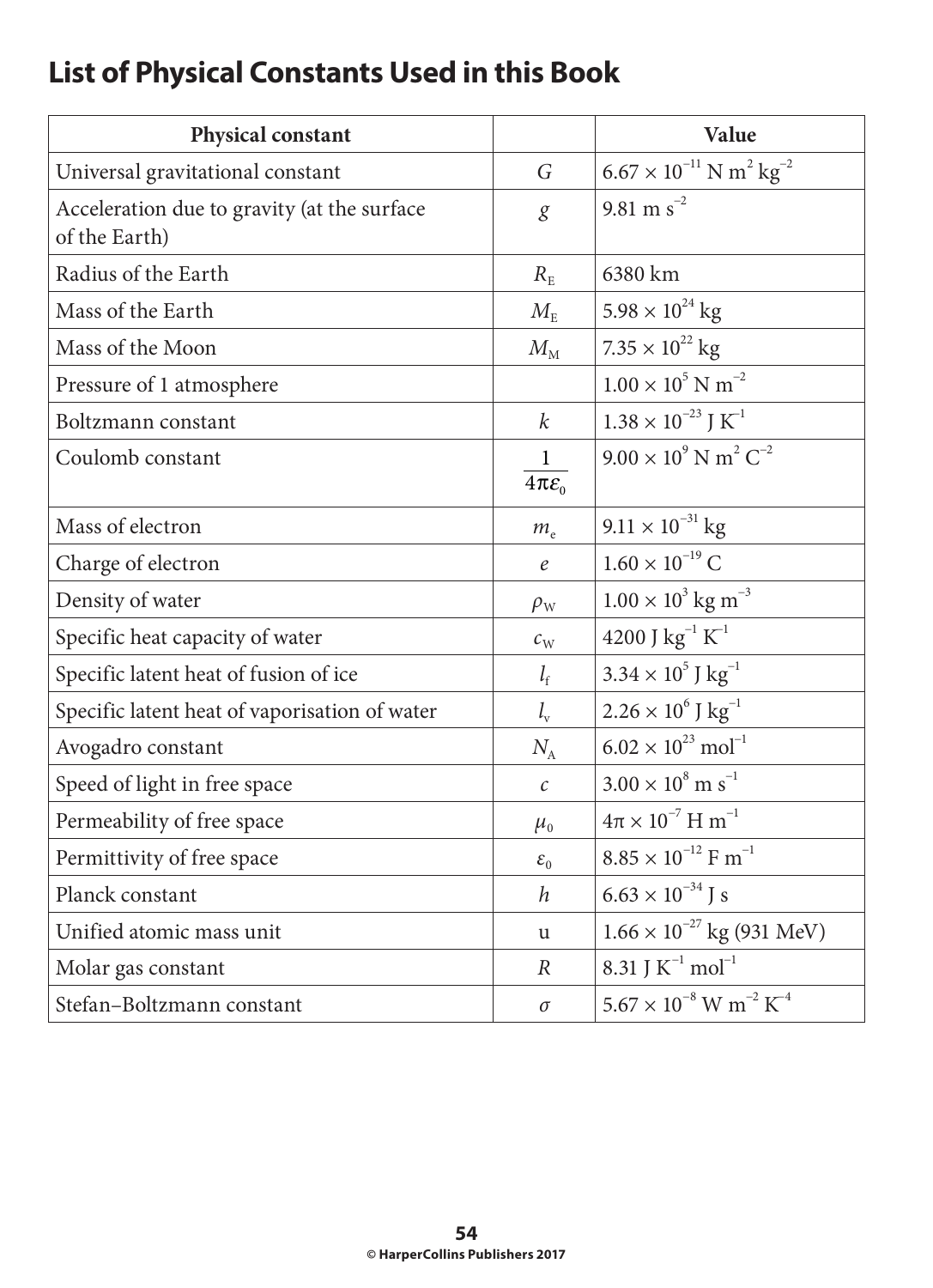# List of Physical Constants Used in this Book

| Physical constant | | Value |
|---|---|---|
| Universal gravitational constant | $G$ | $6.67 \times 10^{-11}$ N m$^2$ kg$^{-2}$ |
| Acceleration due to gravity (at the surface of the Earth) | $g$ | 9.81 m s$^{-2}$ |
| Radius of the Earth | $R_E$ | 6380 km |
| Mass of the Earth | $M_E$ | $5.98 \times 10^{24}$ kg |
| Mass of the Moon | $M_M$ | $7.35 \times 10^{22}$ kg |
| Pressure of 1 atmosphere | | $1.00 \times 10^5$ N m$^{-2}$ |
| Boltzmann constant | $k$ | $1.38 \times 10^{-23}$ J K$^{-1}$ |
| Coulomb constant | $\frac{1}{4\pi\varepsilon_0}$ | $9.00 \times 10^9$ N m$^2$ C$^{-2}$ |
| Mass of electron | $m_e$ | $9.11 \times 10^{-31}$ kg |
| Charge of electron | $e$ | $1.60 \times 10^{-19}$ C |
| Density of water | $\rho_W$ | $1.00 \times 10^3$ kg m$^{-3}$ |
| Specific heat capacity of water | $c_W$ | 4200 J kg$^{-1}$ K$^{-1}$ |
| Specific latent heat of fusion of ice | $l_f$ | $3.34 \times 10^5$ J kg$^{-1}$ |
| Specific latent heat of vaporisation of water | $l_v$ | $2.26 \times 10^6$ J kg$^{-1}$ |
| Avogadro constant | $N_A$ | $6.02 \times 10^{23}$ mol$^{-1}$ |
| Speed of light in free space | $c$ | $3.00 \times 10^8$ m s$^{-1}$ |
| Permeability of free space | $\mu_0$ | $4\pi \times 10^{-7}$ H m$^{-1}$ |
| Permittivity of free space | $\varepsilon_0$ | $8.85 \times 10^{-12}$ F m$^{-1}$ |
| Planck constant | $h$ | $6.63 \times 10^{-34}$ J s |
| Unified atomic mass unit | u | $1.66 \times 10^{-27}$ kg (931 MeV) |
| Molar gas constant | $R$ | 8.31 J K$^{-1}$ mol$^{-1}$ |
| Stefan–Boltzmann constant | $\sigma$ | $5.67 \times 10^{-8}$ W m$^{-2}$ K$^{-4}$ |

© HarperCollins Publishers 2017